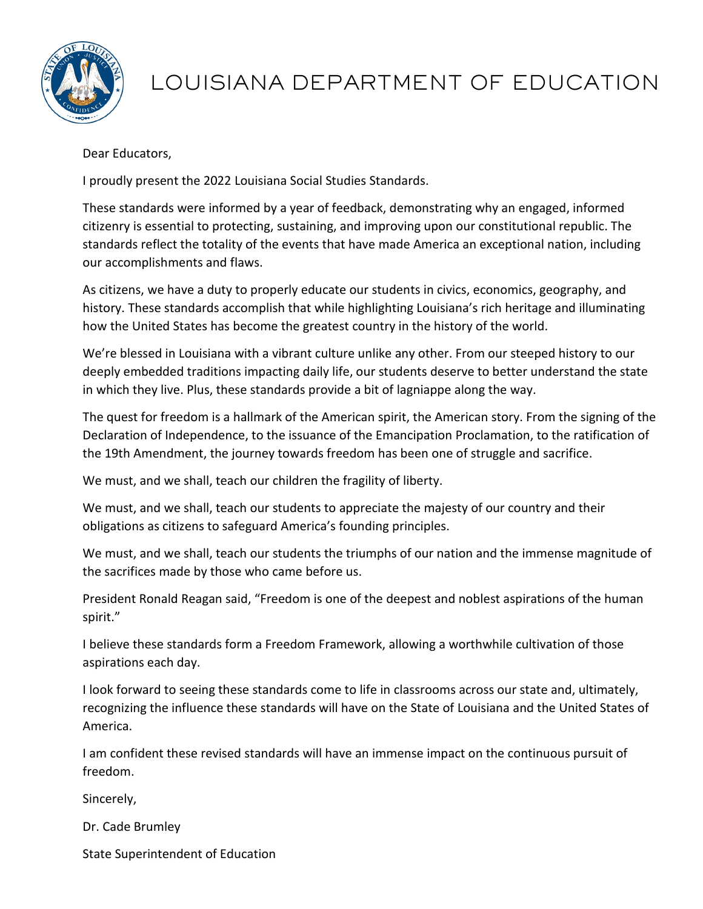# LOUISIANA DEPARTMENT OF EDUCATION

Dear Educators,

I proudly present the 2022 Louisiana Social Studies Standards.

These standards were informed by a year of feedback, demonstrating why an engaged, informed citizenry is essential to protecting, sustaining, and improving upon our constitutional republic. The standards reflect the totality of the events that have made America an exceptional nation, including our accomplishments and flaws.

As citizens, we have a duty to properly educate our students in civics, economics, geography, and history. These standards accomplish that while highlighting Louisiana's rich heritage and illuminating how the United States has become the greatest country in the history of the world.

We're blessed in Louisiana with a vibrant culture unlike any other. From our steeped history to our deeply embedded traditions impacting daily life, our students deserve to better understand the state in which they live. Plus, these standards provide a bit of lagniappe along the way.

The quest for freedom is a hallmark of the American spirit, the American story. From the signing of the Declaration of Independence, to the issuance of the Emancipation Proclamation, to the ratification of the 19th Amendment, the journey towards freedom has been one of struggle and sacrifice.

We must, and we shall, teach our children the fragility of liberty.

We must, and we shall, teach our students to appreciate the majesty of our country and their obligations as citizens to safeguard America's founding principles.

We must, and we shall, teach our students the triumphs of our nation and the immense magnitude of the sacrifices made by those who came before us.

President Ronald Reagan said, "Freedom is one of the deepest and noblest aspirations of the human spirit."

I believe these standards form a Freedom Framework, allowing a worthwhile cultivation of those aspirations each day.

I look forward to seeing these standards come to life in classrooms across our state and, ultimately, recognizing the influence these standards will have on the State of Louisiana and the United States of America.

I am confident these revised standards will have an immense impact on the continuous pursuit of freedom.

Sincerely,

Dr. Cade Brumley

State Superintendent of Education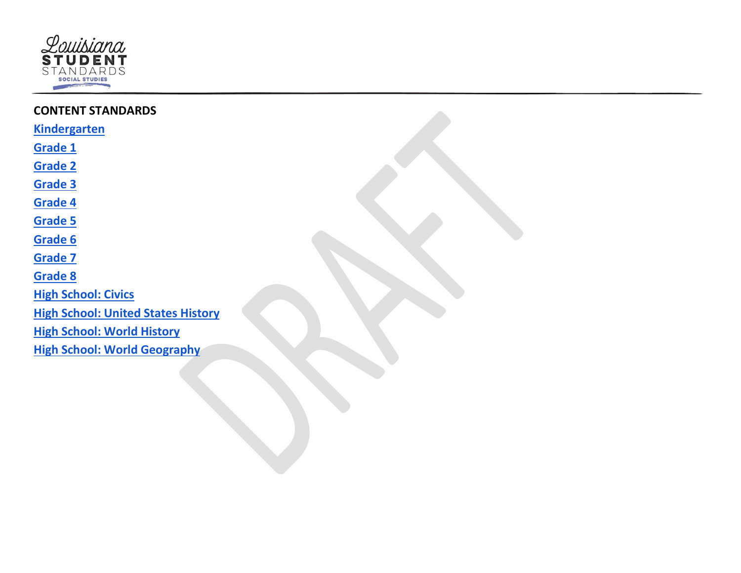## CONTENT STANDARDS

Kindergarten

Grade 1

Grade 2

Grade 3

Grade 4

Grade 5

Grade 6

Grade 7

Grade 8

High School: Civics

High School: United States History

High School: World History

High School: World Geography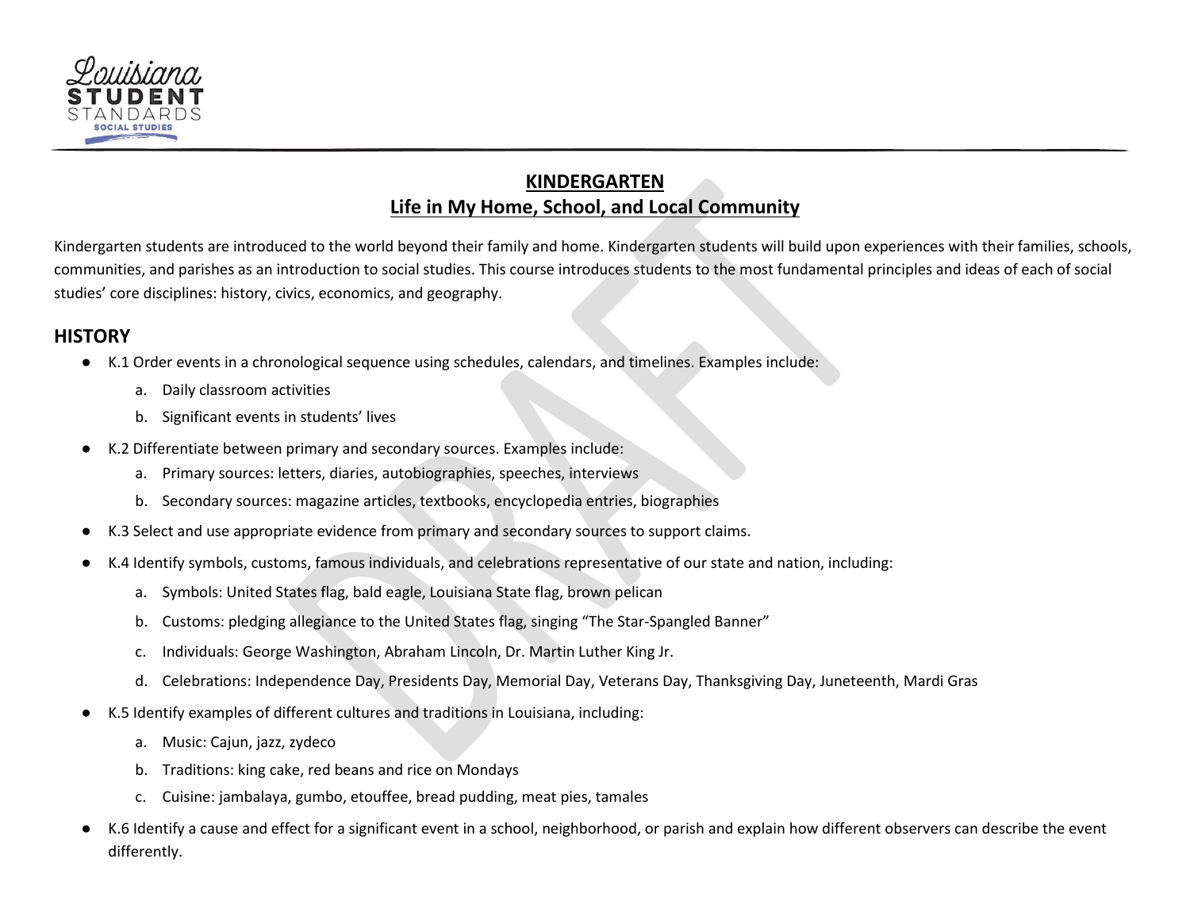## KINDERGARTEN
## Life in My Home, School, and Local Community

Kindergarten students are introduced to the world beyond their family and home. Kindergarten students will build upon experiences with their families, schools, communities, and parishes as an introduction to social studies. This course introduces students to the most fundamental principles and ideas of each of social studies' core disciplines: history, civics, economics, and geography.

### HISTORY

- K.1 Order events in a chronological sequence using schedules, calendars, and timelines. Examples include:
  a. Daily classroom activities
  b. Significant events in students' lives
- K.2 Differentiate between primary and secondary sources. Examples include:
  a. Primary sources: letters, diaries, autobiographies, speeches, interviews
  b. Secondary sources: magazine articles, textbooks, encyclopedia entries, biographies
- K.3 Select and use appropriate evidence from primary and secondary sources to support claims.
- K.4 Identify symbols, customs, famous individuals, and celebrations representative of our state and nation, including:
  a. Symbols: United States flag, bald eagle, Louisiana State flag, brown pelican
  b. Customs: pledging allegiance to the United States flag, singing "The Star-Spangled Banner"
  c. Individuals: George Washington, Abraham Lincoln, Dr. Martin Luther King Jr.
  d. Celebrations: Independence Day, Presidents Day, Memorial Day, Veterans Day, Thanksgiving Day, Juneteenth, Mardi Gras
- K.5 Identify examples of different cultures and traditions in Louisiana, including:
  a. Music: Cajun, jazz, zydeco
  b. Traditions: king cake, red beans and rice on Mondays
  c. Cuisine: jambalaya, gumbo, etouffee, bread pudding, meat pies, tamales
- K.6 Identify a cause and effect for a significant event in a school, neighborhood, or parish and explain how different observers can describe the event differently.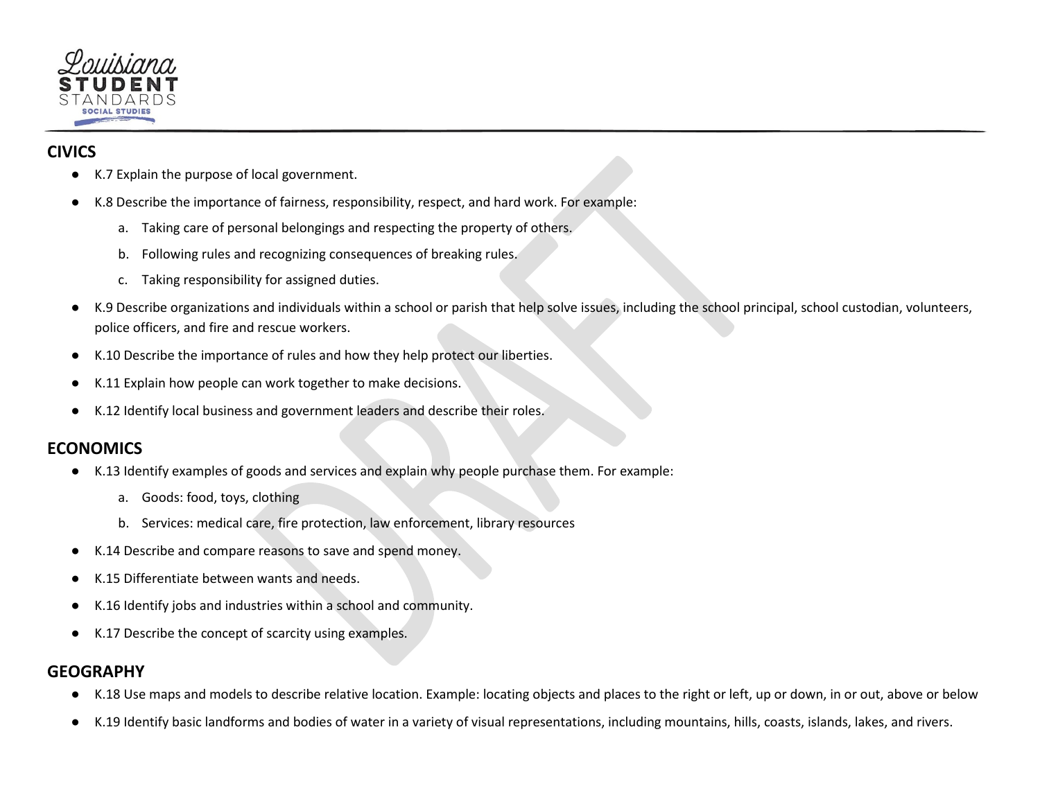## CIVICS

- K.7 Explain the purpose of local government.
- K.8 Describe the importance of fairness, responsibility, respect, and hard work. For example:
  a. Taking care of personal belongings and respecting the property of others.
  b. Following rules and recognizing consequences of breaking rules.
  c. Taking responsibility for assigned duties.
- K.9 Describe organizations and individuals within a school or parish that help solve issues, including the school principal, school custodian, volunteers, police officers, and fire and rescue workers.
- K.10 Describe the importance of rules and how they help protect our liberties.
- K.11 Explain how people can work together to make decisions.
- K.12 Identify local business and government leaders and describe their roles.

## ECONOMICS

- K.13 Identify examples of goods and services and explain why people purchase them. For example:
  a. Goods: food, toys, clothing
  b. Services: medical care, fire protection, law enforcement, library resources
- K.14 Describe and compare reasons to save and spend money.
- K.15 Differentiate between wants and needs.
- K.16 Identify jobs and industries within a school and community.
- K.17 Describe the concept of scarcity using examples.

## GEOGRAPHY

- K.18 Use maps and models to describe relative location. Example: locating objects and places to the right or left, up or down, in or out, above or below
- K.19 Identify basic landforms and bodies of water in a variety of visual representations, including mountains, hills, coasts, islands, lakes, and rivers.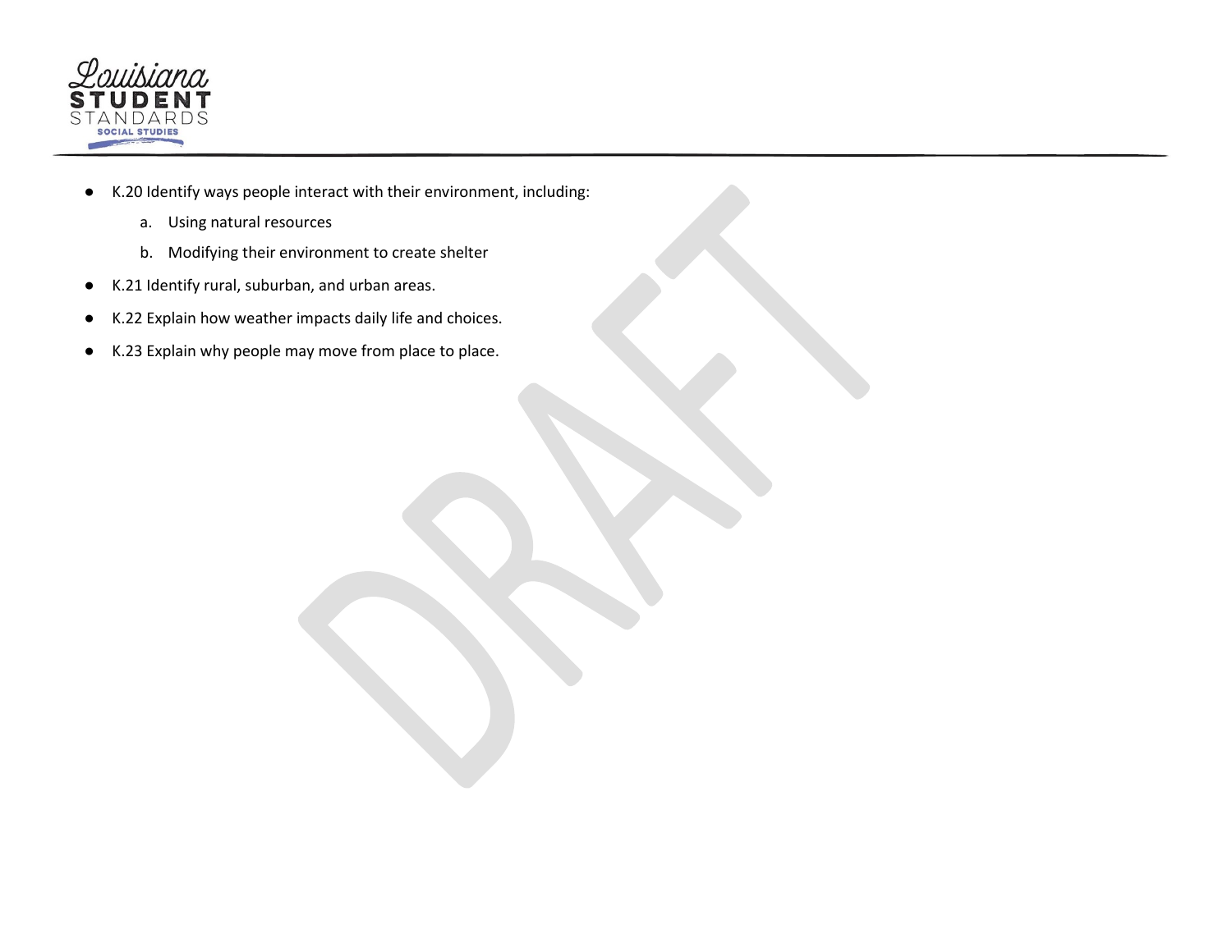- K.20 Identify ways people interact with their environment, including:
    a. Using natural resources
    b. Modifying their environment to create shelter
- K.21 Identify rural, suburban, and urban areas.
- K.22 Explain how weather impacts daily life and choices.
- K.23 Explain why people may move from place to place.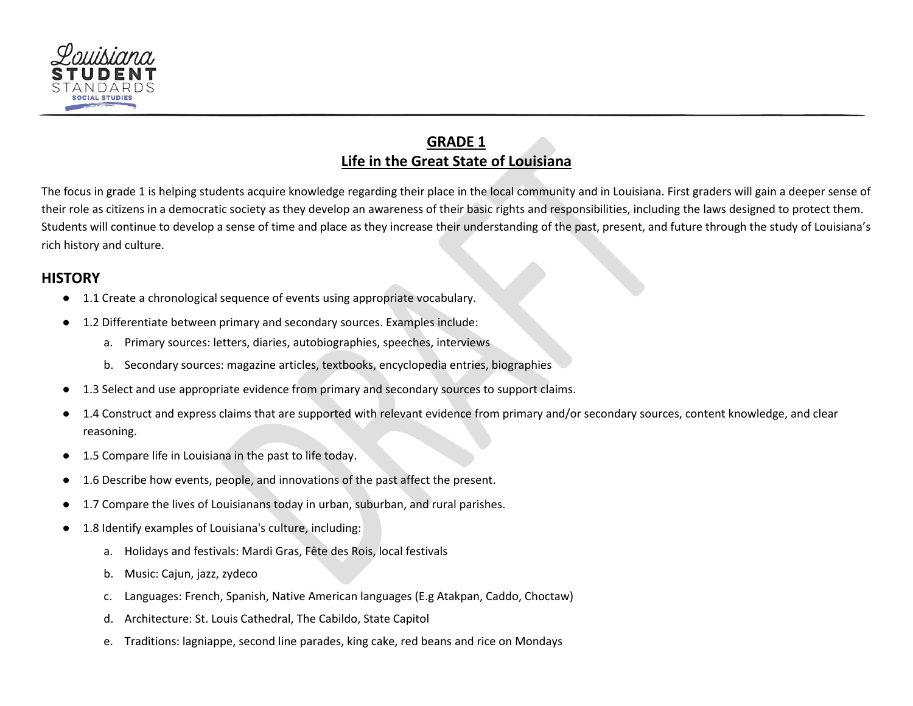## GRADE 1

## Life in the Great State of Louisiana

The focus in grade 1 is helping students acquire knowledge regarding their place in the local community and in Louisiana. First graders will gain a deeper sense of their role as citizens in a democratic society as they develop an awareness of their basic rights and responsibilities, including the laws designed to protect them. Students will continue to develop a sense of time and place as they increase their understanding of the past, present, and future through the study of Louisiana's rich history and culture.

### HISTORY

- 1.1 Create a chronological sequence of events using appropriate vocabulary.
- 1.2 Differentiate between primary and secondary sources. Examples include:
  a. Primary sources: letters, diaries, autobiographies, speeches, interviews
  b. Secondary sources: magazine articles, textbooks, encyclopedia entries, biographies
- 1.3 Select and use appropriate evidence from primary and secondary sources to support claims.
- 1.4 Construct and express claims that are supported with relevant evidence from primary and/or secondary sources, content knowledge, and clear reasoning.
- 1.5 Compare life in Louisiana in the past to life today.
- 1.6 Describe how events, people, and innovations of the past affect the present.
- 1.7 Compare the lives of Louisianans today in urban, suburban, and rural parishes.
- 1.8 Identify examples of Louisiana's culture, including:
  a. Holidays and festivals: Mardi Gras, Fête des Rois, local festivals
  b. Music: Cajun, jazz, zydeco
  c. Languages: French, Spanish, Native American languages (E.g Atakpan, Caddo, Choctaw)
  d. Architecture: St. Louis Cathedral, The Cabildo, State Capitol
  e. Traditions: lagniappe, second line parades, king cake, red beans and rice on Mondays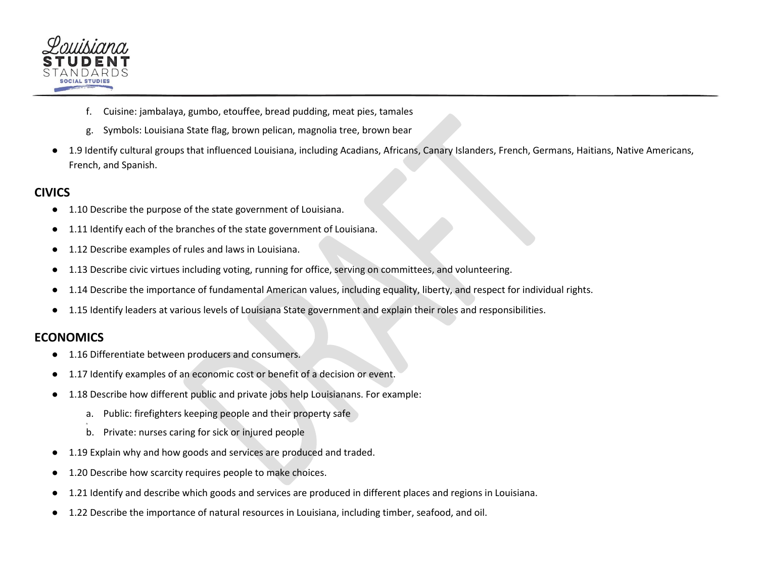f. Cuisine: jambalaya, gumbo, etouffee, bread pudding, meat pies, tamales

g. Symbols: Louisiana State flag, brown pelican, magnolia tree, brown bear

- 1.9 Identify cultural groups that influenced Louisiana, including Acadians, Africans, Canary Islanders, French, Germans, Haitians, Native Americans, French, and Spanish.

## CIVICS

- 1.10 Describe the purpose of the state government of Louisiana.
- 1.11 Identify each of the branches of the state government of Louisiana.
- 1.12 Describe examples of rules and laws in Louisiana.
- 1.13 Describe civic virtues including voting, running for office, serving on committees, and volunteering.
- 1.14 Describe the importance of fundamental American values, including equality, liberty, and respect for individual rights.
- 1.15 Identify leaders at various levels of Louisiana State government and explain their roles and responsibilities.

## ECONOMICS

- 1.16 Differentiate between producers and consumers.
- 1.17 Identify examples of an economic cost or benefit of a decision or event.
- 1.18 Describe how different public and private jobs help Louisianans. For example:
  a. Public: firefighters keeping people and their property safe
  b. Private: nurses caring for sick or injured people
- 1.19 Explain why and how goods and services are produced and traded.
- 1.20 Describe how scarcity requires people to make choices.
- 1.21 Identify and describe which goods and services are produced in different places and regions in Louisiana.
- 1.22 Describe the importance of natural resources in Louisiana, including timber, seafood, and oil.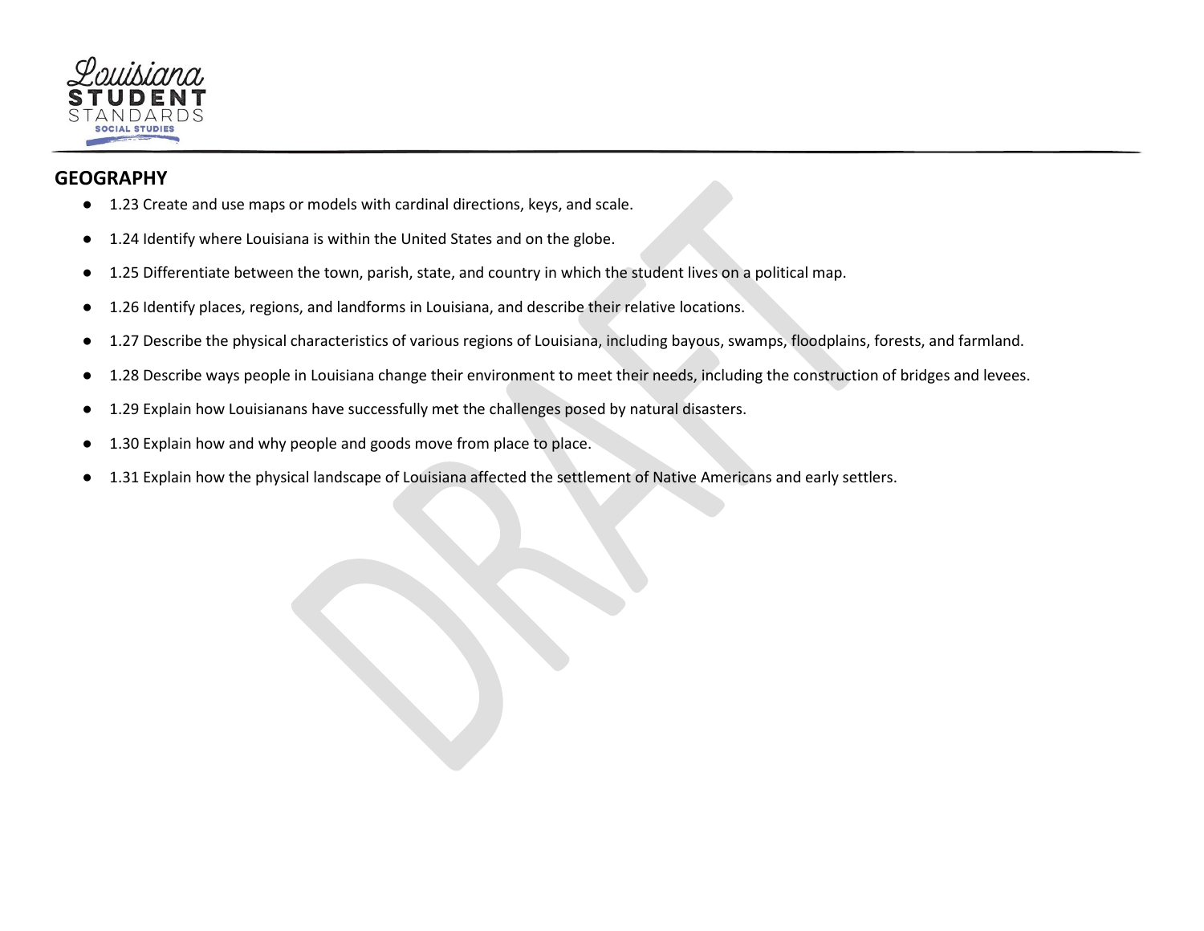## GEOGRAPHY

- 1.23 Create and use maps or models with cardinal directions, keys, and scale.
- 1.24 Identify where Louisiana is within the United States and on the globe.
- 1.25 Differentiate between the town, parish, state, and country in which the student lives on a political map.
- 1.26 Identify places, regions, and landforms in Louisiana, and describe their relative locations.
- 1.27 Describe the physical characteristics of various regions of Louisiana, including bayous, swamps, floodplains, forests, and farmland.
- 1.28 Describe ways people in Louisiana change their environment to meet their needs, including the construction of bridges and levees.
- 1.29 Explain how Louisianans have successfully met the challenges posed by natural disasters.
- 1.30 Explain how and why people and goods move from place to place.
- 1.31 Explain how the physical landscape of Louisiana affected the settlement of Native Americans and early settlers.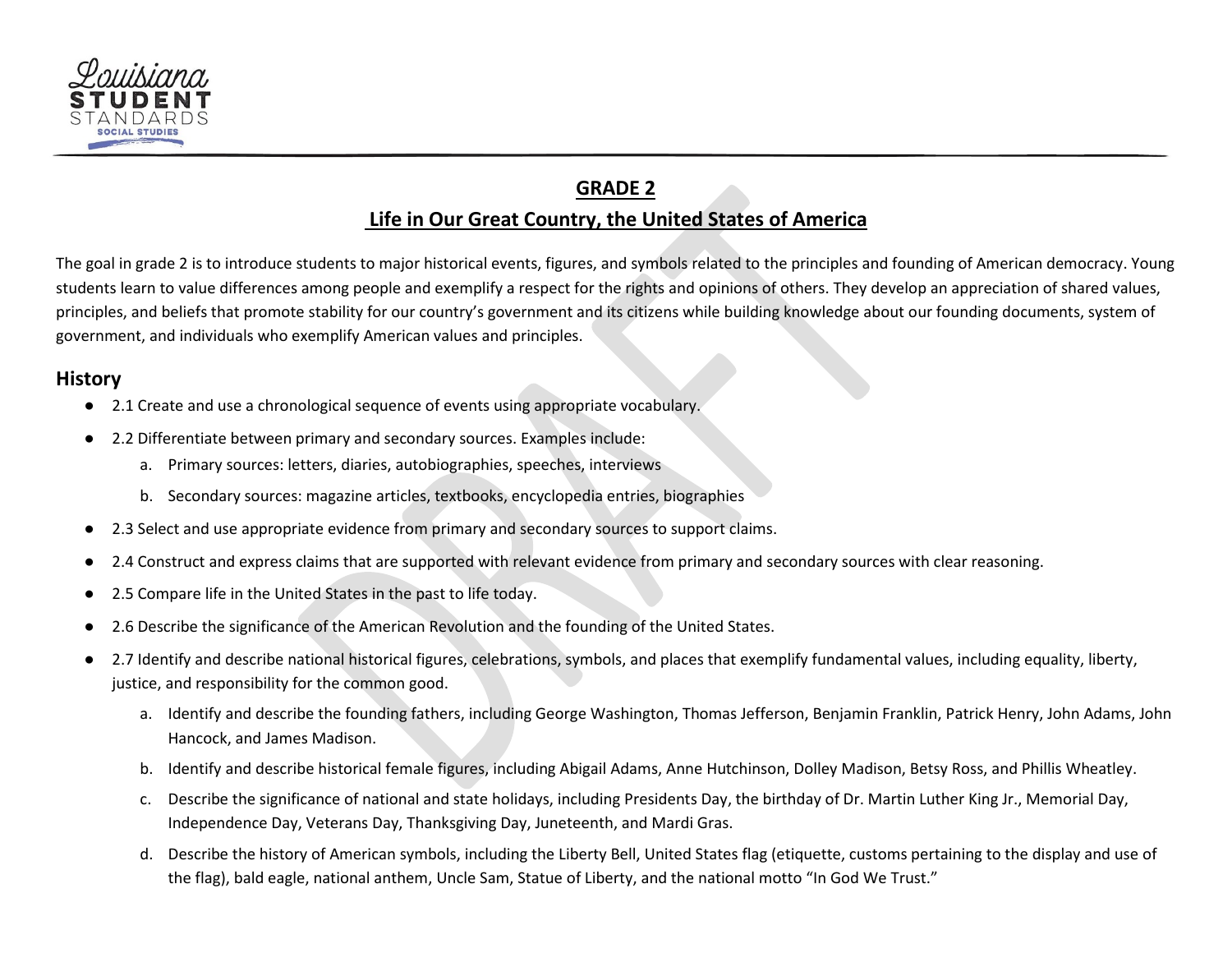# GRADE 2

## Life in Our Great Country, the United States of America

The goal in grade 2 is to introduce students to major historical events, figures, and symbols related to the principles and founding of American democracy. Young students learn to value differences among people and exemplify a respect for the rights and opinions of others. They develop an appreciation of shared values, principles, and beliefs that promote stability for our country's government and its citizens while building knowledge about our founding documents, system of government, and individuals who exemplify American values and principles.

### History

- 2.1 Create and use a chronological sequence of events using appropriate vocabulary.
- 2.2 Differentiate between primary and secondary sources. Examples include:
  a. Primary sources: letters, diaries, autobiographies, speeches, interviews
  b. Secondary sources: magazine articles, textbooks, encyclopedia entries, biographies
- 2.3 Select and use appropriate evidence from primary and secondary sources to support claims.
- 2.4 Construct and express claims that are supported with relevant evidence from primary and secondary sources with clear reasoning.
- 2.5 Compare life in the United States in the past to life today.
- 2.6 Describe the significance of the American Revolution and the founding of the United States.
- 2.7 Identify and describe national historical figures, celebrations, symbols, and places that exemplify fundamental values, including equality, liberty, justice, and responsibility for the common good.
  a. Identify and describe the founding fathers, including George Washington, Thomas Jefferson, Benjamin Franklin, Patrick Henry, John Adams, John Hancock, and James Madison.
  b. Identify and describe historical female figures, including Abigail Adams, Anne Hutchinson, Dolley Madison, Betsy Ross, and Phillis Wheatley.
  c. Describe the significance of national and state holidays, including Presidents Day, the birthday of Dr. Martin Luther King Jr., Memorial Day, Independence Day, Veterans Day, Thanksgiving Day, Juneteenth, and Mardi Gras.
  d. Describe the history of American symbols, including the Liberty Bell, United States flag (etiquette, customs pertaining to the display and use of the flag), bald eagle, national anthem, Uncle Sam, Statue of Liberty, and the national motto "In God We Trust."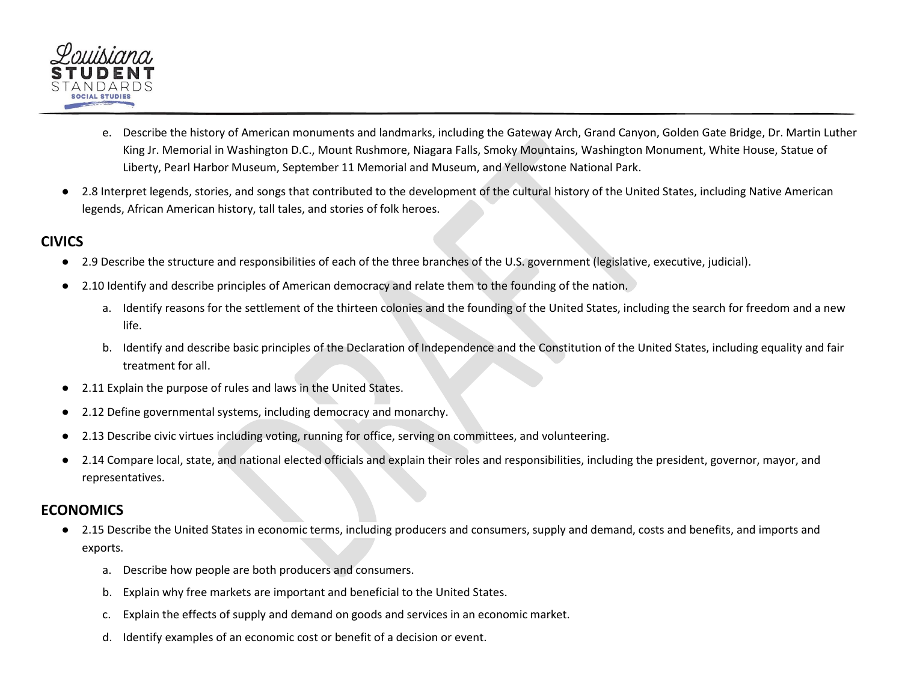e. Describe the history of American monuments and landmarks, including the Gateway Arch, Grand Canyon, Golden Gate Bridge, Dr. Martin Luther King Jr. Memorial in Washington D.C., Mount Rushmore, Niagara Falls, Smoky Mountains, Washington Monument, White House, Statue of Liberty, Pearl Harbor Museum, September 11 Memorial and Museum, and Yellowstone National Park.

- 2.8 Interpret legends, stories, and songs that contributed to the development of the cultural history of the United States, including Native American legends, African American history, tall tales, and stories of folk heroes.

## CIVICS

- 2.9 Describe the structure and responsibilities of each of the three branches of the U.S. government (legislative, executive, judicial).
- 2.10 Identify and describe principles of American democracy and relate them to the founding of the nation.
   a. Identify reasons for the settlement of the thirteen colonies and the founding of the United States, including the search for freedom and a new life.
   b. Identify and describe basic principles of the Declaration of Independence and the Constitution of the United States, including equality and fair treatment for all.
- 2.11 Explain the purpose of rules and laws in the United States.
- 2.12 Define governmental systems, including democracy and monarchy.
- 2.13 Describe civic virtues including voting, running for office, serving on committees, and volunteering.
- 2.14 Compare local, state, and national elected officials and explain their roles and responsibilities, including the president, governor, mayor, and representatives.

## ECONOMICS

- 2.15 Describe the United States in economic terms, including producers and consumers, supply and demand, costs and benefits, and imports and exports.
   a. Describe how people are both producers and consumers.
   b. Explain why free markets are important and beneficial to the United States.
   c. Explain the effects of supply and demand on goods and services in an economic market.
   d. Identify examples of an economic cost or benefit of a decision or event.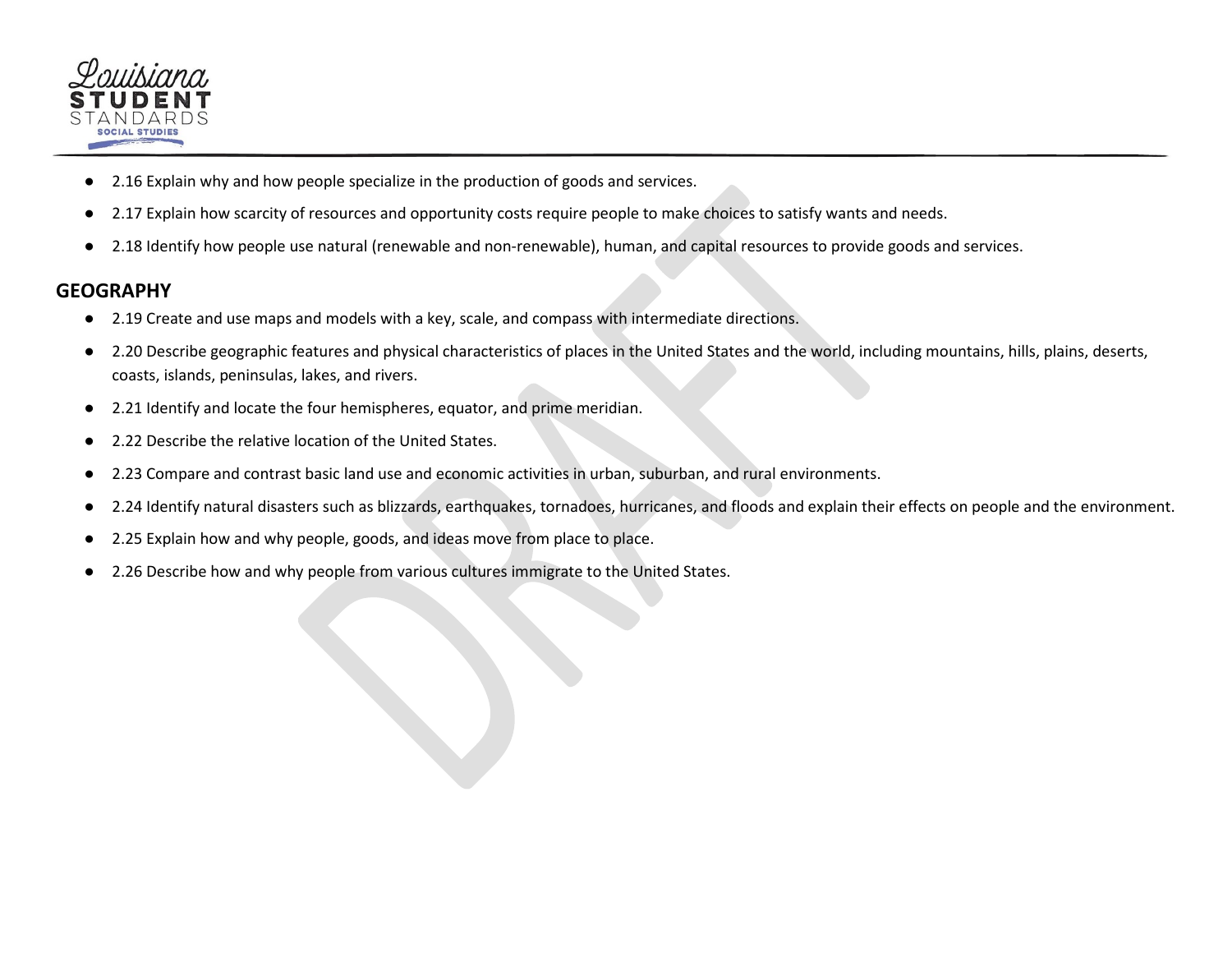- 2.16 Explain why and how people specialize in the production of goods and services.
- 2.17 Explain how scarcity of resources and opportunity costs require people to make choices to satisfy wants and needs.
- 2.18 Identify how people use natural (renewable and non-renewable), human, and capital resources to provide goods and services.

## GEOGRAPHY

- 2.19 Create and use maps and models with a key, scale, and compass with intermediate directions.
- 2.20 Describe geographic features and physical characteristics of places in the United States and the world, including mountains, hills, plains, deserts, coasts, islands, peninsulas, lakes, and rivers.
- 2.21 Identify and locate the four hemispheres, equator, and prime meridian.
- 2.22 Describe the relative location of the United States.
- 2.23 Compare and contrast basic land use and economic activities in urban, suburban, and rural environments.
- 2.24 Identify natural disasters such as blizzards, earthquakes, tornadoes, hurricanes, and floods and explain their effects on people and the environment.
- 2.25 Explain how and why people, goods, and ideas move from place to place.
- 2.26 Describe how and why people from various cultures immigrate to the United States.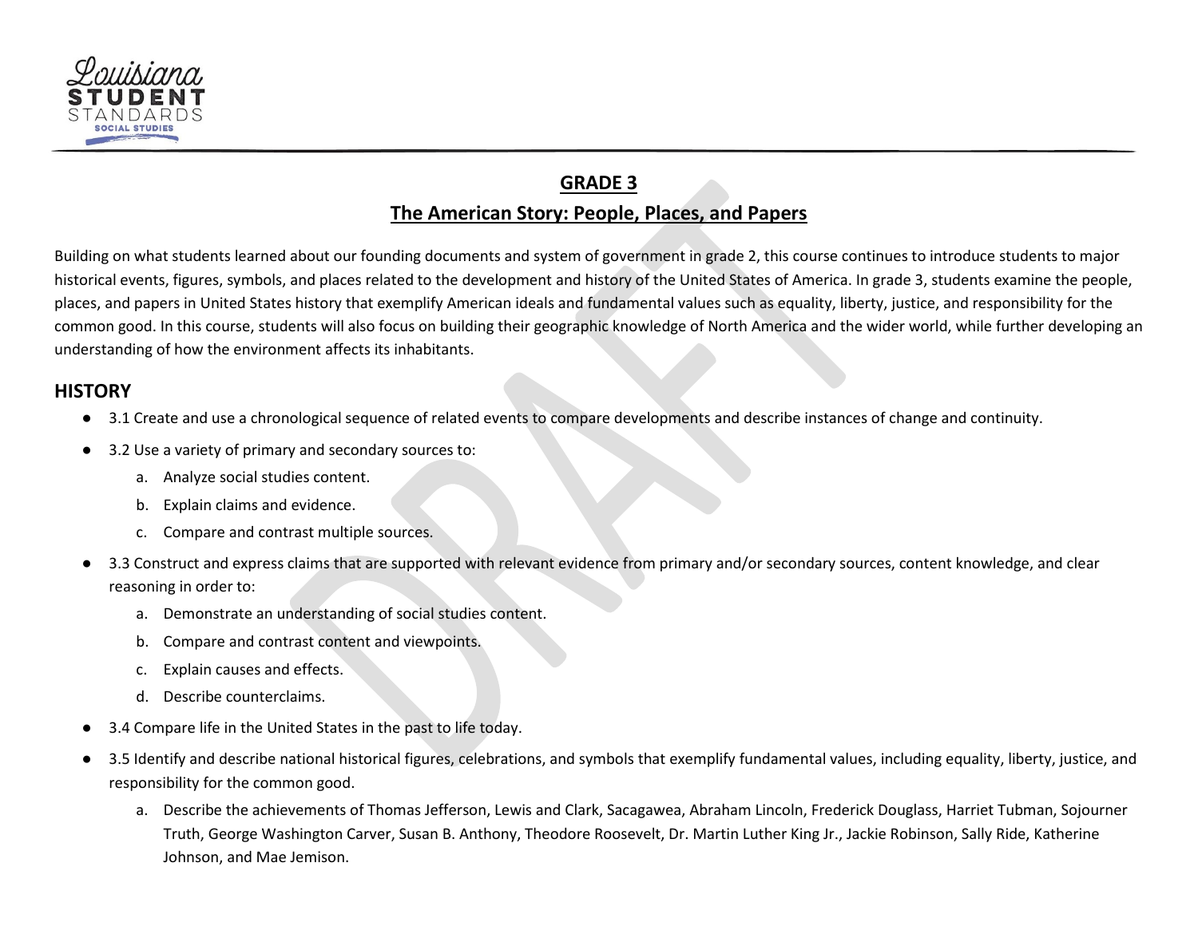## GRADE 3

## The American Story: People, Places, and Papers

Building on what students learned about our founding documents and system of government in grade 2, this course continues to introduce students to major historical events, figures, symbols, and places related to the development and history of the United States of America. In grade 3, students examine the people, places, and papers in United States history that exemplify American ideals and fundamental values such as equality, liberty, justice, and responsibility for the common good. In this course, students will also focus on building their geographic knowledge of North America and the wider world, while further developing an understanding of how the environment affects its inhabitants.

### HISTORY

- 3.1 Create and use a chronological sequence of related events to compare developments and describe instances of change and continuity.
- 3.2 Use a variety of primary and secondary sources to:
  a. Analyze social studies content.
  b. Explain claims and evidence.
  c. Compare and contrast multiple sources.
- 3.3 Construct and express claims that are supported with relevant evidence from primary and/or secondary sources, content knowledge, and clear reasoning in order to:
  a. Demonstrate an understanding of social studies content.
  b. Compare and contrast content and viewpoints.
  c. Explain causes and effects.
  d. Describe counterclaims.
- 3.4 Compare life in the United States in the past to life today.
- 3.5 Identify and describe national historical figures, celebrations, and symbols that exemplify fundamental values, including equality, liberty, justice, and responsibility for the common good.
  a. Describe the achievements of Thomas Jefferson, Lewis and Clark, Sacagawea, Abraham Lincoln, Frederick Douglass, Harriet Tubman, Sojourner Truth, George Washington Carver, Susan B. Anthony, Theodore Roosevelt, Dr. Martin Luther King Jr., Jackie Robinson, Sally Ride, Katherine Johnson, and Mae Jemison.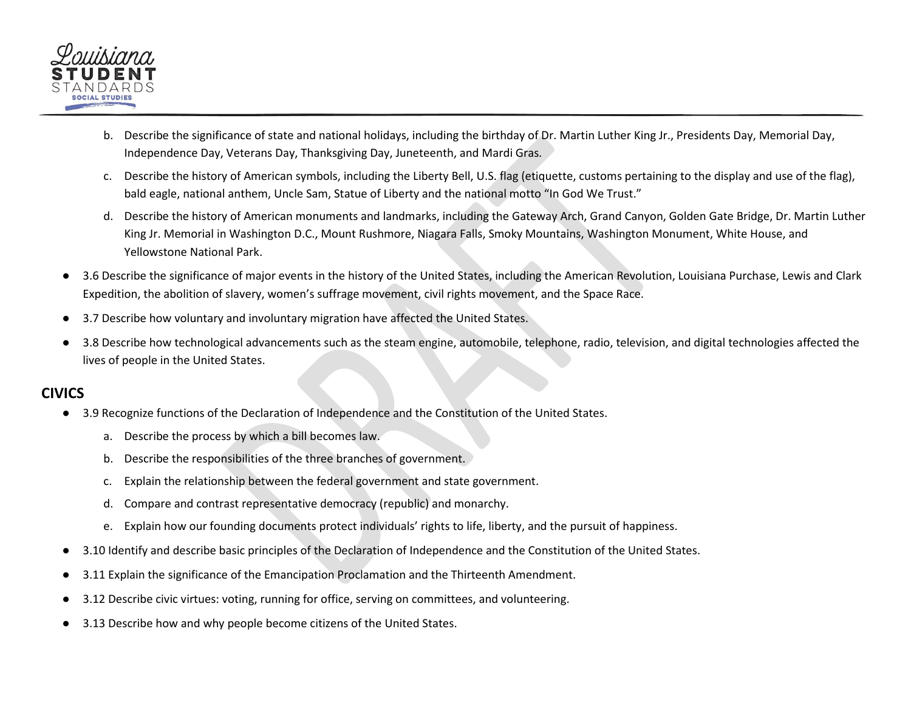b. Describe the significance of state and national holidays, including the birthday of Dr. Martin Luther King Jr., Presidents Day, Memorial Day, Independence Day, Veterans Day, Thanksgiving Day, Juneteenth, and Mardi Gras.
   c. Describe the history of American symbols, including the Liberty Bell, U.S. flag (etiquette, customs pertaining to the display and use of the flag), bald eagle, national anthem, Uncle Sam, Statue of Liberty and the national motto "In God We Trust."
   d. Describe the history of American monuments and landmarks, including the Gateway Arch, Grand Canyon, Golden Gate Bridge, Dr. Martin Luther King Jr. Memorial in Washington D.C., Mount Rushmore, Niagara Falls, Smoky Mountains, Washington Monument, White House, and Yellowstone National Park.

- 3.6 Describe the significance of major events in the history of the United States, including the American Revolution, Louisiana Purchase, Lewis and Clark Expedition, the abolition of slavery, women's suffrage movement, civil rights movement, and the Space Race.
- 3.7 Describe how voluntary and involuntary migration have affected the United States.
- 3.8 Describe how technological advancements such as the steam engine, automobile, telephone, radio, television, and digital technologies affected the lives of people in the United States.

## CIVICS

- 3.9 Recognize functions of the Declaration of Independence and the Constitution of the United States.
   a. Describe the process by which a bill becomes law.
   b. Describe the responsibilities of the three branches of government.
   c. Explain the relationship between the federal government and state government.
   d. Compare and contrast representative democracy (republic) and monarchy.
   e. Explain how our founding documents protect individuals' rights to life, liberty, and the pursuit of happiness.
- 3.10 Identify and describe basic principles of the Declaration of Independence and the Constitution of the United States.
- 3.11 Explain the significance of the Emancipation Proclamation and the Thirteenth Amendment.
- 3.12 Describe civic virtues: voting, running for office, serving on committees, and volunteering.
- 3.13 Describe how and why people become citizens of the United States.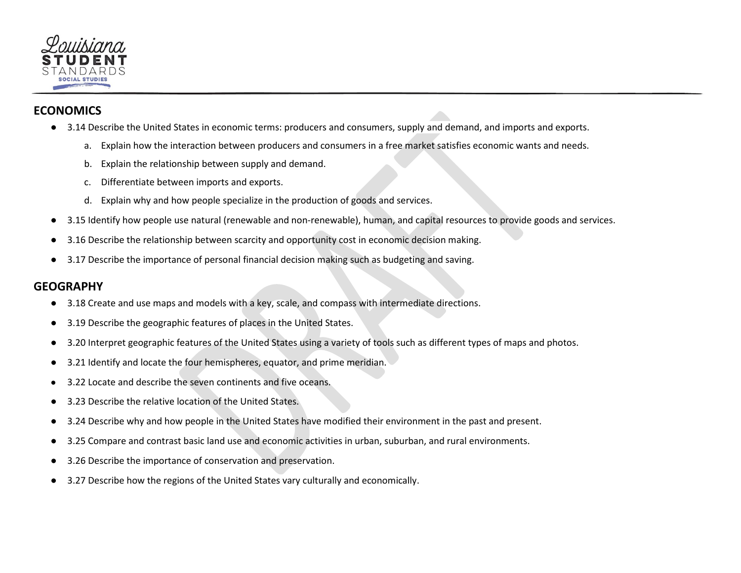## ECONOMICS

- 3.14 Describe the United States in economic terms: producers and consumers, supply and demand, and imports and exports.
    a. Explain how the interaction between producers and consumers in a free market satisfies economic wants and needs.
    b. Explain the relationship between supply and demand.
    c. Differentiate between imports and exports.
    d. Explain why and how people specialize in the production of goods and services.
- 3.15 Identify how people use natural (renewable and non-renewable), human, and capital resources to provide goods and services.
- 3.16 Describe the relationship between scarcity and opportunity cost in economic decision making.
- 3.17 Describe the importance of personal financial decision making such as budgeting and saving.

## GEOGRAPHY

- 3.18 Create and use maps and models with a key, scale, and compass with intermediate directions.
- 3.19 Describe the geographic features of places in the United States.
- 3.20 Interpret geographic features of the United States using a variety of tools such as different types of maps and photos.
- 3.21 Identify and locate the four hemispheres, equator, and prime meridian.
- 3.22 Locate and describe the seven continents and five oceans.
- 3.23 Describe the relative location of the United States.
- 3.24 Describe why and how people in the United States have modified their environment in the past and present.
- 3.25 Compare and contrast basic land use and economic activities in urban, suburban, and rural environments.
- 3.26 Describe the importance of conservation and preservation.
- 3.27 Describe how the regions of the United States vary culturally and economically.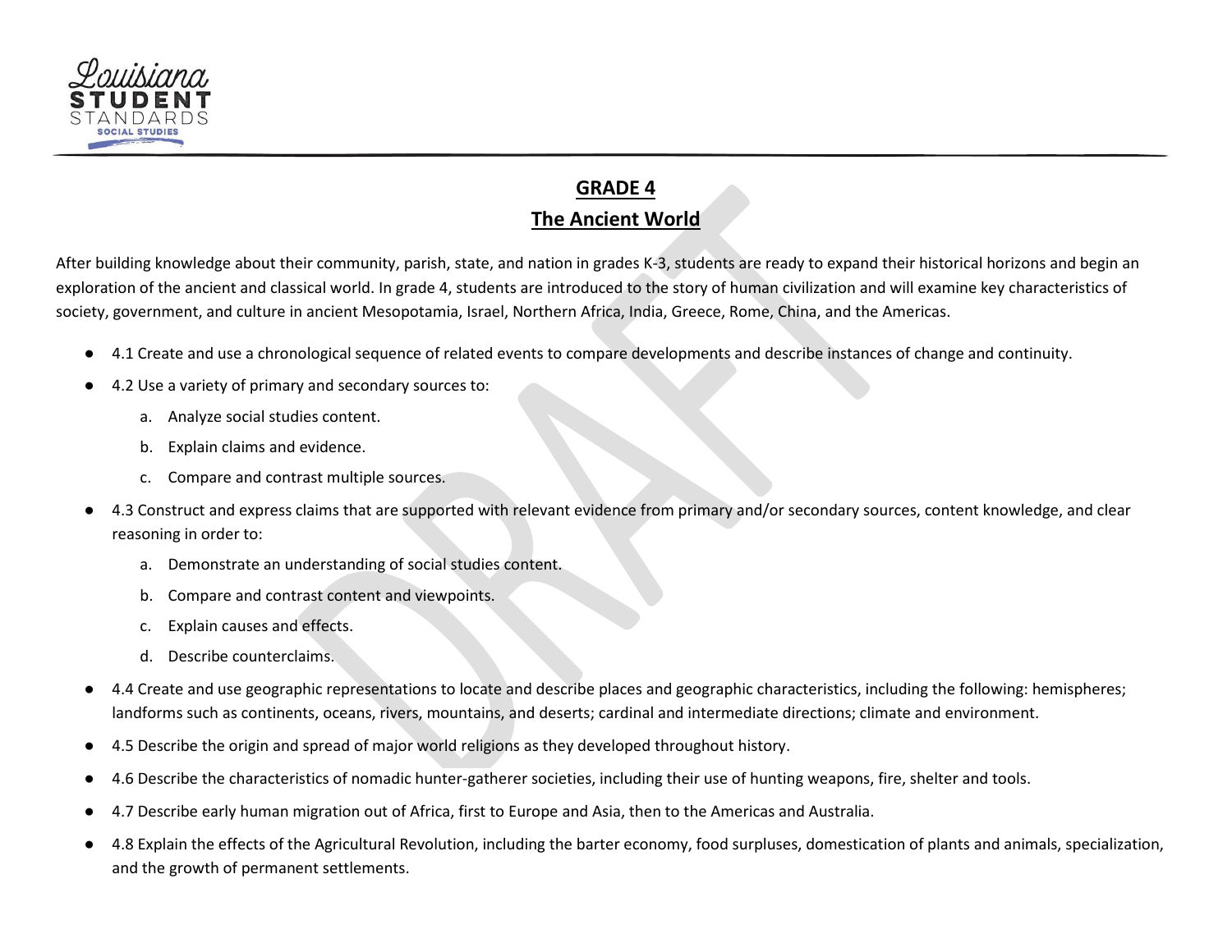## GRADE 4

## The Ancient World

After building knowledge about their community, parish, state, and nation in grades K-3, students are ready to expand their historical horizons and begin an exploration of the ancient and classical world. In grade 4, students are introduced to the story of human civilization and will examine key characteristics of society, government, and culture in ancient Mesopotamia, Israel, Northern Africa, India, Greece, Rome, China, and the Americas.

- 4.1 Create and use a chronological sequence of related events to compare developments and describe instances of change and continuity.
- 4.2 Use a variety of primary and secondary sources to:
  a. Analyze social studies content.
  b. Explain claims and evidence.
  c. Compare and contrast multiple sources.
- 4.3 Construct and express claims that are supported with relevant evidence from primary and/or secondary sources, content knowledge, and clear reasoning in order to:
  a. Demonstrate an understanding of social studies content.
  b. Compare and contrast content and viewpoints.
  c. Explain causes and effects.
  d. Describe counterclaims.
- 4.4 Create and use geographic representations to locate and describe places and geographic characteristics, including the following: hemispheres; landforms such as continents, oceans, rivers, mountains, and deserts; cardinal and intermediate directions; climate and environment.
- 4.5 Describe the origin and spread of major world religions as they developed throughout history.
- 4.6 Describe the characteristics of nomadic hunter-gatherer societies, including their use of hunting weapons, fire, shelter and tools.
- 4.7 Describe early human migration out of Africa, first to Europe and Asia, then to the Americas and Australia.
- 4.8 Explain the effects of the Agricultural Revolution, including the barter economy, food surpluses, domestication of plants and animals, specialization, and the growth of permanent settlements.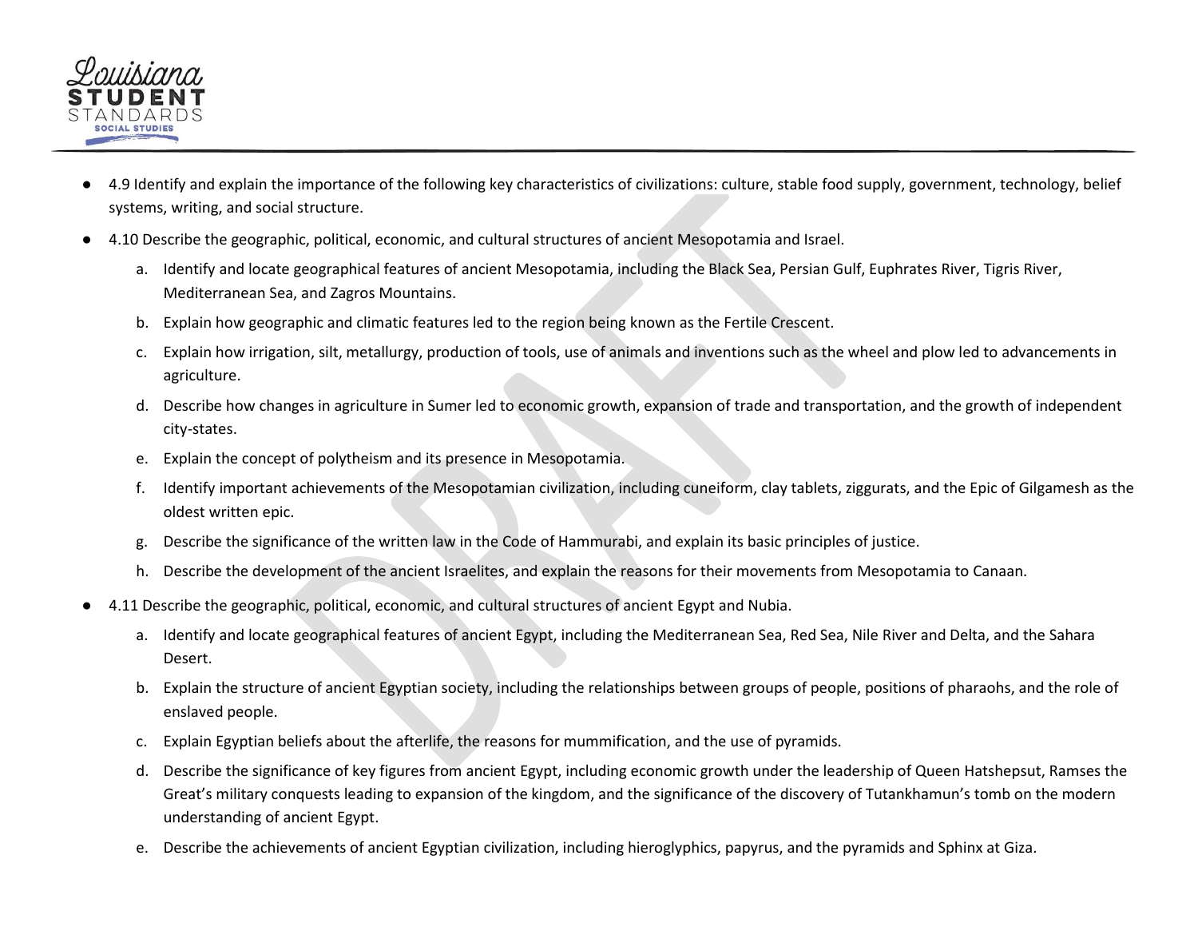- 4.9 Identify and explain the importance of the following key characteristics of civilizations: culture, stable food supply, government, technology, belief systems, writing, and social structure.
- 4.10 Describe the geographic, political, economic, and cultural structures of ancient Mesopotamia and Israel.
  a. Identify and locate geographical features of ancient Mesopotamia, including the Black Sea, Persian Gulf, Euphrates River, Tigris River, Mediterranean Sea, and Zagros Mountains.
  b. Explain how geographic and climatic features led to the region being known as the Fertile Crescent.
  c. Explain how irrigation, silt, metallurgy, production of tools, use of animals and inventions such as the wheel and plow led to advancements in agriculture.
  d. Describe how changes in agriculture in Sumer led to economic growth, expansion of trade and transportation, and the growth of independent city-states.
  e. Explain the concept of polytheism and its presence in Mesopotamia.
  f. Identify important achievements of the Mesopotamian civilization, including cuneiform, clay tablets, ziggurats, and the Epic of Gilgamesh as the oldest written epic.
  g. Describe the significance of the written law in the Code of Hammurabi, and explain its basic principles of justice.
  h. Describe the development of the ancient Israelites, and explain the reasons for their movements from Mesopotamia to Canaan.
- 4.11 Describe the geographic, political, economic, and cultural structures of ancient Egypt and Nubia.
  a. Identify and locate geographical features of ancient Egypt, including the Mediterranean Sea, Red Sea, Nile River and Delta, and the Sahara Desert.
  b. Explain the structure of ancient Egyptian society, including the relationships between groups of people, positions of pharaohs, and the role of enslaved people.
  c. Explain Egyptian beliefs about the afterlife, the reasons for mummification, and the use of pyramids.
  d. Describe the significance of key figures from ancient Egypt, including economic growth under the leadership of Queen Hatshepsut, Ramses the Great's military conquests leading to expansion of the kingdom, and the significance of the discovery of Tutankhamun's tomb on the modern understanding of ancient Egypt.
  e. Describe the achievements of ancient Egyptian civilization, including hieroglyphics, papyrus, and the pyramids and Sphinx at Giza.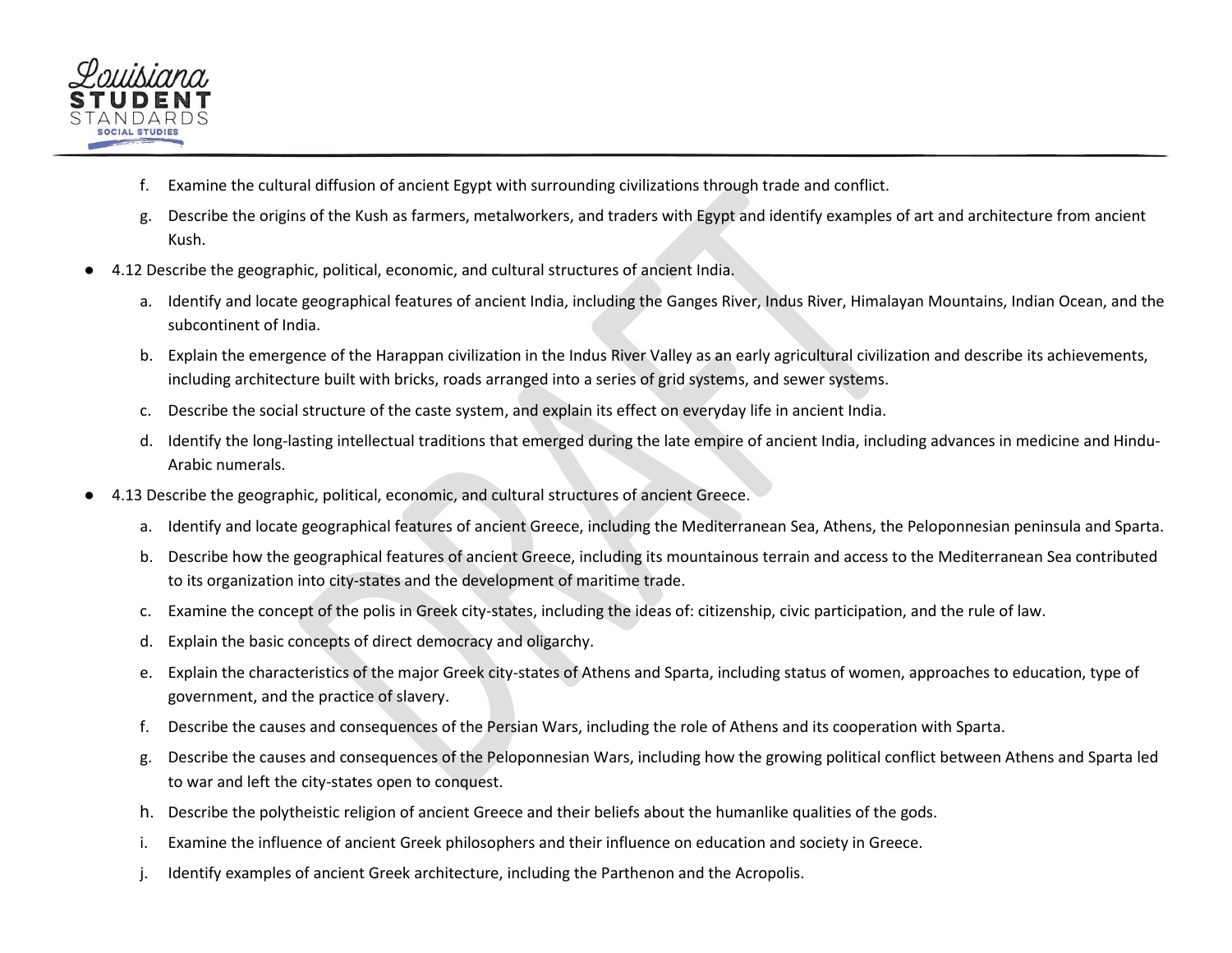f. Examine the cultural diffusion of ancient Egypt with surrounding civilizations through trade and conflict.

g. Describe the origins of the Kush as farmers, metalworkers, and traders with Egypt and identify examples of art and architecture from ancient Kush.

- 4.12 Describe the geographic, political, economic, and cultural structures of ancient India.
  - a. Identify and locate geographical features of ancient India, including the Ganges River, Indus River, Himalayan Mountains, Indian Ocean, and the subcontinent of India.
  - b. Explain the emergence of the Harappan civilization in the Indus River Valley as an early agricultural civilization and describe its achievements, including architecture built with bricks, roads arranged into a series of grid systems, and sewer systems.
  - c. Describe the social structure of the caste system, and explain its effect on everyday life in ancient India.
  - d. Identify the long-lasting intellectual traditions that emerged during the late empire of ancient India, including advances in medicine and Hindu-Arabic numerals.
- 4.13 Describe the geographic, political, economic, and cultural structures of ancient Greece.
  - a. Identify and locate geographical features of ancient Greece, including the Mediterranean Sea, Athens, the Peloponnesian peninsula and Sparta.
  - b. Describe how the geographical features of ancient Greece, including its mountainous terrain and access to the Mediterranean Sea contributed to its organization into city-states and the development of maritime trade.
  - c. Examine the concept of the polis in Greek city-states, including the ideas of: citizenship, civic participation, and the rule of law.
  - d. Explain the basic concepts of direct democracy and oligarchy.
  - e. Explain the characteristics of the major Greek city-states of Athens and Sparta, including status of women, approaches to education, type of government, and the practice of slavery.
  - f. Describe the causes and consequences of the Persian Wars, including the role of Athens and its cooperation with Sparta.
  - g. Describe the causes and consequences of the Peloponnesian Wars, including how the growing political conflict between Athens and Sparta led to war and left the city-states open to conquest.
  - h. Describe the polytheistic religion of ancient Greece and their beliefs about the humanlike qualities of the gods.
  - i. Examine the influence of ancient Greek philosophers and their influence on education and society in Greece.
  - j. Identify examples of ancient Greek architecture, including the Parthenon and the Acropolis.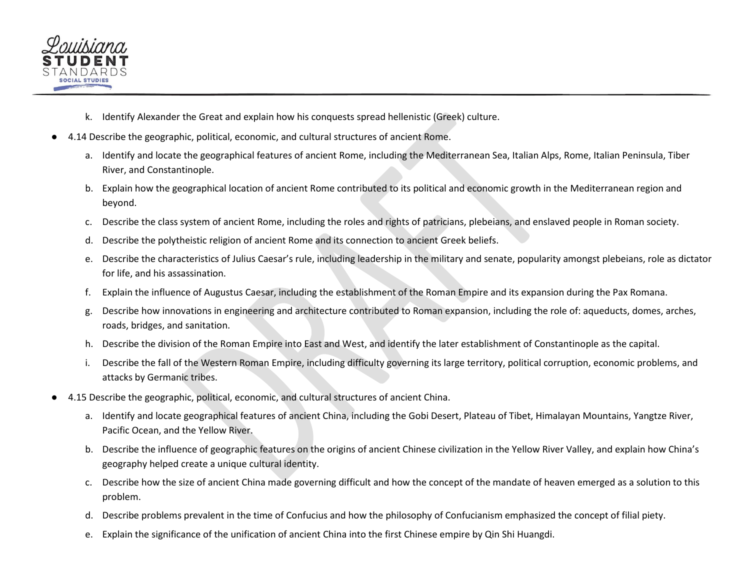k. Identify Alexander the Great and explain how his conquests spread hellenistic (Greek) culture.

- 4.14 Describe the geographic, political, economic, and cultural structures of ancient Rome.
  a. Identify and locate the geographical features of ancient Rome, including the Mediterranean Sea, Italian Alps, Rome, Italian Peninsula, Tiber River, and Constantinople.
  b. Explain how the geographical location of ancient Rome contributed to its political and economic growth in the Mediterranean region and beyond.
  c. Describe the class system of ancient Rome, including the roles and rights of patricians, plebeians, and enslaved people in Roman society.
  d. Describe the polytheistic religion of ancient Rome and its connection to ancient Greek beliefs.
  e. Describe the characteristics of Julius Caesar's rule, including leadership in the military and senate, popularity amongst plebeians, role as dictator for life, and his assassination.
  f. Explain the influence of Augustus Caesar, including the establishment of the Roman Empire and its expansion during the Pax Romana.
  g. Describe how innovations in engineering and architecture contributed to Roman expansion, including the role of: aqueducts, domes, arches, roads, bridges, and sanitation.
  h. Describe the division of the Roman Empire into East and West, and identify the later establishment of Constantinople as the capital.
  i. Describe the fall of the Western Roman Empire, including difficulty governing its large territory, political corruption, economic problems, and attacks by Germanic tribes.
- 4.15 Describe the geographic, political, economic, and cultural structures of ancient China.
  a. Identify and locate geographical features of ancient China, including the Gobi Desert, Plateau of Tibet, Himalayan Mountains, Yangtze River, Pacific Ocean, and the Yellow River.
  b. Describe the influence of geographic features on the origins of ancient Chinese civilization in the Yellow River Valley, and explain how China's geography helped create a unique cultural identity.
  c. Describe how the size of ancient China made governing difficult and how the concept of the mandate of heaven emerged as a solution to this problem.
  d. Describe problems prevalent in the time of Confucius and how the philosophy of Confucianism emphasized the concept of filial piety.
  e. Explain the significance of the unification of ancient China into the first Chinese empire by Qin Shi Huangdi.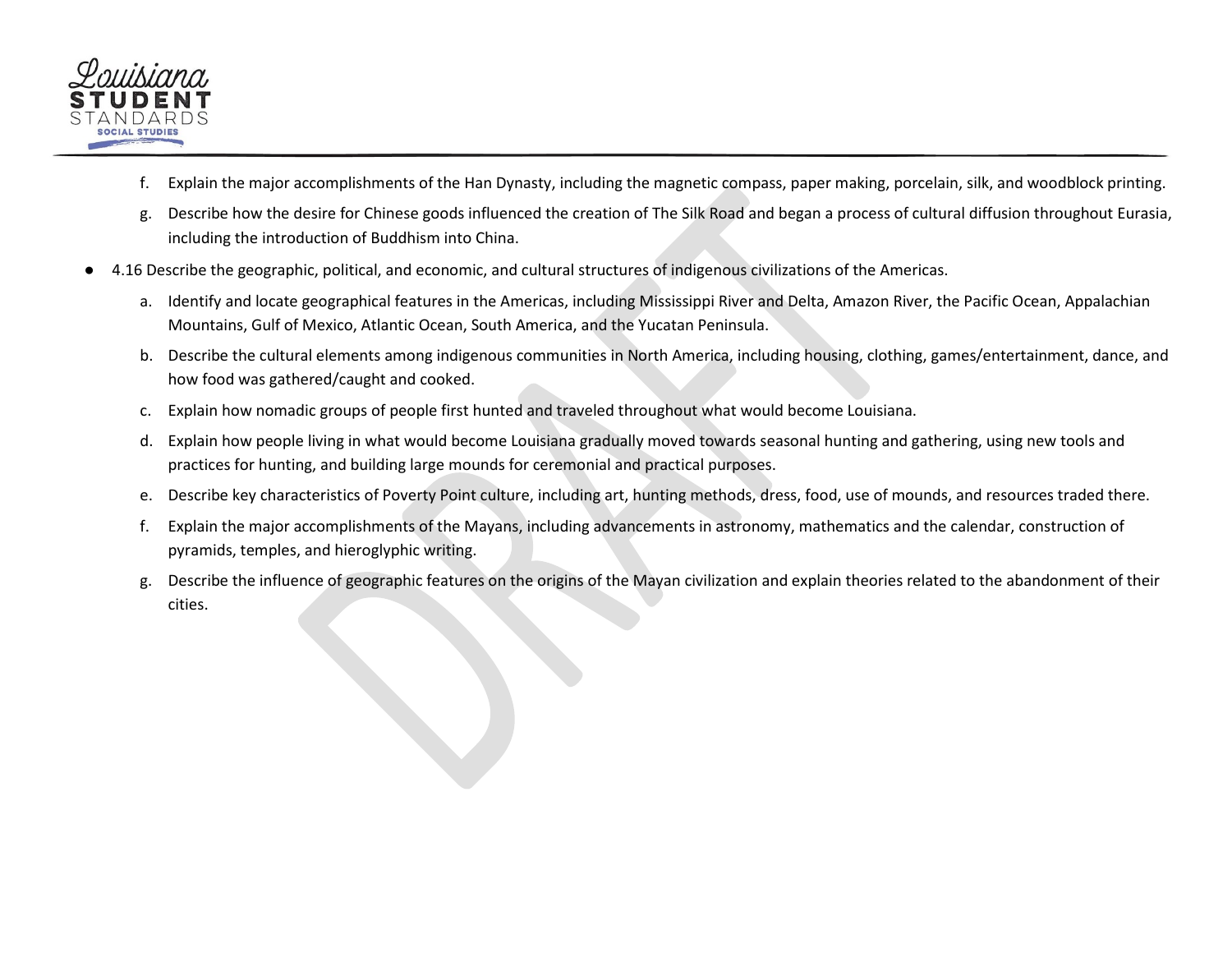f. Explain the major accomplishments of the Han Dynasty, including the magnetic compass, paper making, porcelain, silk, and woodblock printing.

g. Describe how the desire for Chinese goods influenced the creation of The Silk Road and began a process of cultural diffusion throughout Eurasia, including the introduction of Buddhism into China.

- 4.16 Describe the geographic, political, and economic, and cultural structures of indigenous civilizations of the Americas.
  a. Identify and locate geographical features in the Americas, including Mississippi River and Delta, Amazon River, the Pacific Ocean, Appalachian Mountains, Gulf of Mexico, Atlantic Ocean, South America, and the Yucatan Peninsula.
  b. Describe the cultural elements among indigenous communities in North America, including housing, clothing, games/entertainment, dance, and how food was gathered/caught and cooked.
  c. Explain how nomadic groups of people first hunted and traveled throughout what would become Louisiana.
  d. Explain how people living in what would become Louisiana gradually moved towards seasonal hunting and gathering, using new tools and practices for hunting, and building large mounds for ceremonial and practical purposes.
  e. Describe key characteristics of Poverty Point culture, including art, hunting methods, dress, food, use of mounds, and resources traded there.
  f. Explain the major accomplishments of the Mayans, including advancements in astronomy, mathematics and the calendar, construction of pyramids, temples, and hieroglyphic writing.
  g. Describe the influence of geographic features on the origins of the Mayan civilization and explain theories related to the abandonment of their cities.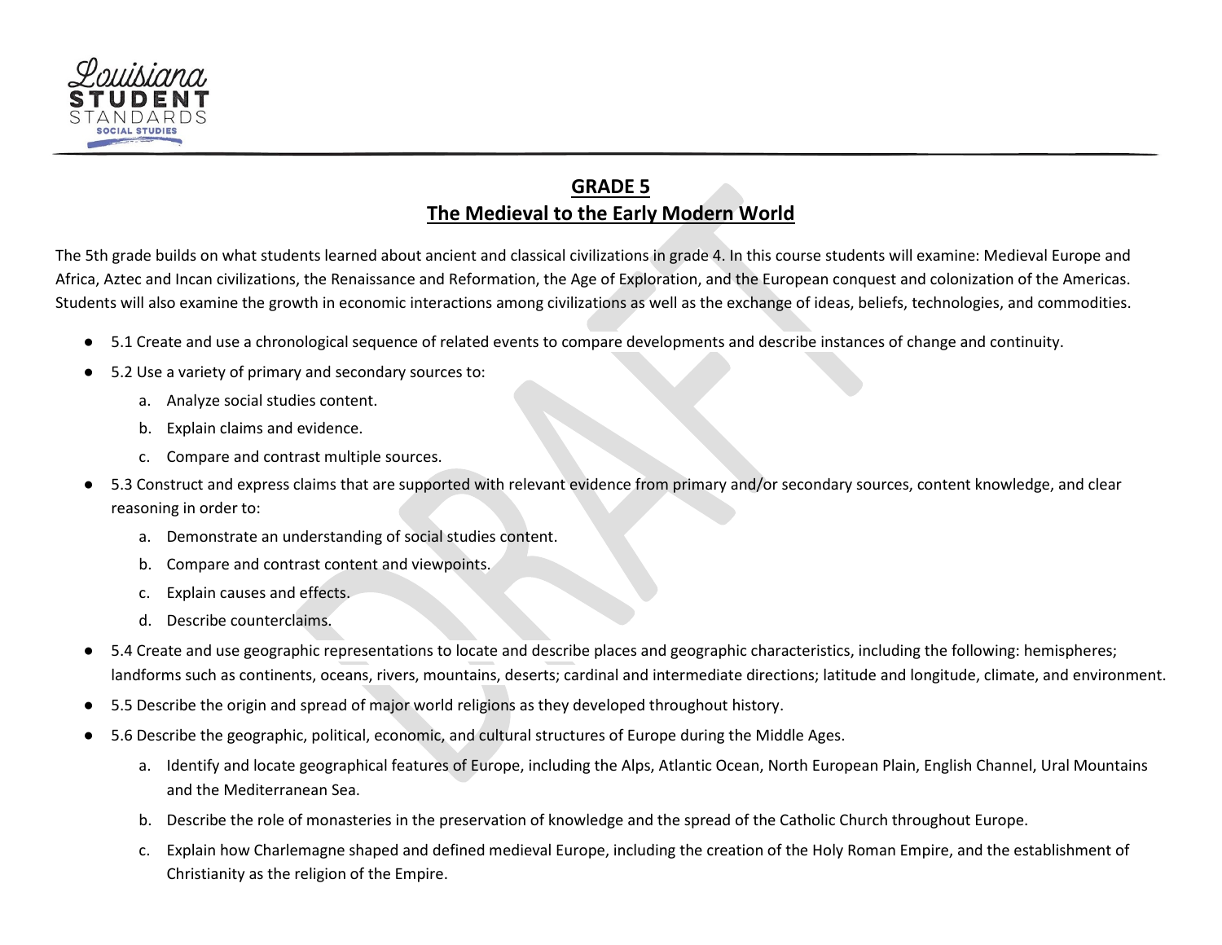## GRADE 5

## The Medieval to the Early Modern World

The 5th grade builds on what students learned about ancient and classical civilizations in grade 4. In this course students will examine: Medieval Europe and Africa, Aztec and Incan civilizations, the Renaissance and Reformation, the Age of Exploration, and the European conquest and colonization of the Americas. Students will also examine the growth in economic interactions among civilizations as well as the exchange of ideas, beliefs, technologies, and commodities.

- 5.1 Create and use a chronological sequence of related events to compare developments and describe instances of change and continuity.
- 5.2 Use a variety of primary and secondary sources to:
  a. Analyze social studies content.
  b. Explain claims and evidence.
  c. Compare and contrast multiple sources.
- 5.3 Construct and express claims that are supported with relevant evidence from primary and/or secondary sources, content knowledge, and clear reasoning in order to:
  a. Demonstrate an understanding of social studies content.
  b. Compare and contrast content and viewpoints.
  c. Explain causes and effects.
  d. Describe counterclaims.
- 5.4 Create and use geographic representations to locate and describe places and geographic characteristics, including the following: hemispheres; landforms such as continents, oceans, rivers, mountains, deserts; cardinal and intermediate directions; latitude and longitude, climate, and environment.
- 5.5 Describe the origin and spread of major world religions as they developed throughout history.
- 5.6 Describe the geographic, political, economic, and cultural structures of Europe during the Middle Ages.
  a. Identify and locate geographical features of Europe, including the Alps, Atlantic Ocean, North European Plain, English Channel, Ural Mountains and the Mediterranean Sea.
  b. Describe the role of monasteries in the preservation of knowledge and the spread of the Catholic Church throughout Europe.
  c. Explain how Charlemagne shaped and defined medieval Europe, including the creation of the Holy Roman Empire, and the establishment of Christianity as the religion of the Empire.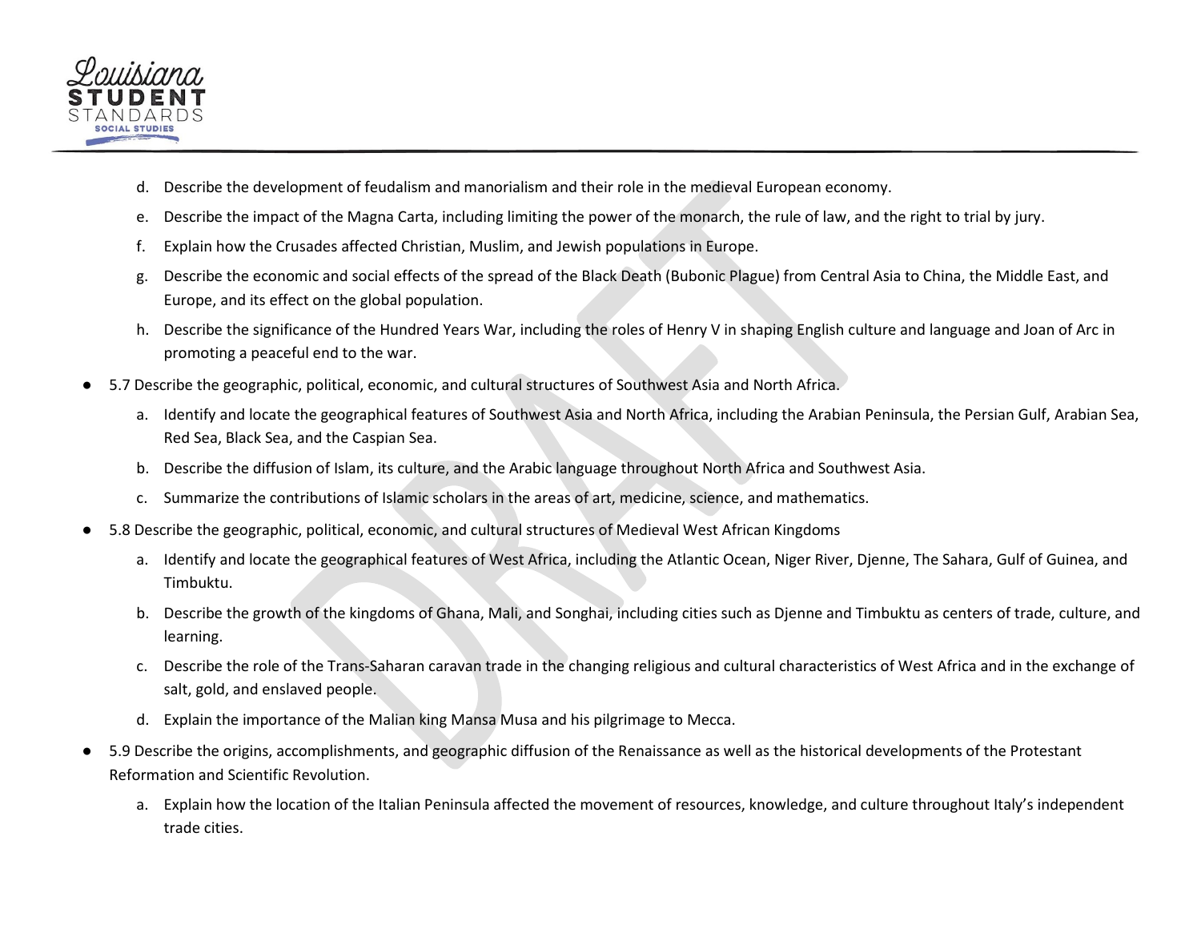d. Describe the development of feudalism and manorialism and their role in the medieval European economy.
   e. Describe the impact of the Magna Carta, including limiting the power of the monarch, the rule of law, and the right to trial by jury.
   f. Explain how the Crusades affected Christian, Muslim, and Jewish populations in Europe.
   g. Describe the economic and social effects of the spread of the Black Death (Bubonic Plague) from Central Asia to China, the Middle East, and Europe, and its effect on the global population.
   h. Describe the significance of the Hundred Years War, including the roles of Henry V in shaping English culture and language and Joan of Arc in promoting a peaceful end to the war.

- 5.7 Describe the geographic, political, economic, and cultural structures of Southwest Asia and North Africa.
   a. Identify and locate the geographical features of Southwest Asia and North Africa, including the Arabian Peninsula, the Persian Gulf, Arabian Sea, Red Sea, Black Sea, and the Caspian Sea.
   b. Describe the diffusion of Islam, its culture, and the Arabic language throughout North Africa and Southwest Asia.
   c. Summarize the contributions of Islamic scholars in the areas of art, medicine, science, and mathematics.
- 5.8 Describe the geographic, political, economic, and cultural structures of Medieval West African Kingdoms
   a. Identify and locate the geographical features of West Africa, including the Atlantic Ocean, Niger River, Djenne, The Sahara, Gulf of Guinea, and Timbuktu.
   b. Describe the growth of the kingdoms of Ghana, Mali, and Songhai, including cities such as Djenne and Timbuktu as centers of trade, culture, and learning.
   c. Describe the role of the Trans-Saharan caravan trade in the changing religious and cultural characteristics of West Africa and in the exchange of salt, gold, and enslaved people.
   d. Explain the importance of the Malian king Mansa Musa and his pilgrimage to Mecca.
- 5.9 Describe the origins, accomplishments, and geographic diffusion of the Renaissance as well as the historical developments of the Protestant Reformation and Scientific Revolution.
   a. Explain how the location of the Italian Peninsula affected the movement of resources, knowledge, and culture throughout Italy's independent trade cities.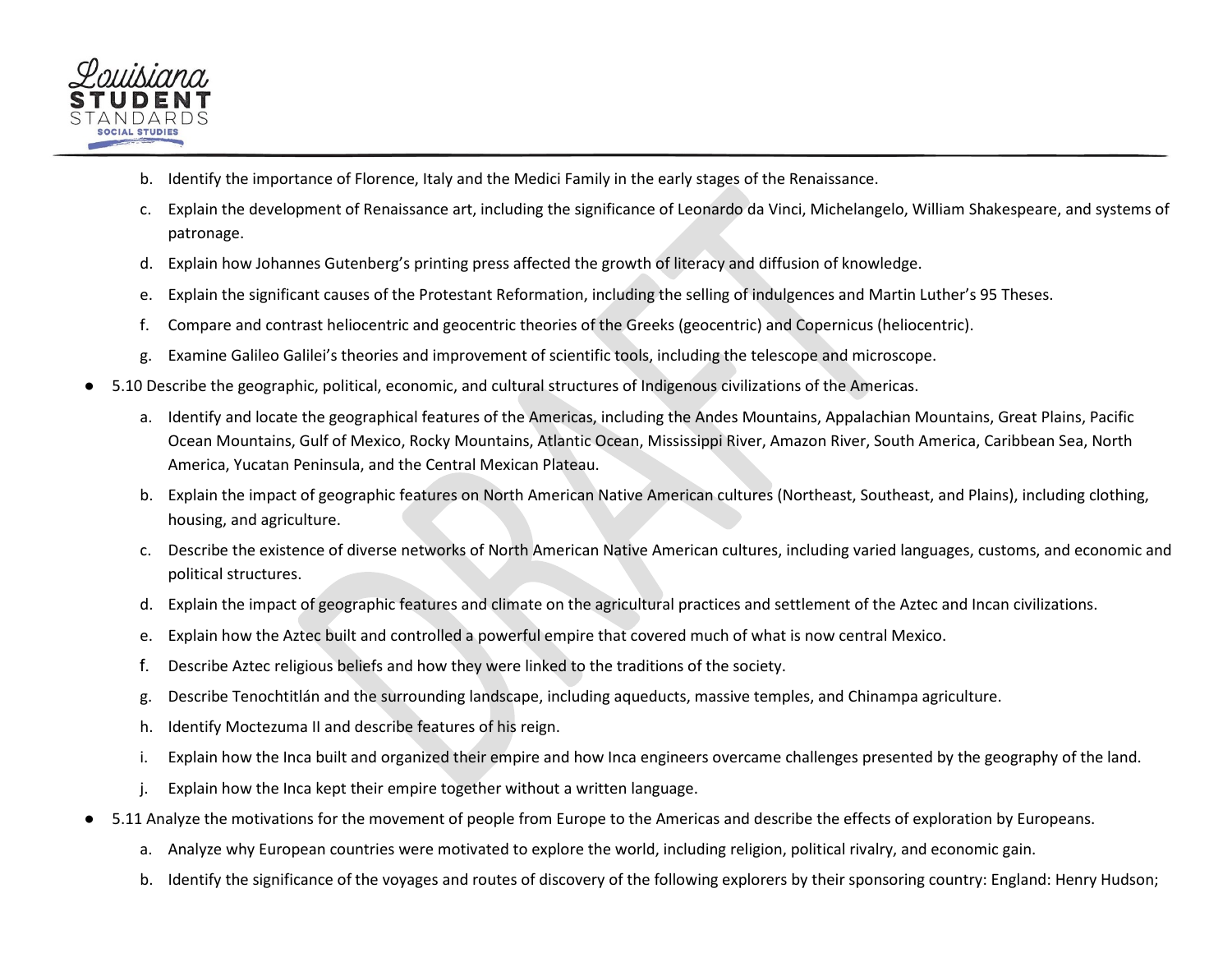b. Identify the importance of Florence, Italy and the Medici Family in the early stages of the Renaissance.

c. Explain the development of Renaissance art, including the significance of Leonardo da Vinci, Michelangelo, William Shakespeare, and systems of patronage.

d. Explain how Johannes Gutenberg's printing press affected the growth of literacy and diffusion of knowledge.

e. Explain the significant causes of the Protestant Reformation, including the selling of indulgences and Martin Luther's 95 Theses.

f. Compare and contrast heliocentric and geocentric theories of the Greeks (geocentric) and Copernicus (heliocentric).

g. Examine Galileo Galilei's theories and improvement of scientific tools, including the telescope and microscope.

- 5.10 Describe the geographic, political, economic, and cultural structures of Indigenous civilizations of the Americas.

    a. Identify and locate the geographical features of the Americas, including the Andes Mountains, Appalachian Mountains, Great Plains, Pacific Ocean Mountains, Gulf of Mexico, Rocky Mountains, Atlantic Ocean, Mississippi River, Amazon River, South America, Caribbean Sea, North America, Yucatan Peninsula, and the Central Mexican Plateau.

    b. Explain the impact of geographic features on North American Native American cultures (Northeast, Southeast, and Plains), including clothing, housing, and agriculture.

    c. Describe the existence of diverse networks of North American Native American cultures, including varied languages, customs, and economic and political structures.

    d. Explain the impact of geographic features and climate on the agricultural practices and settlement of the Aztec and Incan civilizations.

    e. Explain how the Aztec built and controlled a powerful empire that covered much of what is now central Mexico.

    f. Describe Aztec religious beliefs and how they were linked to the traditions of the society.

    g. Describe Tenochtitlán and the surrounding landscape, including aqueducts, massive temples, and Chinampa agriculture.

    h. Identify Moctezuma II and describe features of his reign.

    i. Explain how the Inca built and organized their empire and how Inca engineers overcame challenges presented by the geography of the land.

    j. Explain how the Inca kept their empire together without a written language.

- 5.11 Analyze the motivations for the movement of people from Europe to the Americas and describe the effects of exploration by Europeans.

    a. Analyze why European countries were motivated to explore the world, including religion, political rivalry, and economic gain.

    b. Identify the significance of the voyages and routes of discovery of the following explorers by their sponsoring country: England: Henry Hudson;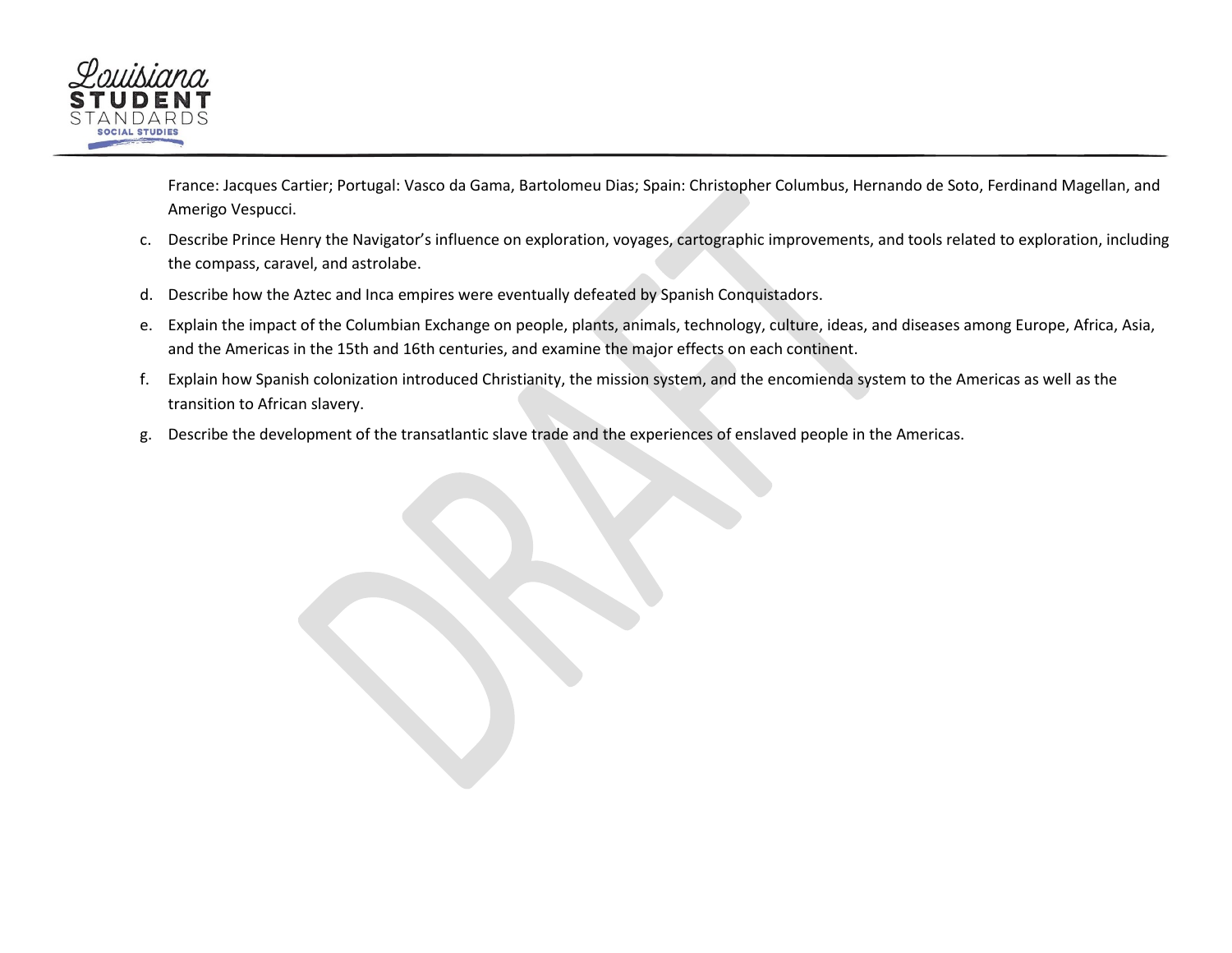France: Jacques Cartier; Portugal: Vasco da Gama, Bartolomeu Dias; Spain: Christopher Columbus, Hernando de Soto, Ferdinand Magellan, and Amerigo Vespucci.

c. Describe Prince Henry the Navigator's influence on exploration, voyages, cartographic improvements, and tools related to exploration, including the compass, caravel, and astrolabe.

d. Describe how the Aztec and Inca empires were eventually defeated by Spanish Conquistadors.

e. Explain the impact of the Columbian Exchange on people, plants, animals, technology, culture, ideas, and diseases among Europe, Africa, Asia, and the Americas in the 15th and 16th centuries, and examine the major effects on each continent.

f. Explain how Spanish colonization introduced Christianity, the mission system, and the encomienda system to the Americas as well as the transition to African slavery.

g. Describe the development of the transatlantic slave trade and the experiences of enslaved people in the Americas.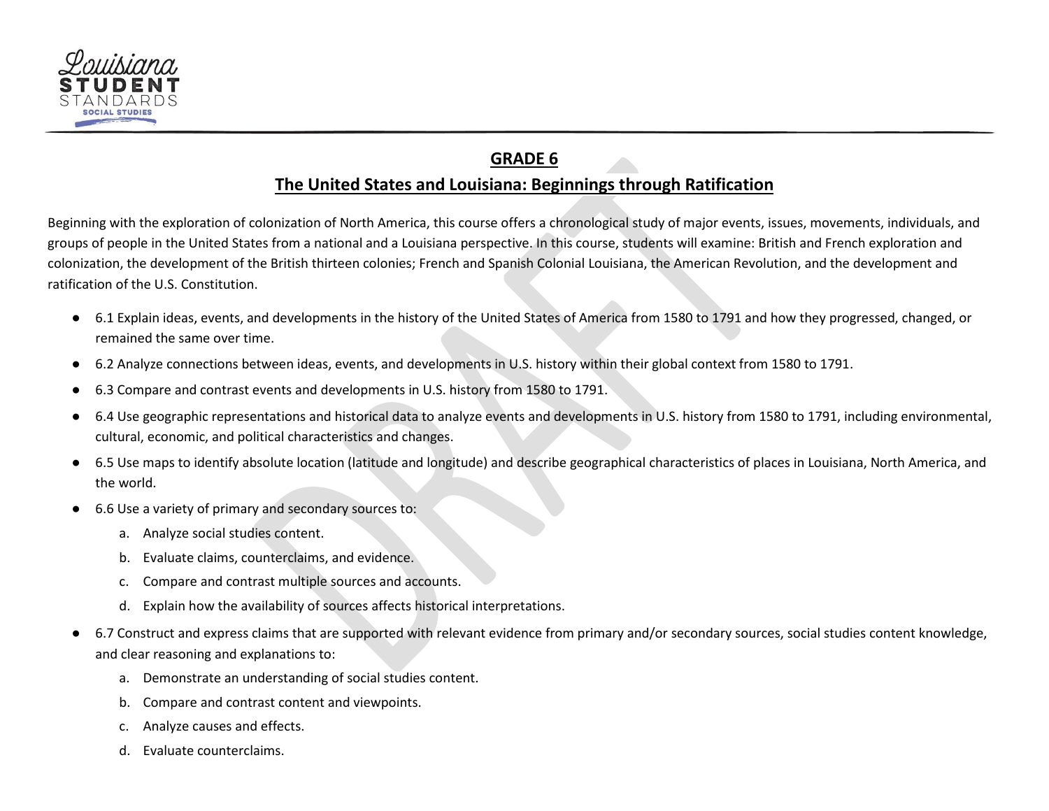## GRADE 6

## The United States and Louisiana: Beginnings through Ratification

Beginning with the exploration of colonization of North America, this course offers a chronological study of major events, issues, movements, individuals, and groups of people in the United States from a national and a Louisiana perspective. In this course, students will examine: British and French exploration and colonization, the development of the British thirteen colonies; French and Spanish Colonial Louisiana, the American Revolution, and the development and ratification of the U.S. Constitution.

- 6.1 Explain ideas, events, and developments in the history of the United States of America from 1580 to 1791 and how they progressed, changed, or remained the same over time.
- 6.2 Analyze connections between ideas, events, and developments in U.S. history within their global context from 1580 to 1791.
- 6.3 Compare and contrast events and developments in U.S. history from 1580 to 1791.
- 6.4 Use geographic representations and historical data to analyze events and developments in U.S. history from 1580 to 1791, including environmental, cultural, economic, and political characteristics and changes.
- 6.5 Use maps to identify absolute location (latitude and longitude) and describe geographical characteristics of places in Louisiana, North America, and the world.
- 6.6 Use a variety of primary and secondary sources to:
  a. Analyze social studies content.
  b. Evaluate claims, counterclaims, and evidence.
  c. Compare and contrast multiple sources and accounts.
  d. Explain how the availability of sources affects historical interpretations.
- 6.7 Construct and express claims that are supported with relevant evidence from primary and/or secondary sources, social studies content knowledge, and clear reasoning and explanations to:
  a. Demonstrate an understanding of social studies content.
  b. Compare and contrast content and viewpoints.
  c. Analyze causes and effects.
  d. Evaluate counterclaims.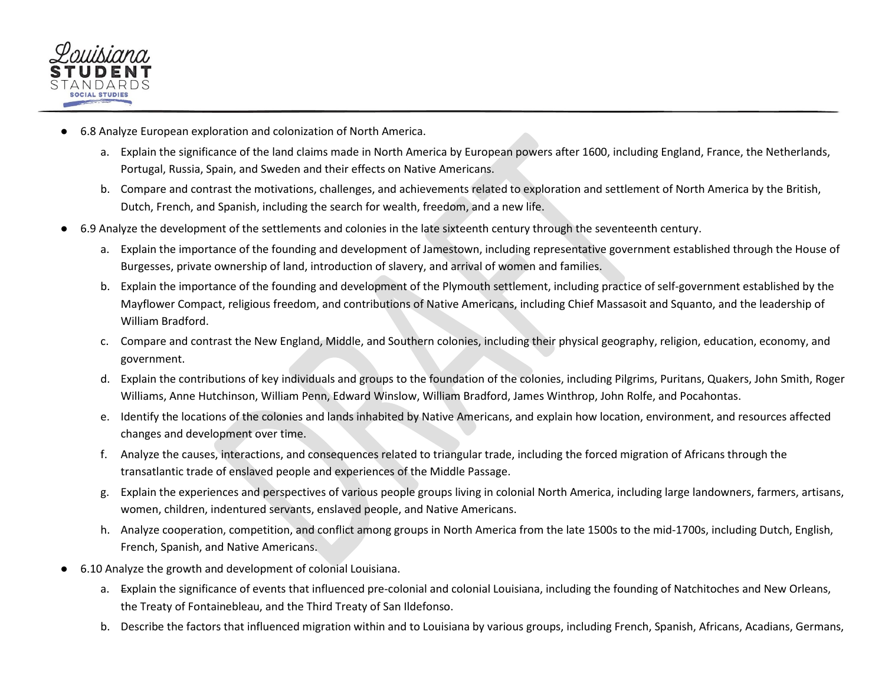- 6.8 Analyze European exploration and colonization of North America.
    a. Explain the significance of the land claims made in North America by European powers after 1600, including England, France, the Netherlands, Portugal, Russia, Spain, and Sweden and their effects on Native Americans.
    b. Compare and contrast the motivations, challenges, and achievements related to exploration and settlement of North America by the British, Dutch, French, and Spanish, including the search for wealth, freedom, and a new life.
- 6.9 Analyze the development of the settlements and colonies in the late sixteenth century through the seventeenth century.
    a. Explain the importance of the founding and development of Jamestown, including representative government established through the House of Burgesses, private ownership of land, introduction of slavery, and arrival of women and families.
    b. Explain the importance of the founding and development of the Plymouth settlement, including practice of self-government established by the Mayflower Compact, religious freedom, and contributions of Native Americans, including Chief Massasoit and Squanto, and the leadership of William Bradford.
    c. Compare and contrast the New England, Middle, and Southern colonies, including their physical geography, religion, education, economy, and government.
    d. Explain the contributions of key individuals and groups to the foundation of the colonies, including Pilgrims, Puritans, Quakers, John Smith, Roger Williams, Anne Hutchinson, William Penn, Edward Winslow, William Bradford, James Winthrop, John Rolfe, and Pocahontas.
    e. Identify the locations of the colonies and lands inhabited by Native Americans, and explain how location, environment, and resources affected changes and development over time.
    f. Analyze the causes, interactions, and consequences related to triangular trade, including the forced migration of Africans through the transatlantic trade of enslaved people and experiences of the Middle Passage.
    g. Explain the experiences and perspectives of various people groups living in colonial North America, including large landowners, farmers, artisans, women, children, indentured servants, enslaved people, and Native Americans.
    h. Analyze cooperation, competition, and conflict among groups in North America from the late 1500s to the mid-1700s, including Dutch, English, French, Spanish, and Native Americans.
- 6.10 Analyze the growth and development of colonial Louisiana.
    a. Explain the significance of events that influenced pre-colonial and colonial Louisiana, including the founding of Natchitoches and New Orleans, the Treaty of Fontainebleau, and the Third Treaty of San Ildefonso.
    b. Describe the factors that influenced migration within and to Louisiana by various groups, including French, Spanish, Africans, Acadians, Germans,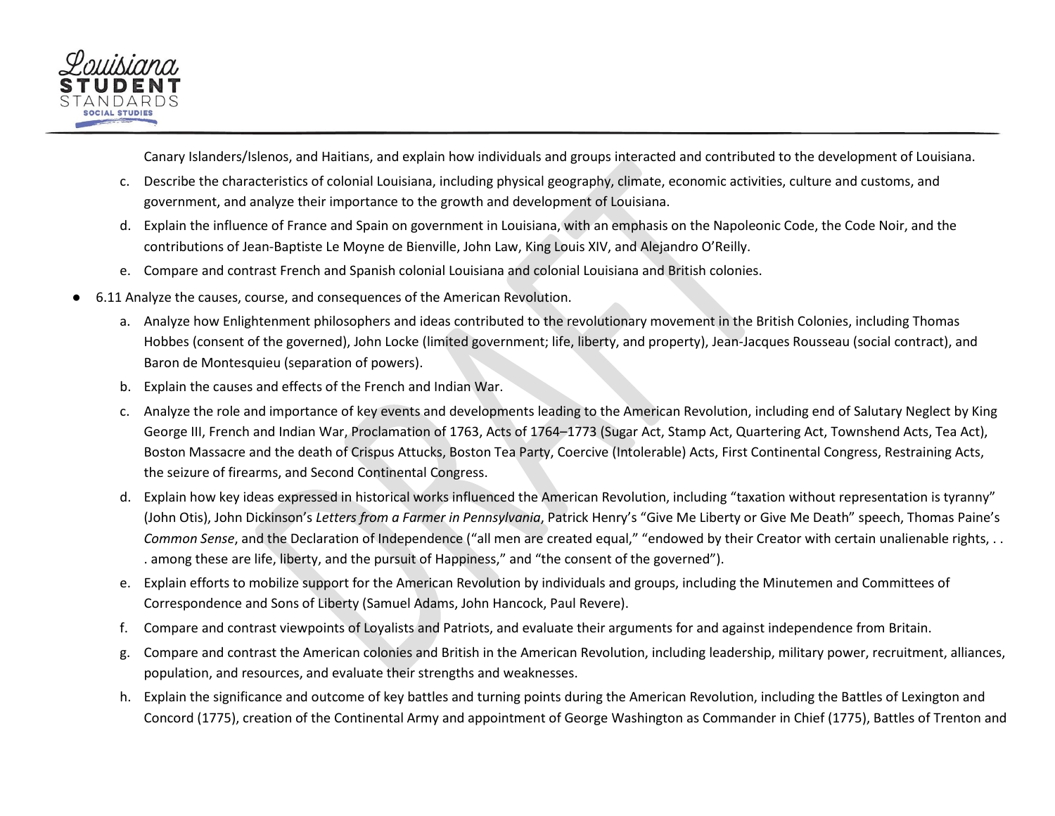Canary Islanders/Islenos, and Haitians, and explain how individuals and groups interacted and contributed to the development of Louisiana.

   c. Describe the characteristics of colonial Louisiana, including physical geography, climate, economic activities, culture and customs, and government, and analyze their importance to the growth and development of Louisiana.
   d. Explain the influence of France and Spain on government in Louisiana, with an emphasis on the Napoleonic Code, the Code Noir, and the contributions of Jean-Baptiste Le Moyne de Bienville, John Law, King Louis XIV, and Alejandro O'Reilly.
   e. Compare and contrast French and Spanish colonial Louisiana and colonial Louisiana and British colonies.

- 6.11 Analyze the causes, course, and consequences of the American Revolution.
   a. Analyze how Enlightenment philosophers and ideas contributed to the revolutionary movement in the British Colonies, including Thomas Hobbes (consent of the governed), John Locke (limited government; life, liberty, and property), Jean-Jacques Rousseau (social contract), and Baron de Montesquieu (separation of powers).
   b. Explain the causes and effects of the French and Indian War.
   c. Analyze the role and importance of key events and developments leading to the American Revolution, including end of Salutary Neglect by King George III, French and Indian War, Proclamation of 1763, Acts of 1764–1773 (Sugar Act, Stamp Act, Quartering Act, Townshend Acts, Tea Act), Boston Massacre and the death of Crispus Attucks, Boston Tea Party, Coercive (Intolerable) Acts, First Continental Congress, Restraining Acts, the seizure of firearms, and Second Continental Congress.
   d. Explain how key ideas expressed in historical works influenced the American Revolution, including "taxation without representation is tyranny" (John Otis), John Dickinson's *Letters from a Farmer in Pennsylvania*, Patrick Henry's "Give Me Liberty or Give Me Death" speech, Thomas Paine's *Common Sense*, and the Declaration of Independence ("all men are created equal," "endowed by their Creator with certain unalienable rights, . . . among these are life, liberty, and the pursuit of Happiness," and "the consent of the governed").
   e. Explain efforts to mobilize support for the American Revolution by individuals and groups, including the Minutemen and Committees of Correspondence and Sons of Liberty (Samuel Adams, John Hancock, Paul Revere).
   f. Compare and contrast viewpoints of Loyalists and Patriots, and evaluate their arguments for and against independence from Britain.
   g. Compare and contrast the American colonies and British in the American Revolution, including leadership, military power, recruitment, alliances, population, and resources, and evaluate their strengths and weaknesses.
   h. Explain the significance and outcome of key battles and turning points during the American Revolution, including the Battles of Lexington and Concord (1775), creation of the Continental Army and appointment of George Washington as Commander in Chief (1775), Battles of Trenton and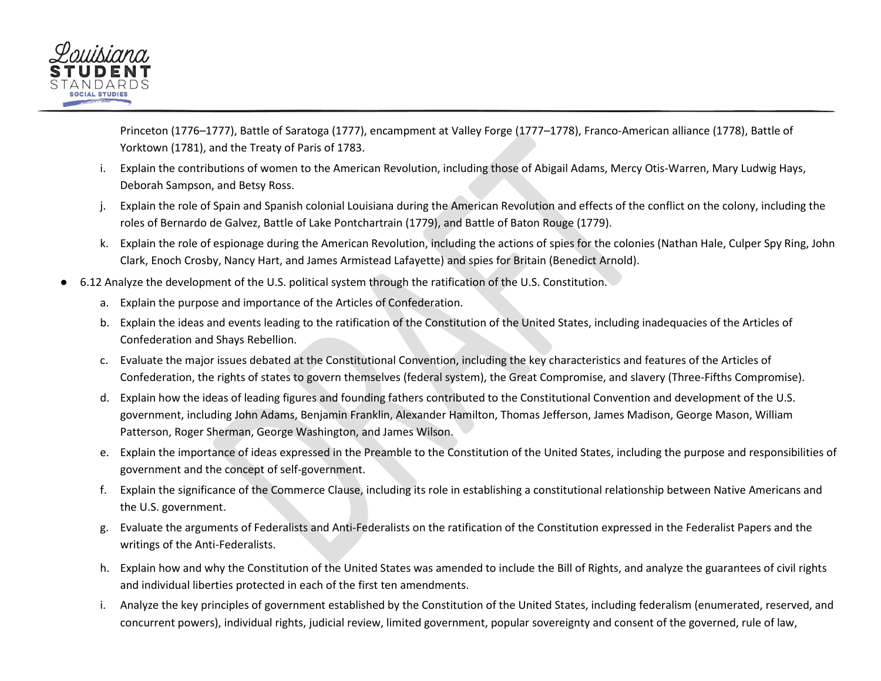Princeton (1776–1777), Battle of Saratoga (1777), encampment at Valley Forge (1777–1778), Franco-American alliance (1778), Battle of Yorktown (1781), and the Treaty of Paris of 1783.

i. Explain the contributions of women to the American Revolution, including those of Abigail Adams, Mercy Otis-Warren, Mary Ludwig Hays, Deborah Sampson, and Betsy Ross.

j. Explain the role of Spain and Spanish colonial Louisiana during the American Revolution and effects of the conflict on the colony, including the roles of Bernardo de Galvez, Battle of Lake Pontchartrain (1779), and Battle of Baton Rouge (1779).

k. Explain the role of espionage during the American Revolution, including the actions of spies for the colonies (Nathan Hale, Culper Spy Ring, John Clark, Enoch Crosby, Nancy Hart, and James Armistead Lafayette) and spies for Britain (Benedict Arnold).

- 6.12 Analyze the development of the U.S. political system through the ratification of the U.S. Constitution.
  a. Explain the purpose and importance of the Articles of Confederation.
  b. Explain the ideas and events leading to the ratification of the Constitution of the United States, including inadequacies of the Articles of Confederation and Shays Rebellion.
  c. Evaluate the major issues debated at the Constitutional Convention, including the key characteristics and features of the Articles of Confederation, the rights of states to govern themselves (federal system), the Great Compromise, and slavery (Three-Fifths Compromise).
  d. Explain how the ideas of leading figures and founding fathers contributed to the Constitutional Convention and development of the U.S. government, including John Adams, Benjamin Franklin, Alexander Hamilton, Thomas Jefferson, James Madison, George Mason, William Patterson, Roger Sherman, George Washington, and James Wilson.
  e. Explain the importance of ideas expressed in the Preamble to the Constitution of the United States, including the purpose and responsibilities of government and the concept of self-government.
  f. Explain the significance of the Commerce Clause, including its role in establishing a constitutional relationship between Native Americans and the U.S. government.
  g. Evaluate the arguments of Federalists and Anti-Federalists on the ratification of the Constitution expressed in the Federalist Papers and the writings of the Anti-Federalists.
  h. Explain how and why the Constitution of the United States was amended to include the Bill of Rights, and analyze the guarantees of civil rights and individual liberties protected in each of the first ten amendments.
  i. Analyze the key principles of government established by the Constitution of the United States, including federalism (enumerated, reserved, and concurrent powers), individual rights, judicial review, limited government, popular sovereignty and consent of the governed, rule of law,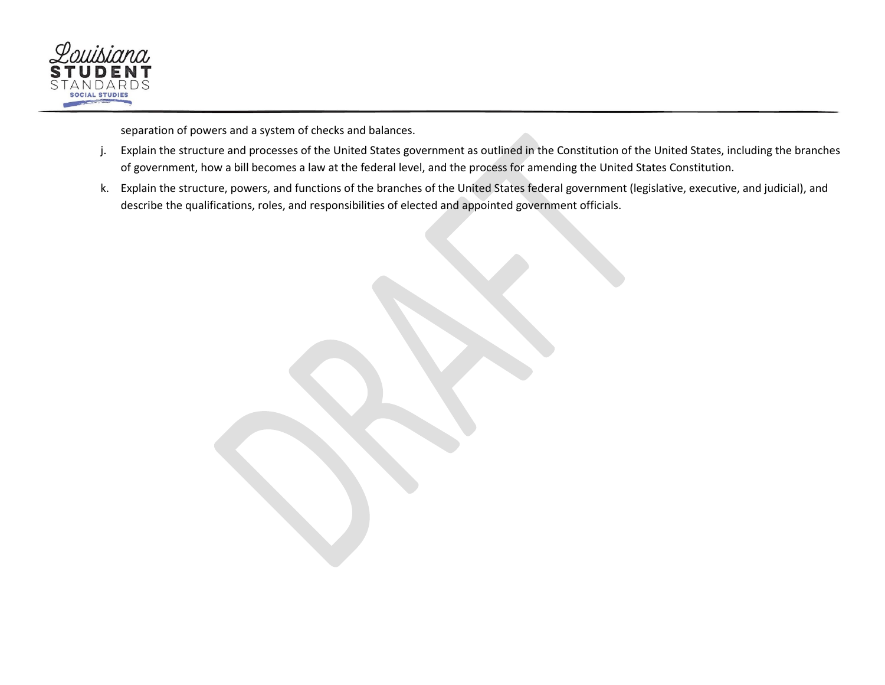separation of powers and a system of checks and balances.

j. Explain the structure and processes of the United States government as outlined in the Constitution of the United States, including the branches of government, how a bill becomes a law at the federal level, and the process for amending the United States Constitution.

k. Explain the structure, powers, and functions of the branches of the United States federal government (legislative, executive, and judicial), and describe the qualifications, roles, and responsibilities of elected and appointed government officials.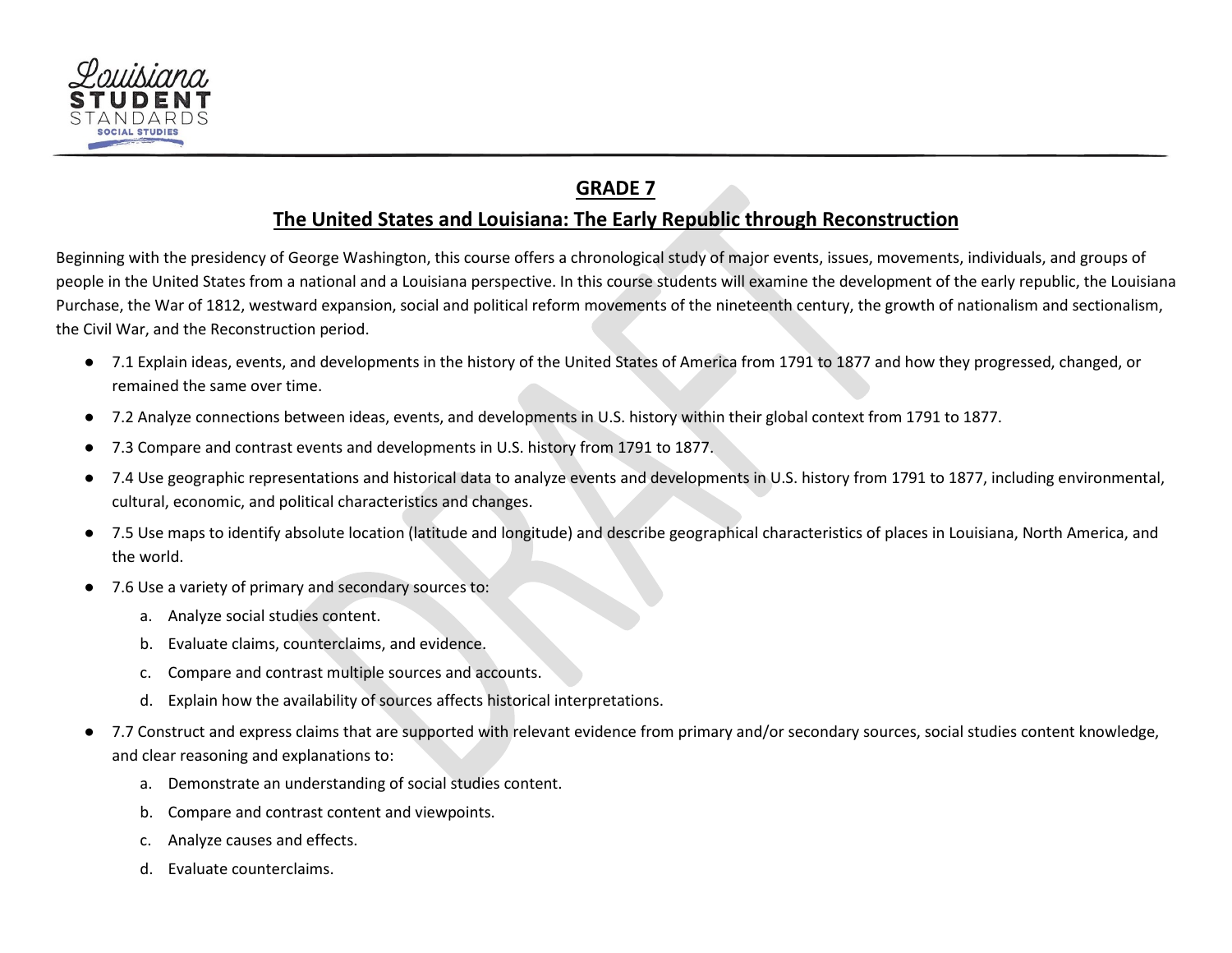## GRADE 7

## The United States and Louisiana: The Early Republic through Reconstruction

Beginning with the presidency of George Washington, this course offers a chronological study of major events, issues, movements, individuals, and groups of people in the United States from a national and a Louisiana perspective. In this course students will examine the development of the early republic, the Louisiana Purchase, the War of 1812, westward expansion, social and political reform movements of the nineteenth century, the growth of nationalism and sectionalism, the Civil War, and the Reconstruction period.

- 7.1 Explain ideas, events, and developments in the history of the United States of America from 1791 to 1877 and how they progressed, changed, or remained the same over time.
- 7.2 Analyze connections between ideas, events, and developments in U.S. history within their global context from 1791 to 1877.
- 7.3 Compare and contrast events and developments in U.S. history from 1791 to 1877.
- 7.4 Use geographic representations and historical data to analyze events and developments in U.S. history from 1791 to 1877, including environmental, cultural, economic, and political characteristics and changes.
- 7.5 Use maps to identify absolute location (latitude and longitude) and describe geographical characteristics of places in Louisiana, North America, and the world.
- 7.6 Use a variety of primary and secondary sources to:
  a. Analyze social studies content.
  b. Evaluate claims, counterclaims, and evidence.
  c. Compare and contrast multiple sources and accounts.
  d. Explain how the availability of sources affects historical interpretations.
- 7.7 Construct and express claims that are supported with relevant evidence from primary and/or secondary sources, social studies content knowledge, and clear reasoning and explanations to:
  a. Demonstrate an understanding of social studies content.
  b. Compare and contrast content and viewpoints.
  c. Analyze causes and effects.
  d. Evaluate counterclaims.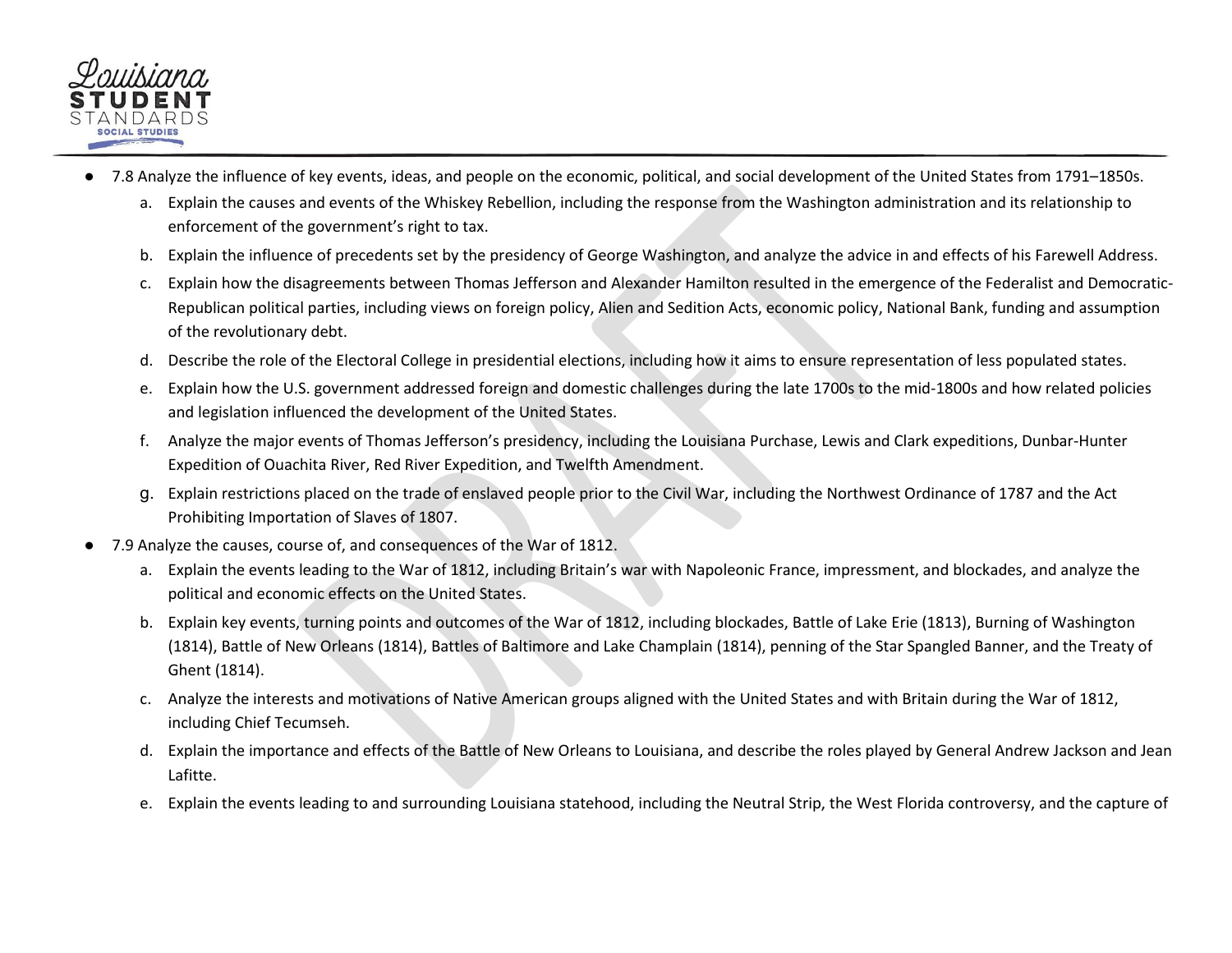- 7.8 Analyze the influence of key events, ideas, and people on the economic, political, and social development of the United States from 1791–1850s.
    a. Explain the causes and events of the Whiskey Rebellion, including the response from the Washington administration and its relationship to enforcement of the government's right to tax.
    b. Explain the influence of precedents set by the presidency of George Washington, and analyze the advice in and effects of his Farewell Address.
    c. Explain how the disagreements between Thomas Jefferson and Alexander Hamilton resulted in the emergence of the Federalist and Democratic-Republican political parties, including views on foreign policy, Alien and Sedition Acts, economic policy, National Bank, funding and assumption of the revolutionary debt.
    d. Describe the role of the Electoral College in presidential elections, including how it aims to ensure representation of less populated states.
    e. Explain how the U.S. government addressed foreign and domestic challenges during the late 1700s to the mid-1800s and how related policies and legislation influenced the development of the United States.
    f. Analyze the major events of Thomas Jefferson's presidency, including the Louisiana Purchase, Lewis and Clark expeditions, Dunbar-Hunter Expedition of Ouachita River, Red River Expedition, and Twelfth Amendment.
    g. Explain restrictions placed on the trade of enslaved people prior to the Civil War, including the Northwest Ordinance of 1787 and the Act Prohibiting Importation of Slaves of 1807.
- 7.9 Analyze the causes, course of, and consequences of the War of 1812.
    a. Explain the events leading to the War of 1812, including Britain's war with Napoleonic France, impressment, and blockades, and analyze the political and economic effects on the United States.
    b. Explain key events, turning points and outcomes of the War of 1812, including blockades, Battle of Lake Erie (1813), Burning of Washington (1814), Battle of New Orleans (1814), Battles of Baltimore and Lake Champlain (1814), penning of the Star Spangled Banner, and the Treaty of Ghent (1814).
    c. Analyze the interests and motivations of Native American groups aligned with the United States and with Britain during the War of 1812, including Chief Tecumseh.
    d. Explain the importance and effects of the Battle of New Orleans to Louisiana, and describe the roles played by General Andrew Jackson and Jean Lafitte.
    e. Explain the events leading to and surrounding Louisiana statehood, including the Neutral Strip, the West Florida controversy, and the capture of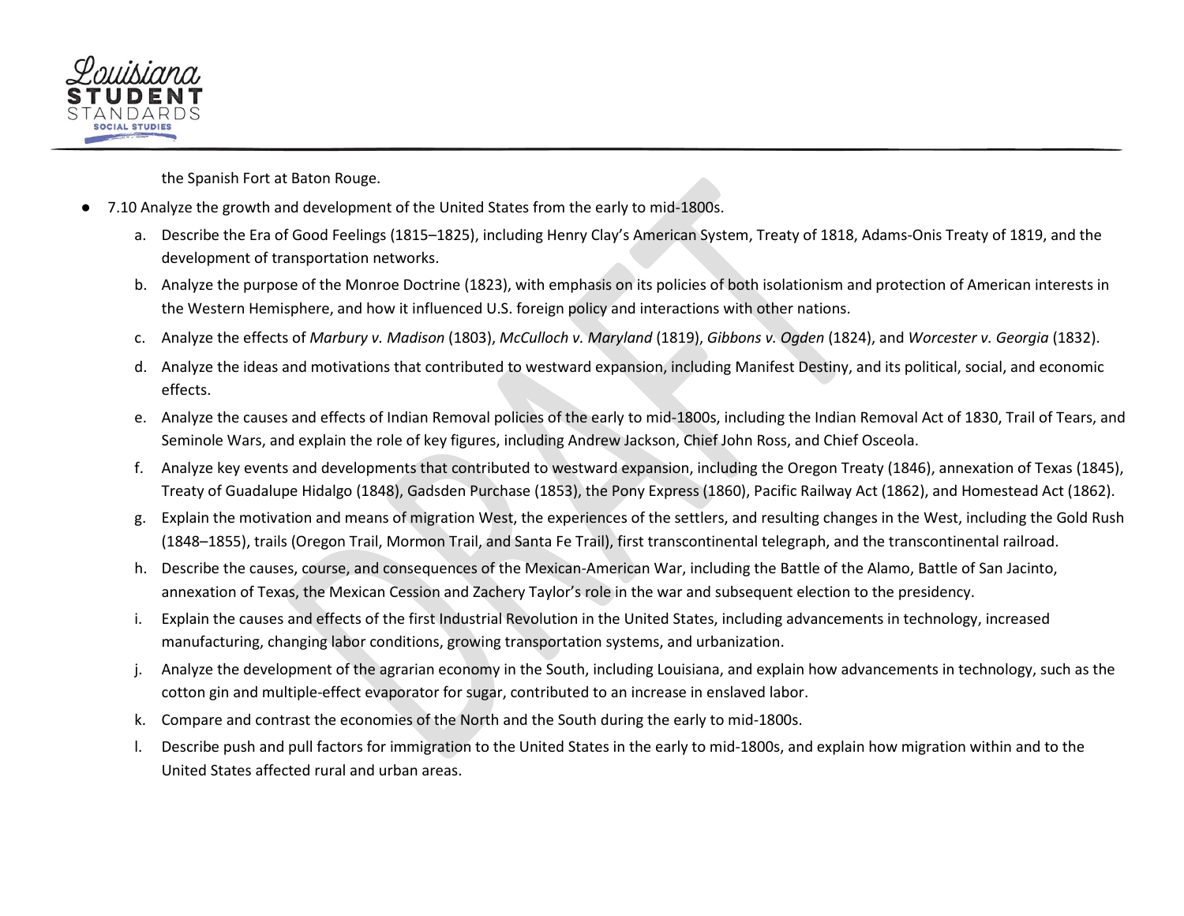the Spanish Fort at Baton Rouge.

- 7.10 Analyze the growth and development of the United States from the early to mid-1800s.
    a. Describe the Era of Good Feelings (1815–1825), including Henry Clay's American System, Treaty of 1818, Adams-Onis Treaty of 1819, and the development of transportation networks.
    b. Analyze the purpose of the Monroe Doctrine (1823), with emphasis on its policies of both isolationism and protection of American interests in the Western Hemisphere, and how it influenced U.S. foreign policy and interactions with other nations.
    c. Analyze the effects of *Marbury v. Madison* (1803), *McCulloch v. Maryland* (1819), *Gibbons v. Ogden* (1824), and *Worcester v. Georgia* (1832).
    d. Analyze the ideas and motivations that contributed to westward expansion, including Manifest Destiny, and its political, social, and economic effects.
    e. Analyze the causes and effects of Indian Removal policies of the early to mid-1800s, including the Indian Removal Act of 1830, Trail of Tears, and Seminole Wars, and explain the role of key figures, including Andrew Jackson, Chief John Ross, and Chief Osceola.
    f. Analyze key events and developments that contributed to westward expansion, including the Oregon Treaty (1846), annexation of Texas (1845), Treaty of Guadalupe Hidalgo (1848), Gadsden Purchase (1853), the Pony Express (1860), Pacific Railway Act (1862), and Homestead Act (1862).
    g. Explain the motivation and means of migration West, the experiences of the settlers, and resulting changes in the West, including the Gold Rush (1848–1855), trails (Oregon Trail, Mormon Trail, and Santa Fe Trail), first transcontinental telegraph, and the transcontinental railroad.
    h. Describe the causes, course, and consequences of the Mexican-American War, including the Battle of the Alamo, Battle of San Jacinto, annexation of Texas, the Mexican Cession and Zachery Taylor's role in the war and subsequent election to the presidency.
    i. Explain the causes and effects of the first Industrial Revolution in the United States, including advancements in technology, increased manufacturing, changing labor conditions, growing transportation systems, and urbanization.
    j. Analyze the development of the agrarian economy in the South, including Louisiana, and explain how advancements in technology, such as the cotton gin and multiple-effect evaporator for sugar, contributed to an increase in enslaved labor.
    k. Compare and contrast the economies of the North and the South during the early to mid-1800s.
    l. Describe push and pull factors for immigration to the United States in the early to mid-1800s, and explain how migration within and to the United States affected rural and urban areas.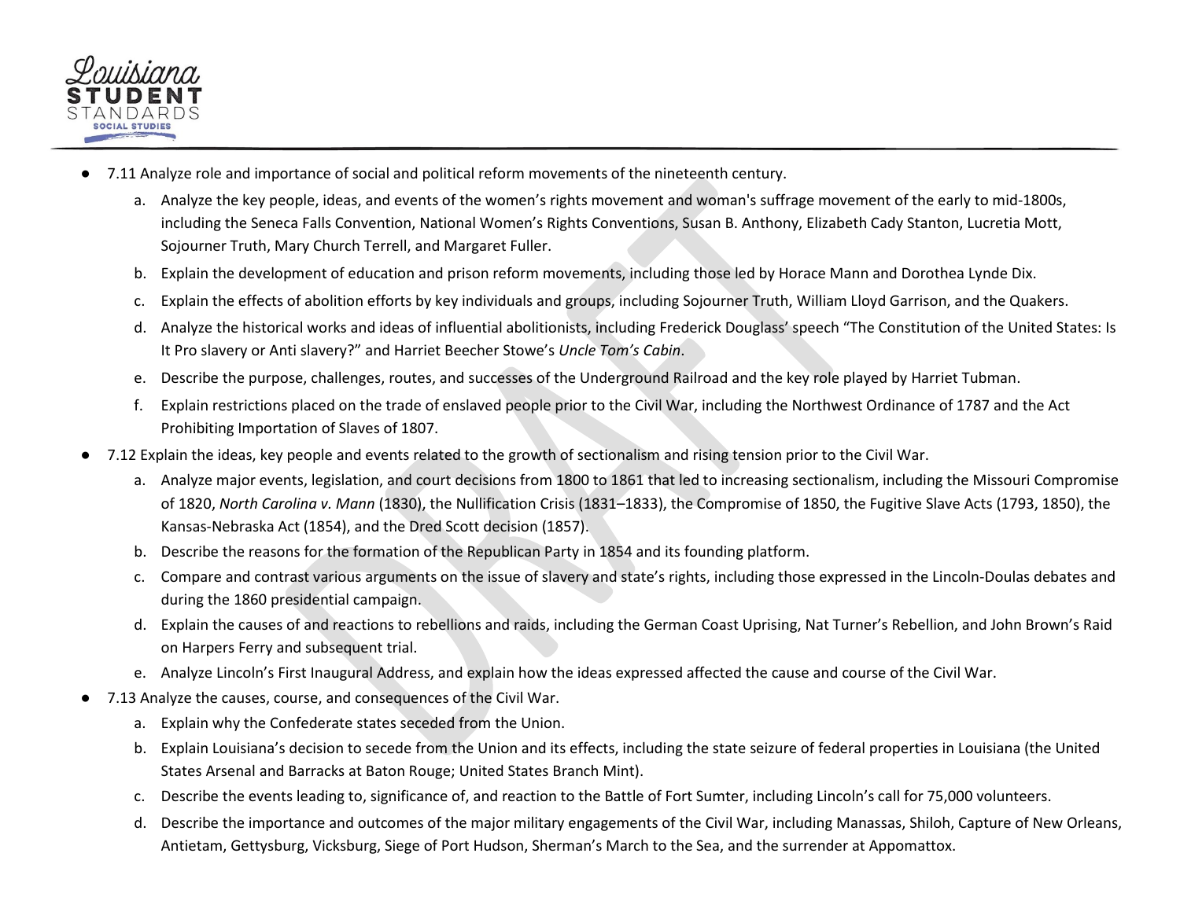- 7.11 Analyze role and importance of social and political reform movements of the nineteenth century.
  a. Analyze the key people, ideas, and events of the women's rights movement and woman's suffrage movement of the early to mid-1800s, including the Seneca Falls Convention, National Women's Rights Conventions, Susan B. Anthony, Elizabeth Cady Stanton, Lucretia Mott, Sojourner Truth, Mary Church Terrell, and Margaret Fuller.
  b. Explain the development of education and prison reform movements, including those led by Horace Mann and Dorothea Lynde Dix.
  c. Explain the effects of abolition efforts by key individuals and groups, including Sojourner Truth, William Lloyd Garrison, and the Quakers.
  d. Analyze the historical works and ideas of influential abolitionists, including Frederick Douglass' speech "The Constitution of the United States: Is It Pro slavery or Anti slavery?" and Harriet Beecher Stowe's *Uncle Tom's Cabin*.
  e. Describe the purpose, challenges, routes, and successes of the Underground Railroad and the key role played by Harriet Tubman.
  f. Explain restrictions placed on the trade of enslaved people prior to the Civil War, including the Northwest Ordinance of 1787 and the Act Prohibiting Importation of Slaves of 1807.
- 7.12 Explain the ideas, key people and events related to the growth of sectionalism and rising tension prior to the Civil War.
  a. Analyze major events, legislation, and court decisions from 1800 to 1861 that led to increasing sectionalism, including the Missouri Compromise of 1820, *North Carolina v. Mann* (1830), the Nullification Crisis (1831–1833), the Compromise of 1850, the Fugitive Slave Acts (1793, 1850), the Kansas-Nebraska Act (1854), and the Dred Scott decision (1857).
  b. Describe the reasons for the formation of the Republican Party in 1854 and its founding platform.
  c. Compare and contrast various arguments on the issue of slavery and state's rights, including those expressed in the Lincoln-Doulas debates and during the 1860 presidential campaign.
  d. Explain the causes of and reactions to rebellions and raids, including the German Coast Uprising, Nat Turner's Rebellion, and John Brown's Raid on Harpers Ferry and subsequent trial.
  e. Analyze Lincoln's First Inaugural Address, and explain how the ideas expressed affected the cause and course of the Civil War.
- 7.13 Analyze the causes, course, and consequences of the Civil War.
  a. Explain why the Confederate states seceded from the Union.
  b. Explain Louisiana's decision to secede from the Union and its effects, including the state seizure of federal properties in Louisiana (the United States Arsenal and Barracks at Baton Rouge; United States Branch Mint).
  c. Describe the events leading to, significance of, and reaction to the Battle of Fort Sumter, including Lincoln's call for 75,000 volunteers.
  d. Describe the importance and outcomes of the major military engagements of the Civil War, including Manassas, Shiloh, Capture of New Orleans, Antietam, Gettysburg, Vicksburg, Siege of Port Hudson, Sherman's March to the Sea, and the surrender at Appomattox.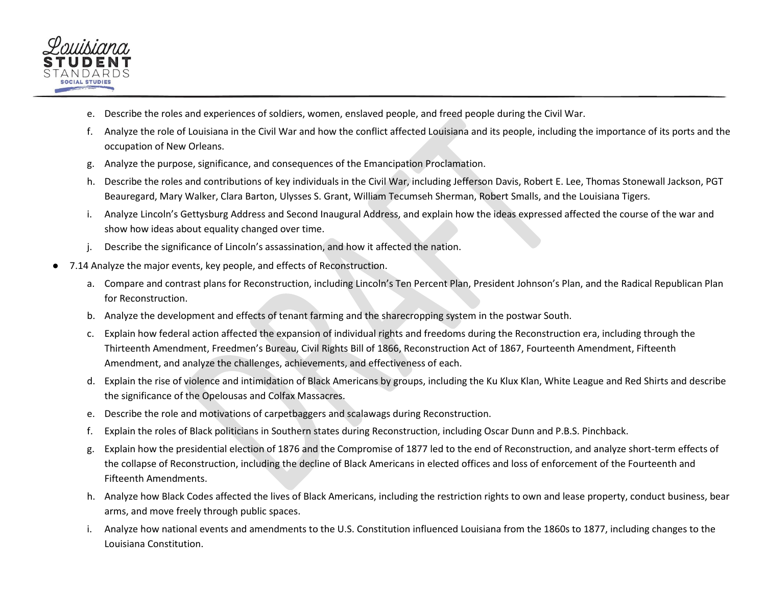e. Describe the roles and experiences of soldiers, women, enslaved people, and freed people during the Civil War.

f. Analyze the role of Louisiana in the Civil War and how the conflict affected Louisiana and its people, including the importance of its ports and the occupation of New Orleans.

g. Analyze the purpose, significance, and consequences of the Emancipation Proclamation.

h. Describe the roles and contributions of key individuals in the Civil War, including Jefferson Davis, Robert E. Lee, Thomas Stonewall Jackson, PGT Beauregard, Mary Walker, Clara Barton, Ulysses S. Grant, William Tecumseh Sherman, Robert Smalls, and the Louisiana Tigers.

i. Analyze Lincoln's Gettysburg Address and Second Inaugural Address, and explain how the ideas expressed affected the course of the war and show how ideas about equality changed over time.

j. Describe the significance of Lincoln's assassination, and how it affected the nation.

- 7.14 Analyze the major events, key people, and effects of Reconstruction.

  a. Compare and contrast plans for Reconstruction, including Lincoln's Ten Percent Plan, President Johnson's Plan, and the Radical Republican Plan for Reconstruction.

  b. Analyze the development and effects of tenant farming and the sharecropping system in the postwar South.

  c. Explain how federal action affected the expansion of individual rights and freedoms during the Reconstruction era, including through the Thirteenth Amendment, Freedmen's Bureau, Civil Rights Bill of 1866, Reconstruction Act of 1867, Fourteenth Amendment, Fifteenth Amendment, and analyze the challenges, achievements, and effectiveness of each.

  d. Explain the rise of violence and intimidation of Black Americans by groups, including the Ku Klux Klan, White League and Red Shirts and describe the significance of the Opelousas and Colfax Massacres.

  e. Describe the role and motivations of carpetbaggers and scalawags during Reconstruction.

  f. Explain the roles of Black politicians in Southern states during Reconstruction, including Oscar Dunn and P.B.S. Pinchback.

  g. Explain how the presidential election of 1876 and the Compromise of 1877 led to the end of Reconstruction, and analyze short-term effects of the collapse of Reconstruction, including the decline of Black Americans in elected offices and loss of enforcement of the Fourteenth and Fifteenth Amendments.

  h. Analyze how Black Codes affected the lives of Black Americans, including the restriction rights to own and lease property, conduct business, bear arms, and move freely through public spaces.

  i. Analyze how national events and amendments to the U.S. Constitution influenced Louisiana from the 1860s to 1877, including changes to the Louisiana Constitution.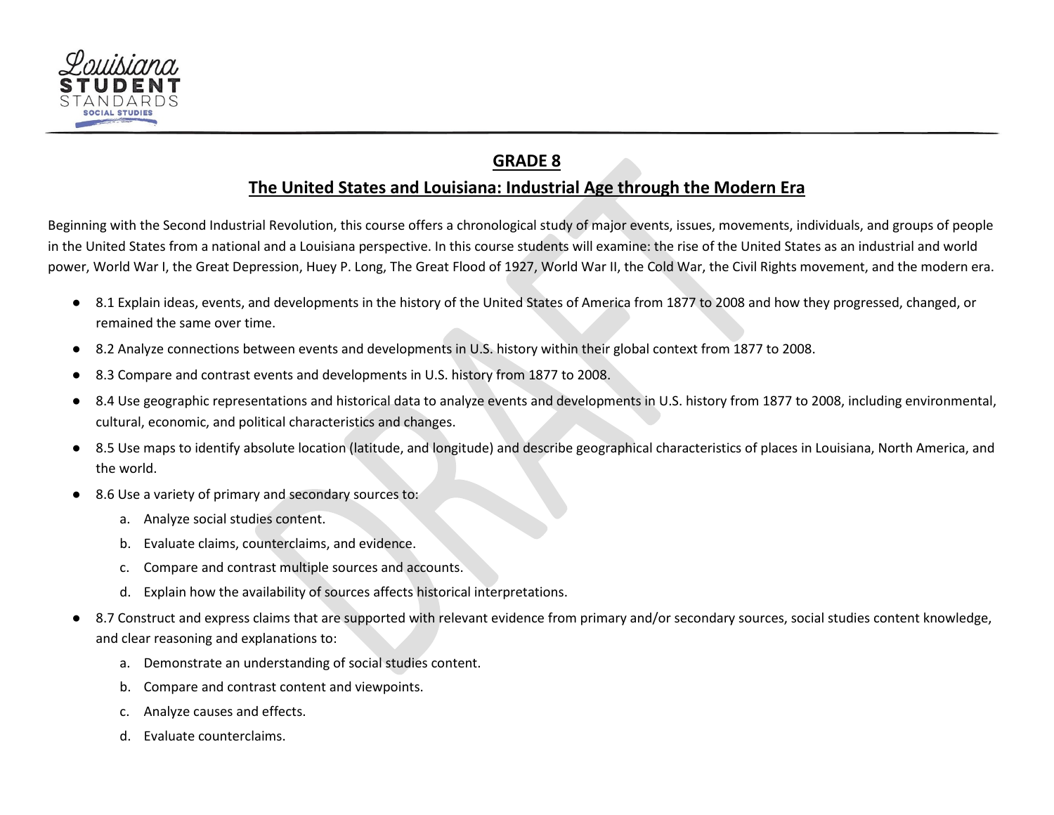## GRADE 8

## The United States and Louisiana: Industrial Age through the Modern Era

Beginning with the Second Industrial Revolution, this course offers a chronological study of major events, issues, movements, individuals, and groups of people in the United States from a national and a Louisiana perspective. In this course students will examine: the rise of the United States as an industrial and world power, World War I, the Great Depression, Huey P. Long, The Great Flood of 1927, World War II, the Cold War, the Civil Rights movement, and the modern era.

- 8.1 Explain ideas, events, and developments in the history of the United States of America from 1877 to 2008 and how they progressed, changed, or remained the same over time.
- 8.2 Analyze connections between events and developments in U.S. history within their global context from 1877 to 2008.
- 8.3 Compare and contrast events and developments in U.S. history from 1877 to 2008.
- 8.4 Use geographic representations and historical data to analyze events and developments in U.S. history from 1877 to 2008, including environmental, cultural, economic, and political characteristics and changes.
- 8.5 Use maps to identify absolute location (latitude, and longitude) and describe geographical characteristics of places in Louisiana, North America, and the world.
- 8.6 Use a variety of primary and secondary sources to:
    a. Analyze social studies content.
    b. Evaluate claims, counterclaims, and evidence.
    c. Compare and contrast multiple sources and accounts.
    d. Explain how the availability of sources affects historical interpretations.
- 8.7 Construct and express claims that are supported with relevant evidence from primary and/or secondary sources, social studies content knowledge, and clear reasoning and explanations to:
    a. Demonstrate an understanding of social studies content.
    b. Compare and contrast content and viewpoints.
    c. Analyze causes and effects.
    d. Evaluate counterclaims.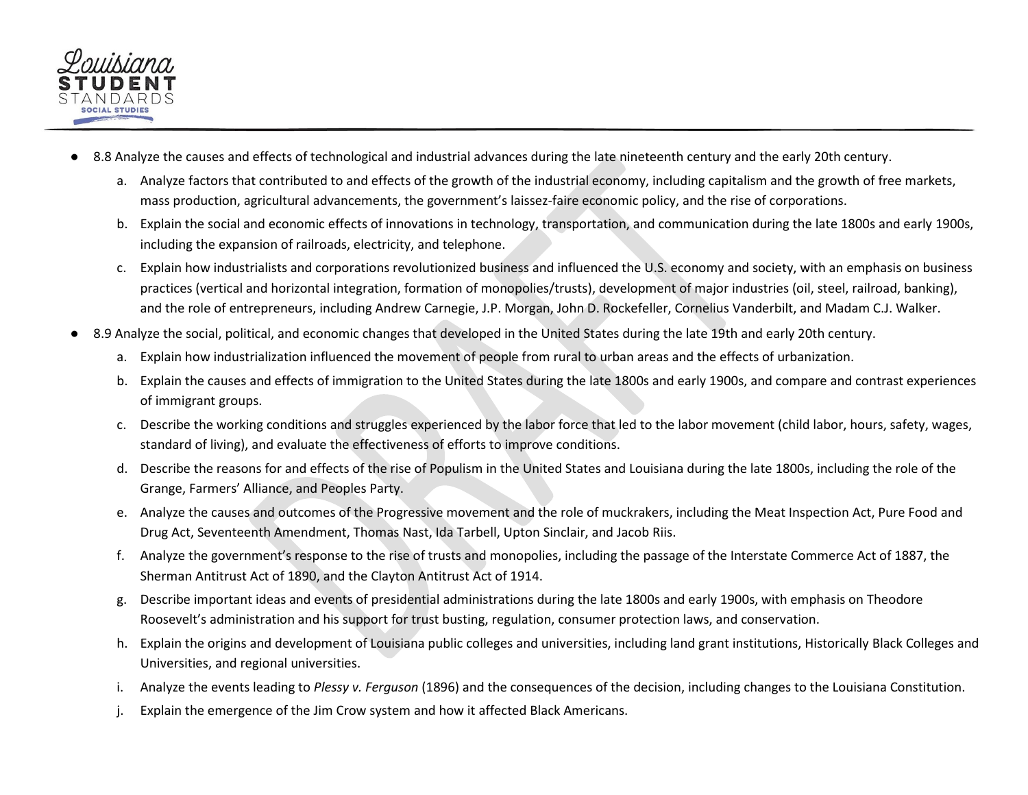- 8.8 Analyze the causes and effects of technological and industrial advances during the late nineteenth century and the early 20th century.
  a. Analyze factors that contributed to and effects of the growth of the industrial economy, including capitalism and the growth of free markets, mass production, agricultural advancements, the government's laissez-faire economic policy, and the rise of corporations.
  b. Explain the social and economic effects of innovations in technology, transportation, and communication during the late 1800s and early 1900s, including the expansion of railroads, electricity, and telephone.
  c. Explain how industrialists and corporations revolutionized business and influenced the U.S. economy and society, with an emphasis on business practices (vertical and horizontal integration, formation of monopolies/trusts), development of major industries (oil, steel, railroad, banking), and the role of entrepreneurs, including Andrew Carnegie, J.P. Morgan, John D. Rockefeller, Cornelius Vanderbilt, and Madam C.J. Walker.
- 8.9 Analyze the social, political, and economic changes that developed in the United States during the late 19th and early 20th century.
  a. Explain how industrialization influenced the movement of people from rural to urban areas and the effects of urbanization.
  b. Explain the causes and effects of immigration to the United States during the late 1800s and early 1900s, and compare and contrast experiences of immigrant groups.
  c. Describe the working conditions and struggles experienced by the labor force that led to the labor movement (child labor, hours, safety, wages, standard of living), and evaluate the effectiveness of efforts to improve conditions.
  d. Describe the reasons for and effects of the rise of Populism in the United States and Louisiana during the late 1800s, including the role of the Grange, Farmers' Alliance, and Peoples Party.
  e. Analyze the causes and outcomes of the Progressive movement and the role of muckrakers, including the Meat Inspection Act, Pure Food and Drug Act, Seventeenth Amendment, Thomas Nast, Ida Tarbell, Upton Sinclair, and Jacob Riis.
  f. Analyze the government's response to the rise of trusts and monopolies, including the passage of the Interstate Commerce Act of 1887, the Sherman Antitrust Act of 1890, and the Clayton Antitrust Act of 1914.
  g. Describe important ideas and events of presidential administrations during the late 1800s and early 1900s, with emphasis on Theodore Roosevelt's administration and his support for trust busting, regulation, consumer protection laws, and conservation.
  h. Explain the origins and development of Louisiana public colleges and universities, including land grant institutions, Historically Black Colleges and Universities, and regional universities.
  i. Analyze the events leading to *Plessy v. Ferguson* (1896) and the consequences of the decision, including changes to the Louisiana Constitution.
  j. Explain the emergence of the Jim Crow system and how it affected Black Americans.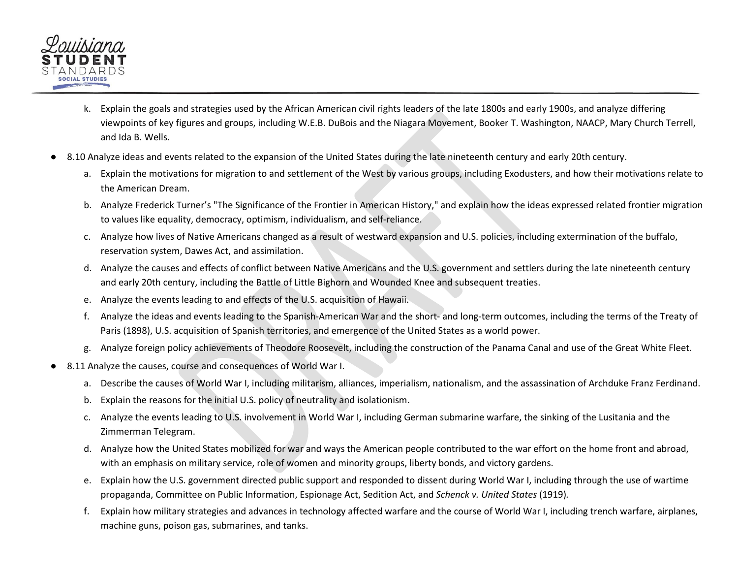k. Explain the goals and strategies used by the African American civil rights leaders of the late 1800s and early 1900s, and analyze differing viewpoints of key figures and groups, including W.E.B. DuBois and the Niagara Movement, Booker T. Washington, NAACP, Mary Church Terrell, and Ida B. Wells.

- 8.10 Analyze ideas and events related to the expansion of the United States during the late nineteenth century and early 20th century.
   a. Explain the motivations for migration to and settlement of the West by various groups, including Exodusters, and how their motivations relate to the American Dream.
   b. Analyze Frederick Turner's "The Significance of the Frontier in American History," and explain how the ideas expressed related frontier migration to values like equality, democracy, optimism, individualism, and self-reliance.
   c. Analyze how lives of Native Americans changed as a result of westward expansion and U.S. policies, including extermination of the buffalo, reservation system, Dawes Act, and assimilation.
   d. Analyze the causes and effects of conflict between Native Americans and the U.S. government and settlers during the late nineteenth century and early 20th century, including the Battle of Little Bighorn and Wounded Knee and subsequent treaties.
   e. Analyze the events leading to and effects of the U.S. acquisition of Hawaii.
   f. Analyze the ideas and events leading to the Spanish-American War and the short- and long-term outcomes, including the terms of the Treaty of Paris (1898), U.S. acquisition of Spanish territories, and emergence of the United States as a world power.
   g. Analyze foreign policy achievements of Theodore Roosevelt, including the construction of the Panama Canal and use of the Great White Fleet.
- 8.11 Analyze the causes, course and consequences of World War I.
   a. Describe the causes of World War I, including militarism, alliances, imperialism, nationalism, and the assassination of Archduke Franz Ferdinand.
   b. Explain the reasons for the initial U.S. policy of neutrality and isolationism.
   c. Analyze the events leading to U.S. involvement in World War I, including German submarine warfare, the sinking of the Lusitania and the Zimmerman Telegram.
   d. Analyze how the United States mobilized for war and ways the American people contributed to the war effort on the home front and abroad, with an emphasis on military service, role of women and minority groups, liberty bonds, and victory gardens.
   e. Explain how the U.S. government directed public support and responded to dissent during World War I, including through the use of wartime propaganda, Committee on Public Information, Espionage Act, Sedition Act, and *Schenck v. United States* (1919).
   f. Explain how military strategies and advances in technology affected warfare and the course of World War I, including trench warfare, airplanes, machine guns, poison gas, submarines, and tanks.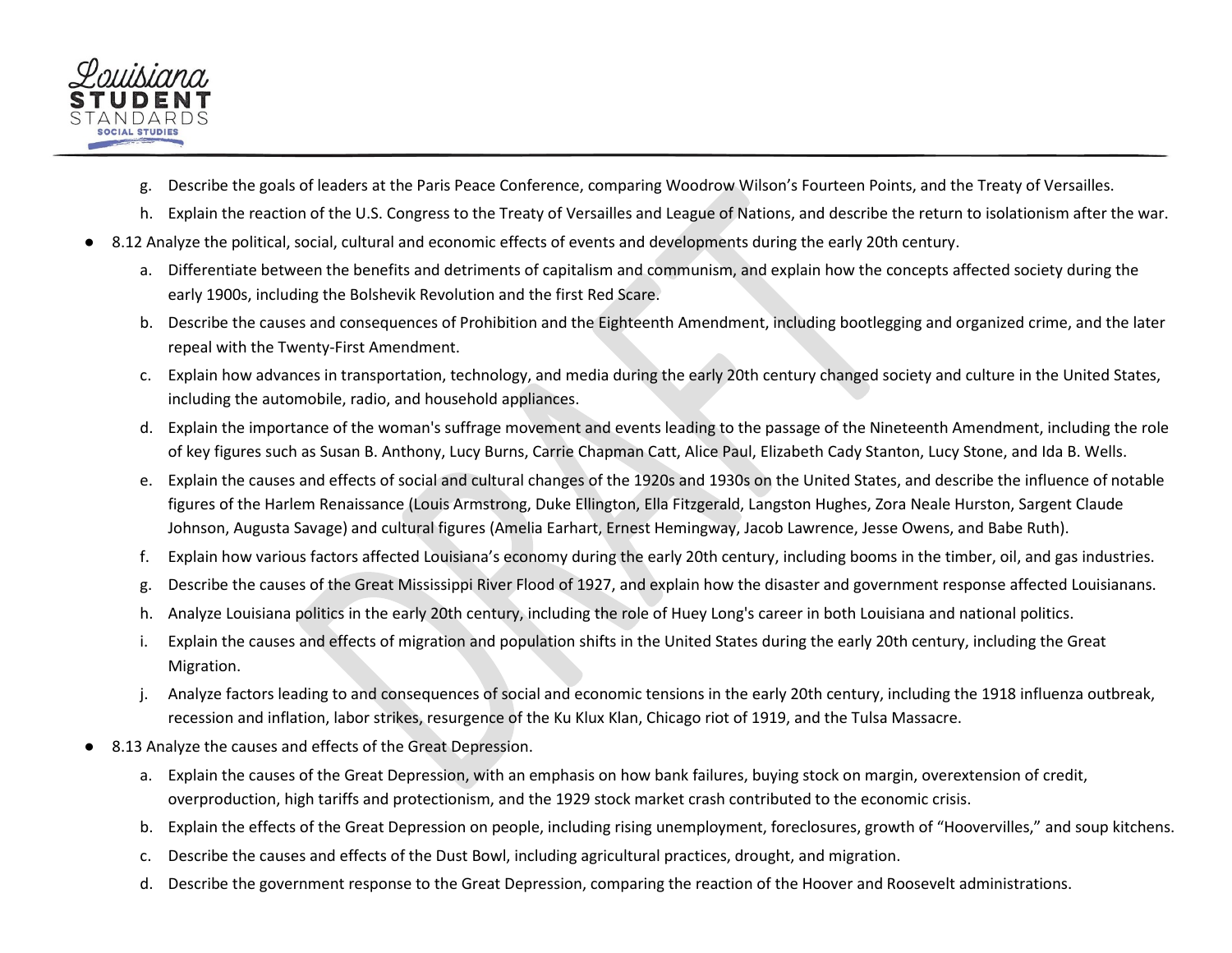g. Describe the goals of leaders at the Paris Peace Conference, comparing Woodrow Wilson's Fourteen Points, and the Treaty of Versailles.
   h. Explain the reaction of the U.S. Congress to the Treaty of Versailles and League of Nations, and describe the return to isolationism after the war.

- 8.12 Analyze the political, social, cultural and economic effects of events and developments during the early 20th century.
   a. Differentiate between the benefits and detriments of capitalism and communism, and explain how the concepts affected society during the early 1900s, including the Bolshevik Revolution and the first Red Scare.
   b. Describe the causes and consequences of Prohibition and the Eighteenth Amendment, including bootlegging and organized crime, and the later repeal with the Twenty-First Amendment.
   c. Explain how advances in transportation, technology, and media during the early 20th century changed society and culture in the United States, including the automobile, radio, and household appliances.
   d. Explain the importance of the woman's suffrage movement and events leading to the passage of the Nineteenth Amendment, including the role of key figures such as Susan B. Anthony, Lucy Burns, Carrie Chapman Catt, Alice Paul, Elizabeth Cady Stanton, Lucy Stone, and Ida B. Wells.
   e. Explain the causes and effects of social and cultural changes of the 1920s and 1930s on the United States, and describe the influence of notable figures of the Harlem Renaissance (Louis Armstrong, Duke Ellington, Ella Fitzgerald, Langston Hughes, Zora Neale Hurston, Sargent Claude Johnson, Augusta Savage) and cultural figures (Amelia Earhart, Ernest Hemingway, Jacob Lawrence, Jesse Owens, and Babe Ruth).
   f. Explain how various factors affected Louisiana's economy during the early 20th century, including booms in the timber, oil, and gas industries.
   g. Describe the causes of the Great Mississippi River Flood of 1927, and explain how the disaster and government response affected Louisianans.
   h. Analyze Louisiana politics in the early 20th century, including the role of Huey Long's career in both Louisiana and national politics.
   i. Explain the causes and effects of migration and population shifts in the United States during the early 20th century, including the Great Migration.
   j. Analyze factors leading to and consequences of social and economic tensions in the early 20th century, including the 1918 influenza outbreak, recession and inflation, labor strikes, resurgence of the Ku Klux Klan, Chicago riot of 1919, and the Tulsa Massacre.

- 8.13 Analyze the causes and effects of the Great Depression.
   a. Explain the causes of the Great Depression, with an emphasis on how bank failures, buying stock on margin, overextension of credit, overproduction, high tariffs and protectionism, and the 1929 stock market crash contributed to the economic crisis.
   b. Explain the effects of the Great Depression on people, including rising unemployment, foreclosures, growth of "Hoovervilles," and soup kitchens.
   c. Describe the causes and effects of the Dust Bowl, including agricultural practices, drought, and migration.
   d. Describe the government response to the Great Depression, comparing the reaction of the Hoover and Roosevelt administrations.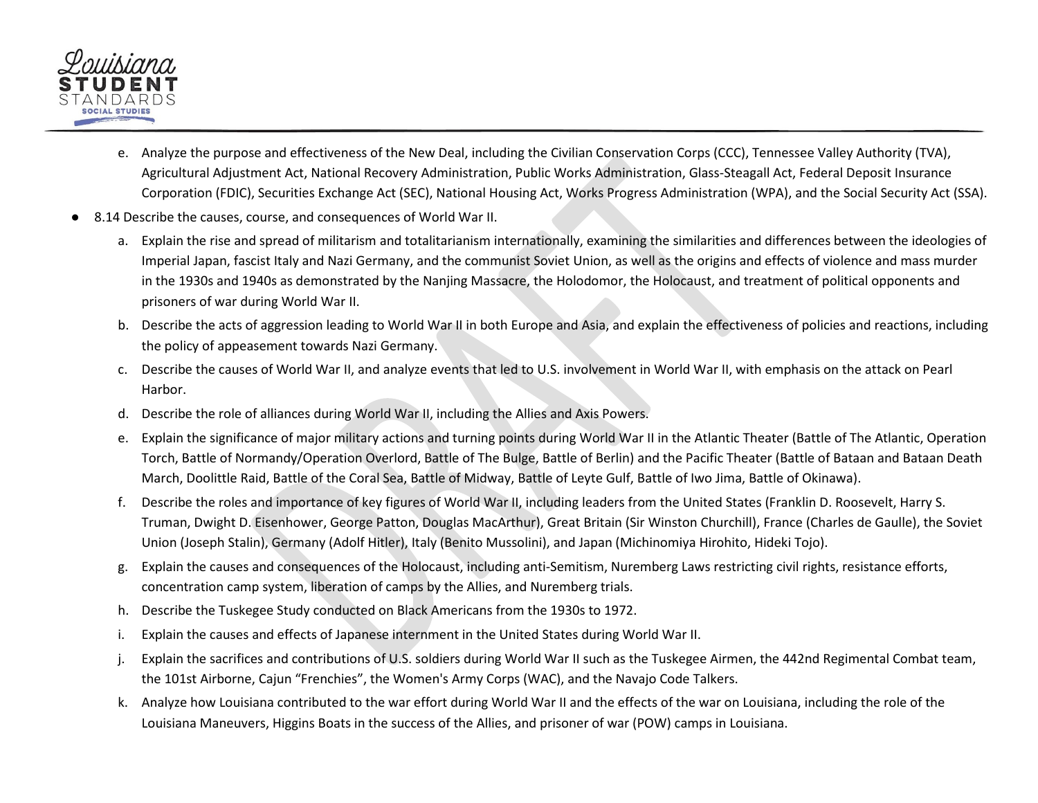e. Analyze the purpose and effectiveness of the New Deal, including the Civilian Conservation Corps (CCC), Tennessee Valley Authority (TVA), Agricultural Adjustment Act, National Recovery Administration, Public Works Administration, Glass-Steagall Act, Federal Deposit Insurance Corporation (FDIC), Securities Exchange Act (SEC), National Housing Act, Works Progress Administration (WPA), and the Social Security Act (SSA).

- 8.14 Describe the causes, course, and consequences of World War II.
    a. Explain the rise and spread of militarism and totalitarianism internationally, examining the similarities and differences between the ideologies of Imperial Japan, fascist Italy and Nazi Germany, and the communist Soviet Union, as well as the origins and effects of violence and mass murder in the 1930s and 1940s as demonstrated by the Nanjing Massacre, the Holodomor, the Holocaust, and treatment of political opponents and prisoners of war during World War II.
    b. Describe the acts of aggression leading to World War II in both Europe and Asia, and explain the effectiveness of policies and reactions, including the policy of appeasement towards Nazi Germany.
    c. Describe the causes of World War II, and analyze events that led to U.S. involvement in World War II, with emphasis on the attack on Pearl Harbor.
    d. Describe the role of alliances during World War II, including the Allies and Axis Powers.
    e. Explain the significance of major military actions and turning points during World War II in the Atlantic Theater (Battle of The Atlantic, Operation Torch, Battle of Normandy/Operation Overlord, Battle of The Bulge, Battle of Berlin) and the Pacific Theater (Battle of Bataan and Bataan Death March, Doolittle Raid, Battle of the Coral Sea, Battle of Midway, Battle of Leyte Gulf, Battle of Iwo Jima, Battle of Okinawa).
    f. Describe the roles and importance of key figures of World War II, including leaders from the United States (Franklin D. Roosevelt, Harry S. Truman, Dwight D. Eisenhower, George Patton, Douglas MacArthur), Great Britain (Sir Winston Churchill), France (Charles de Gaulle), the Soviet Union (Joseph Stalin), Germany (Adolf Hitler), Italy (Benito Mussolini), and Japan (Michinomiya Hirohito, Hideki Tojo).
    g. Explain the causes and consequences of the Holocaust, including anti-Semitism, Nuremberg Laws restricting civil rights, resistance efforts, concentration camp system, liberation of camps by the Allies, and Nuremberg trials.
    h. Describe the Tuskegee Study conducted on Black Americans from the 1930s to 1972.
    i. Explain the causes and effects of Japanese internment in the United States during World War II.
    j. Explain the sacrifices and contributions of U.S. soldiers during World War II such as the Tuskegee Airmen, the 442nd Regimental Combat team, the 101st Airborne, Cajun “Frenchies”, the Women's Army Corps (WAC), and the Navajo Code Talkers.
    k. Analyze how Louisiana contributed to the war effort during World War II and the effects of the war on Louisiana, including the role of the Louisiana Maneuvers, Higgins Boats in the success of the Allies, and prisoner of war (POW) camps in Louisiana.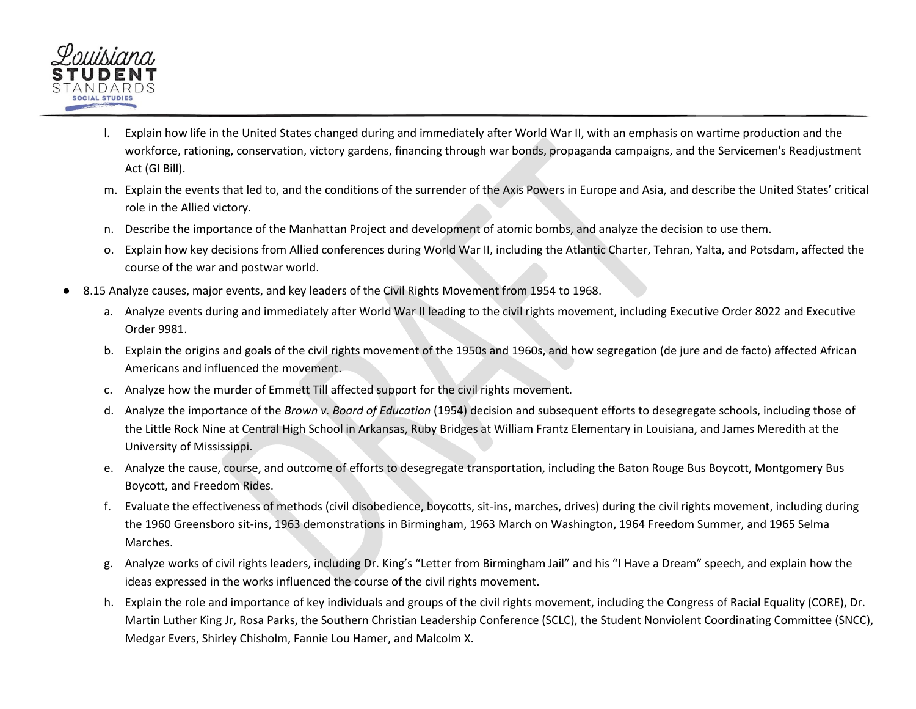l. Explain how life in the United States changed during and immediately after World War II, with an emphasis on wartime production and the workforce, rationing, conservation, victory gardens, financing through war bonds, propaganda campaigns, and the Servicemen's Readjustment Act (GI Bill).

m. Explain the events that led to, and the conditions of the surrender of the Axis Powers in Europe and Asia, and describe the United States' critical role in the Allied victory.

n. Describe the importance of the Manhattan Project and development of atomic bombs, and analyze the decision to use them.

o. Explain how key decisions from Allied conferences during World War II, including the Atlantic Charter, Tehran, Yalta, and Potsdam, affected the course of the war and postwar world.

- 8.15 Analyze causes, major events, and key leaders of the Civil Rights Movement from 1954 to 1968.

  a. Analyze events during and immediately after World War II leading to the civil rights movement, including Executive Order 8022 and Executive Order 9981.

  b. Explain the origins and goals of the civil rights movement of the 1950s and 1960s, and how segregation (de jure and de facto) affected African Americans and influenced the movement.

  c. Analyze how the murder of Emmett Till affected support for the civil rights movement.

  d. Analyze the importance of the *Brown v. Board of Education* (1954) decision and subsequent efforts to desegregate schools, including those of the Little Rock Nine at Central High School in Arkansas, Ruby Bridges at William Frantz Elementary in Louisiana, and James Meredith at the University of Mississippi.

  e. Analyze the cause, course, and outcome of efforts to desegregate transportation, including the Baton Rouge Bus Boycott, Montgomery Bus Boycott, and Freedom Rides.

  f. Evaluate the effectiveness of methods (civil disobedience, boycotts, sit-ins, marches, drives) during the civil rights movement, including during the 1960 Greensboro sit-ins, 1963 demonstrations in Birmingham, 1963 March on Washington, 1964 Freedom Summer, and 1965 Selma Marches.

  g. Analyze works of civil rights leaders, including Dr. King's "Letter from Birmingham Jail" and his "I Have a Dream" speech, and explain how the ideas expressed in the works influenced the course of the civil rights movement.

  h. Explain the role and importance of key individuals and groups of the civil rights movement, including the Congress of Racial Equality (CORE), Dr. Martin Luther King Jr, Rosa Parks, the Southern Christian Leadership Conference (SCLC), the Student Nonviolent Coordinating Committee (SNCC), Medgar Evers, Shirley Chisholm, Fannie Lou Hamer, and Malcolm X.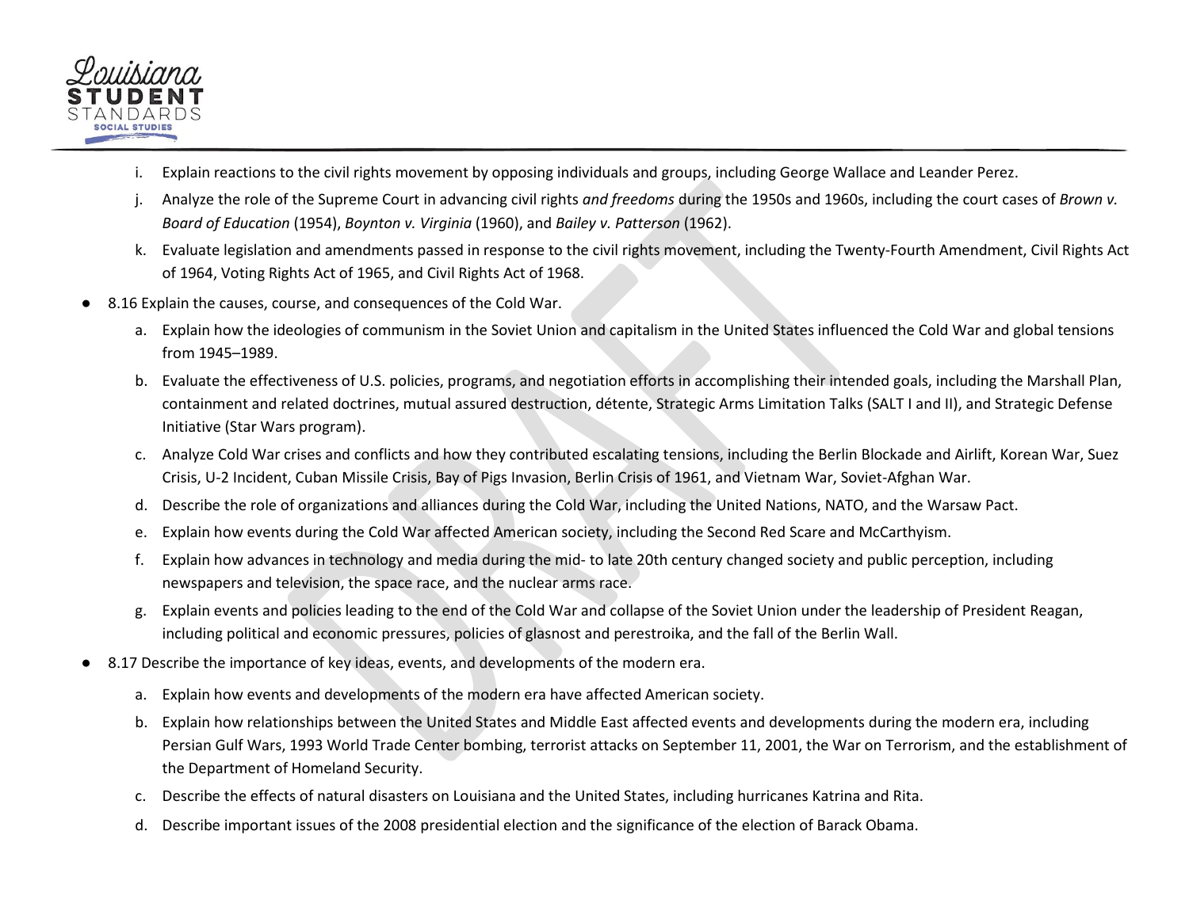i. Explain reactions to the civil rights movement by opposing individuals and groups, including George Wallace and Leander Perez.

j. Analyze the role of the Supreme Court in advancing civil rights *and freedoms* during the 1950s and 1960s, including the court cases of *Brown v. Board of Education* (1954), *Boynton v. Virginia* (1960), and *Bailey v. Patterson* (1962).

k. Evaluate legislation and amendments passed in response to the civil rights movement, including the Twenty-Fourth Amendment, Civil Rights Act of 1964, Voting Rights Act of 1965, and Civil Rights Act of 1968.

- 8.16 Explain the causes, course, and consequences of the Cold War.
    a. Explain how the ideologies of communism in the Soviet Union and capitalism in the United States influenced the Cold War and global tensions from 1945–1989.
    b. Evaluate the effectiveness of U.S. policies, programs, and negotiation efforts in accomplishing their intended goals, including the Marshall Plan, containment and related doctrines, mutual assured destruction, détente, Strategic Arms Limitation Talks (SALT I and II), and Strategic Defense Initiative (Star Wars program).
    c. Analyze Cold War crises and conflicts and how they contributed escalating tensions, including the Berlin Blockade and Airlift, Korean War, Suez Crisis, U-2 Incident, Cuban Missile Crisis, Bay of Pigs Invasion, Berlin Crisis of 1961, and Vietnam War, Soviet-Afghan War.
    d. Describe the role of organizations and alliances during the Cold War, including the United Nations, NATO, and the Warsaw Pact.
    e. Explain how events during the Cold War affected American society, including the Second Red Scare and McCarthyism.
    f. Explain how advances in technology and media during the mid- to late 20th century changed society and public perception, including newspapers and television, the space race, and the nuclear arms race.
    g. Explain events and policies leading to the end of the Cold War and collapse of the Soviet Union under the leadership of President Reagan, including political and economic pressures, policies of glasnost and perestroika, and the fall of the Berlin Wall.
- 8.17 Describe the importance of key ideas, events, and developments of the modern era.
    a. Explain how events and developments of the modern era have affected American society.
    b. Explain how relationships between the United States and Middle East affected events and developments during the modern era, including Persian Gulf Wars, 1993 World Trade Center bombing, terrorist attacks on September 11, 2001, the War on Terrorism, and the establishment of the Department of Homeland Security.
    c. Describe the effects of natural disasters on Louisiana and the United States, including hurricanes Katrina and Rita.
    d. Describe important issues of the 2008 presidential election and the significance of the election of Barack Obama.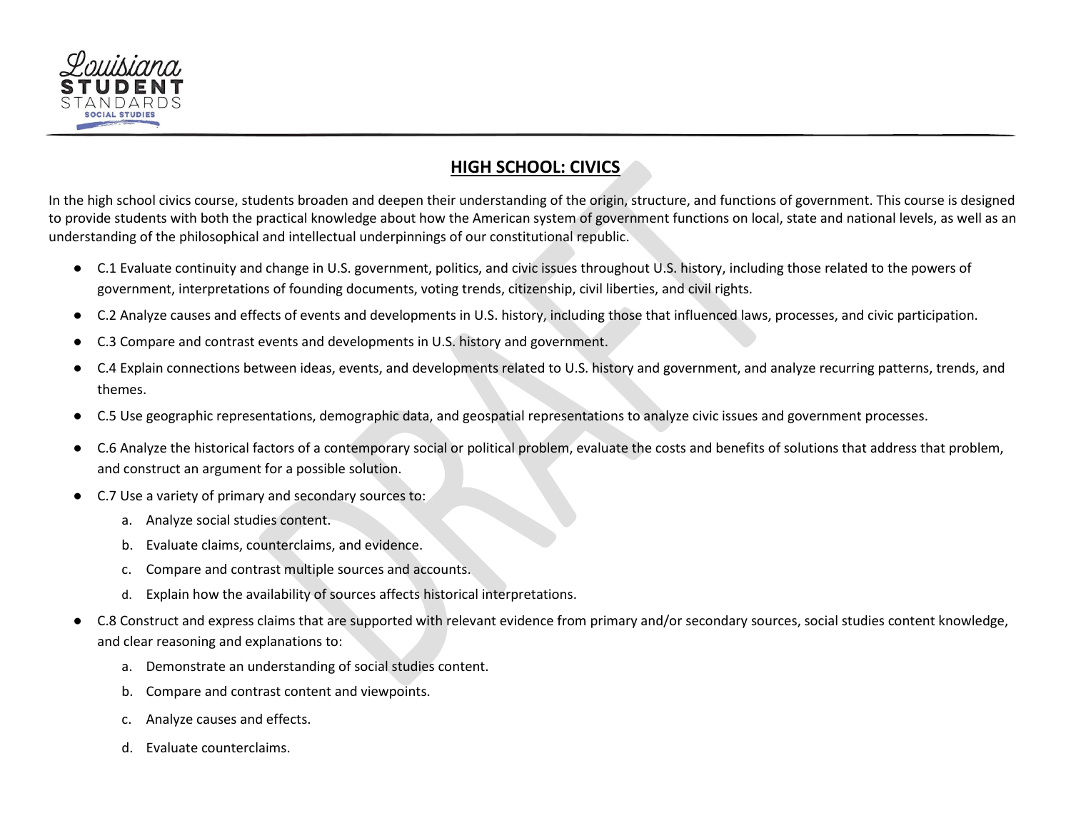## HIGH SCHOOL: CIVICS

In the high school civics course, students broaden and deepen their understanding of the origin, structure, and functions of government. This course is designed to provide students with both the practical knowledge about how the American system of government functions on local, state and national levels, as well as an understanding of the philosophical and intellectual underpinnings of our constitutional republic.

- C.1 Evaluate continuity and change in U.S. government, politics, and civic issues throughout U.S. history, including those related to the powers of government, interpretations of founding documents, voting trends, citizenship, civil liberties, and civil rights.
- C.2 Analyze causes and effects of events and developments in U.S. history, including those that influenced laws, processes, and civic participation.
- C.3 Compare and contrast events and developments in U.S. history and government.
- C.4 Explain connections between ideas, events, and developments related to U.S. history and government, and analyze recurring patterns, trends, and themes.
- C.5 Use geographic representations, demographic data, and geospatial representations to analyze civic issues and government processes.
- C.6 Analyze the historical factors of a contemporary social or political problem, evaluate the costs and benefits of solutions that address that problem, and construct an argument for a possible solution.
- C.7 Use a variety of primary and secondary sources to:
  a. Analyze social studies content.
  b. Evaluate claims, counterclaims, and evidence.
  c. Compare and contrast multiple sources and accounts.
  d. Explain how the availability of sources affects historical interpretations.
- C.8 Construct and express claims that are supported with relevant evidence from primary and/or secondary sources, social studies content knowledge, and clear reasoning and explanations to:
  a. Demonstrate an understanding of social studies content.
  b. Compare and contrast content and viewpoints.
  c. Analyze causes and effects.
  d. Evaluate counterclaims.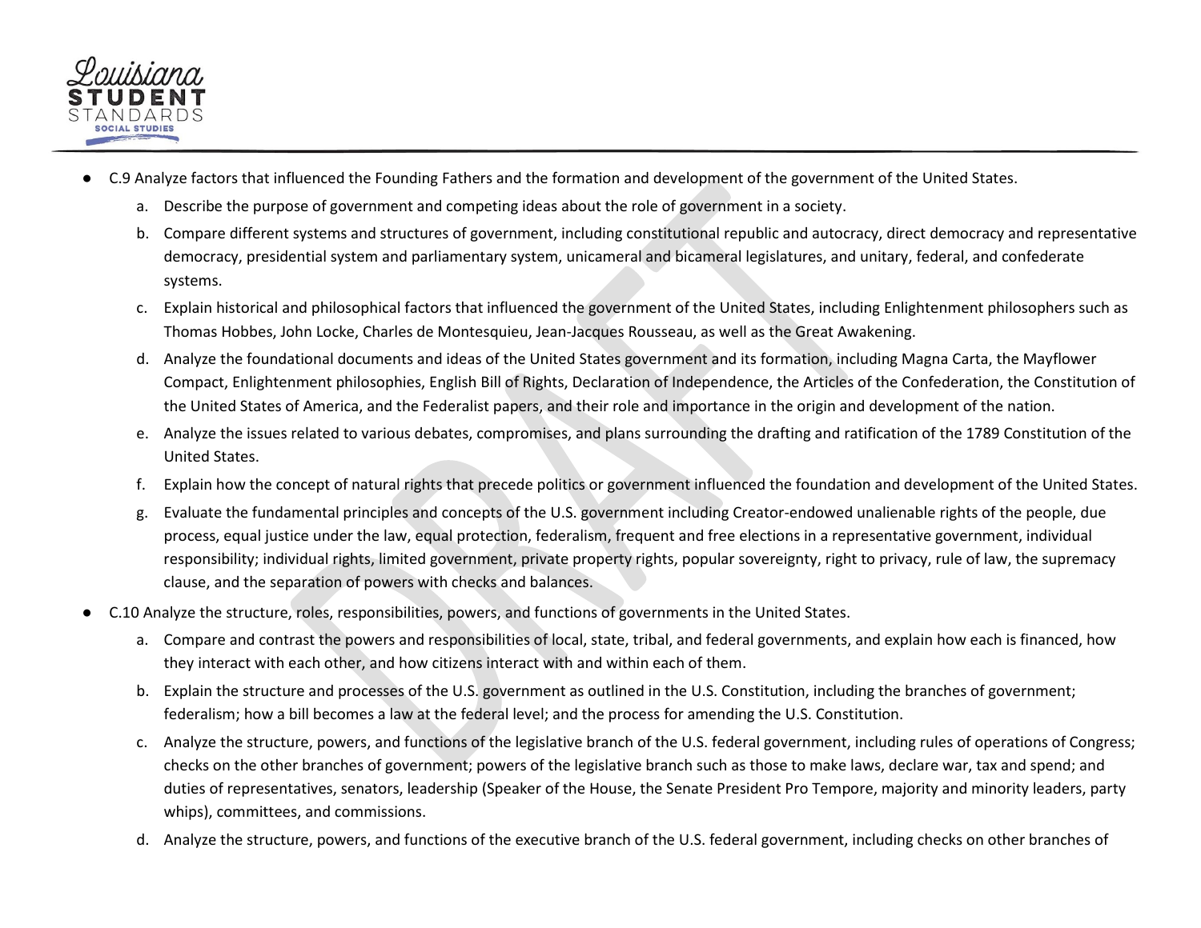- C.9 Analyze factors that influenced the Founding Fathers and the formation and development of the government of the United States.
  a. Describe the purpose of government and competing ideas about the role of government in a society.
  b. Compare different systems and structures of government, including constitutional republic and autocracy, direct democracy and representative democracy, presidential system and parliamentary system, unicameral and bicameral legislatures, and unitary, federal, and confederate systems.
  c. Explain historical and philosophical factors that influenced the government of the United States, including Enlightenment philosophers such as Thomas Hobbes, John Locke, Charles de Montesquieu, Jean-Jacques Rousseau, as well as the Great Awakening.
  d. Analyze the foundational documents and ideas of the United States government and its formation, including Magna Carta, the Mayflower Compact, Enlightenment philosophies, English Bill of Rights, Declaration of Independence, the Articles of the Confederation, the Constitution of the United States of America, and the Federalist papers, and their role and importance in the origin and development of the nation.
  e. Analyze the issues related to various debates, compromises, and plans surrounding the drafting and ratification of the 1789 Constitution of the United States.
  f. Explain how the concept of natural rights that precede politics or government influenced the foundation and development of the United States.
  g. Evaluate the fundamental principles and concepts of the U.S. government including Creator-endowed unalienable rights of the people, due process, equal justice under the law, equal protection, federalism, frequent and free elections in a representative government, individual responsibility; individual rights, limited government, private property rights, popular sovereignty, right to privacy, rule of law, the supremacy clause, and the separation of powers with checks and balances.
- C.10 Analyze the structure, roles, responsibilities, powers, and functions of governments in the United States.
  a. Compare and contrast the powers and responsibilities of local, state, tribal, and federal governments, and explain how each is financed, how they interact with each other, and how citizens interact with and within each of them.
  b. Explain the structure and processes of the U.S. government as outlined in the U.S. Constitution, including the branches of government; federalism; how a bill becomes a law at the federal level; and the process for amending the U.S. Constitution.
  c. Analyze the structure, powers, and functions of the legislative branch of the U.S. federal government, including rules of operations of Congress; checks on the other branches of government; powers of the legislative branch such as those to make laws, declare war, tax and spend; and duties of representatives, senators, leadership (Speaker of the House, the Senate President Pro Tempore, majority and minority leaders, party whips), committees, and commissions.
  d. Analyze the structure, powers, and functions of the executive branch of the U.S. federal government, including checks on other branches of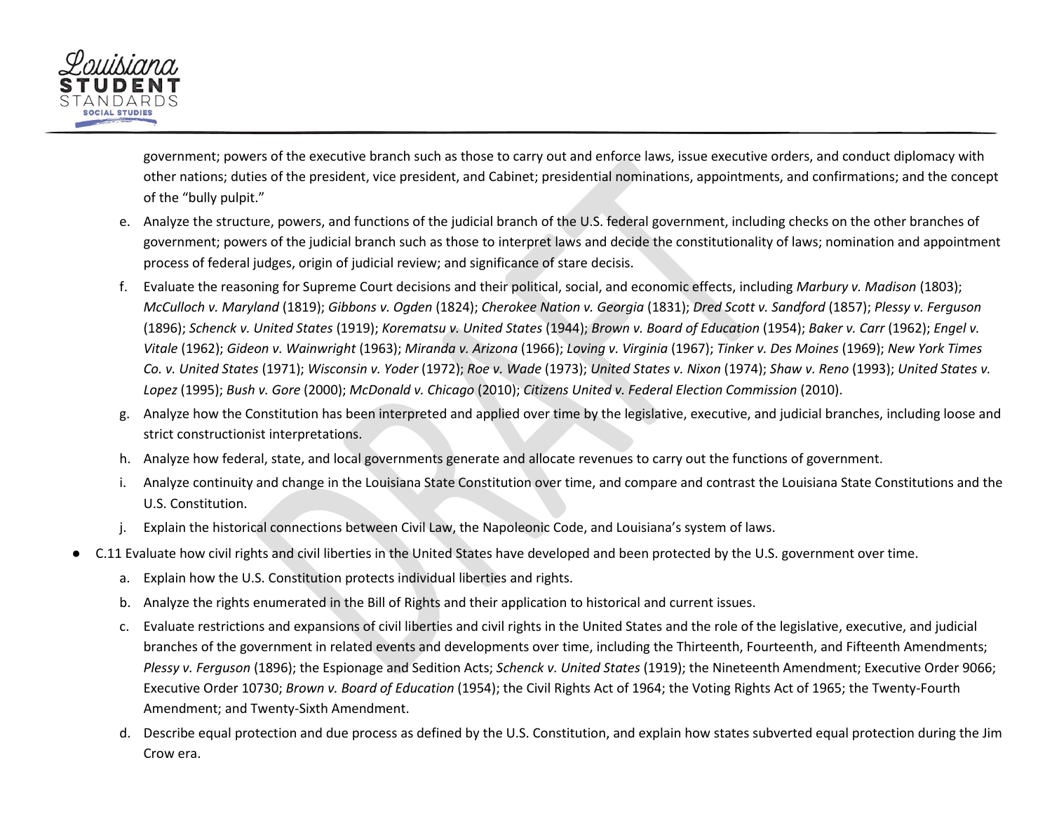government; powers of the executive branch such as those to carry out and enforce laws, issue executive orders, and conduct diplomacy with other nations; duties of the president, vice president, and Cabinet; presidential nominations, appointments, and confirmations; and the concept of the "bully pulpit."

  e. Analyze the structure, powers, and functions of the judicial branch of the U.S. federal government, including checks on the other branches of government; powers of the judicial branch such as those to interpret laws and decide the constitutionality of laws; nomination and appointment process of federal judges, origin of judicial review; and significance of stare decisis.
  f. Evaluate the reasoning for Supreme Court decisions and their political, social, and economic effects, including *Marbury v. Madison* (1803); *McCulloch v. Maryland* (1819); *Gibbons v. Ogden* (1824); *Cherokee Nation v. Georgia* (1831); *Dred Scott v. Sandford* (1857); *Plessy v. Ferguson* (1896); *Schenck v. United States* (1919); *Korematsu v. United States* (1944); *Brown v. Board of Education* (1954); *Baker v. Carr* (1962); *Engel v. Vitale* (1962); *Gideon v. Wainwright* (1963); *Miranda v. Arizona* (1966); *Loving v. Virginia* (1967); *Tinker v. Des Moines* (1969); *New York Times Co. v. United States* (1971); *Wisconsin v. Yoder* (1972); *Roe v. Wade* (1973); *United States v. Nixon* (1974); *Shaw v. Reno* (1993); *United States v. Lopez* (1995); *Bush v. Gore* (2000); *McDonald v. Chicago* (2010); *Citizens United v. Federal Election Commission* (2010).
  g. Analyze how the Constitution has been interpreted and applied over time by the legislative, executive, and judicial branches, including loose and strict constructionist interpretations.
  h. Analyze how federal, state, and local governments generate and allocate revenues to carry out the functions of government.
  i. Analyze continuity and change in the Louisiana State Constitution over time, and compare and contrast the Louisiana State Constitutions and the U.S. Constitution.
  j. Explain the historical connections between Civil Law, the Napoleonic Code, and Louisiana's system of laws.

- C.11 Evaluate how civil rights and civil liberties in the United States have developed and been protected by the U.S. government over time.
  a. Explain how the U.S. Constitution protects individual liberties and rights.
  b. Analyze the rights enumerated in the Bill of Rights and their application to historical and current issues.
  c. Evaluate restrictions and expansions of civil liberties and civil rights in the United States and the role of the legislative, executive, and judicial branches of the government in related events and developments over time, including the Thirteenth, Fourteenth, and Fifteenth Amendments; *Plessy v. Ferguson* (1896); the Espionage and Sedition Acts; *Schenck v. United States* (1919); the Nineteenth Amendment; Executive Order 9066; Executive Order 10730; *Brown v. Board of Education* (1954); the Civil Rights Act of 1964; the Voting Rights Act of 1965; the Twenty-Fourth Amendment; and Twenty-Sixth Amendment.
  d. Describe equal protection and due process as defined by the U.S. Constitution, and explain how states subverted equal protection during the Jim Crow era.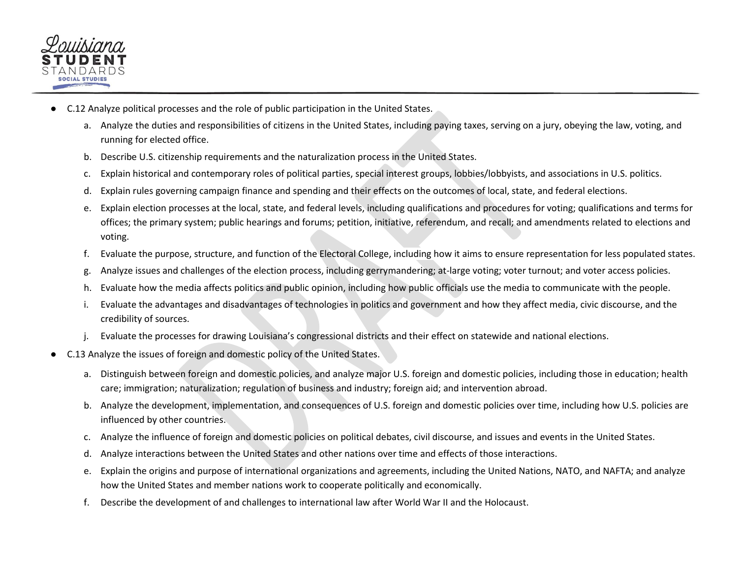- C.12 Analyze political processes and the role of public participation in the United States.
    a. Analyze the duties and responsibilities of citizens in the United States, including paying taxes, serving on a jury, obeying the law, voting, and running for elected office.
    b. Describe U.S. citizenship requirements and the naturalization process in the United States.
    c. Explain historical and contemporary roles of political parties, special interest groups, lobbies/lobbyists, and associations in U.S. politics.
    d. Explain rules governing campaign finance and spending and their effects on the outcomes of local, state, and federal elections.
    e. Explain election processes at the local, state, and federal levels, including qualifications and procedures for voting; qualifications and terms for offices; the primary system; public hearings and forums; petition, initiative, referendum, and recall; and amendments related to elections and voting.
    f. Evaluate the purpose, structure, and function of the Electoral College, including how it aims to ensure representation for less populated states.
    g. Analyze issues and challenges of the election process, including gerrymandering; at-large voting; voter turnout; and voter access policies.
    h. Evaluate how the media affects politics and public opinion, including how public officials use the media to communicate with the people.
    i. Evaluate the advantages and disadvantages of technologies in politics and government and how they affect media, civic discourse, and the credibility of sources.
    j. Evaluate the processes for drawing Louisiana's congressional districts and their effect on statewide and national elections.
- C.13 Analyze the issues of foreign and domestic policy of the United States.
    a. Distinguish between foreign and domestic policies, and analyze major U.S. foreign and domestic policies, including those in education; health care; immigration; naturalization; regulation of business and industry; foreign aid; and intervention abroad.
    b. Analyze the development, implementation, and consequences of U.S. foreign and domestic policies over time, including how U.S. policies are influenced by other countries.
    c. Analyze the influence of foreign and domestic policies on political debates, civil discourse, and issues and events in the United States.
    d. Analyze interactions between the United States and other nations over time and effects of those interactions.
    e. Explain the origins and purpose of international organizations and agreements, including the United Nations, NATO, and NAFTA; and analyze how the United States and member nations work to cooperate politically and economically.
    f. Describe the development of and challenges to international law after World War II and the Holocaust.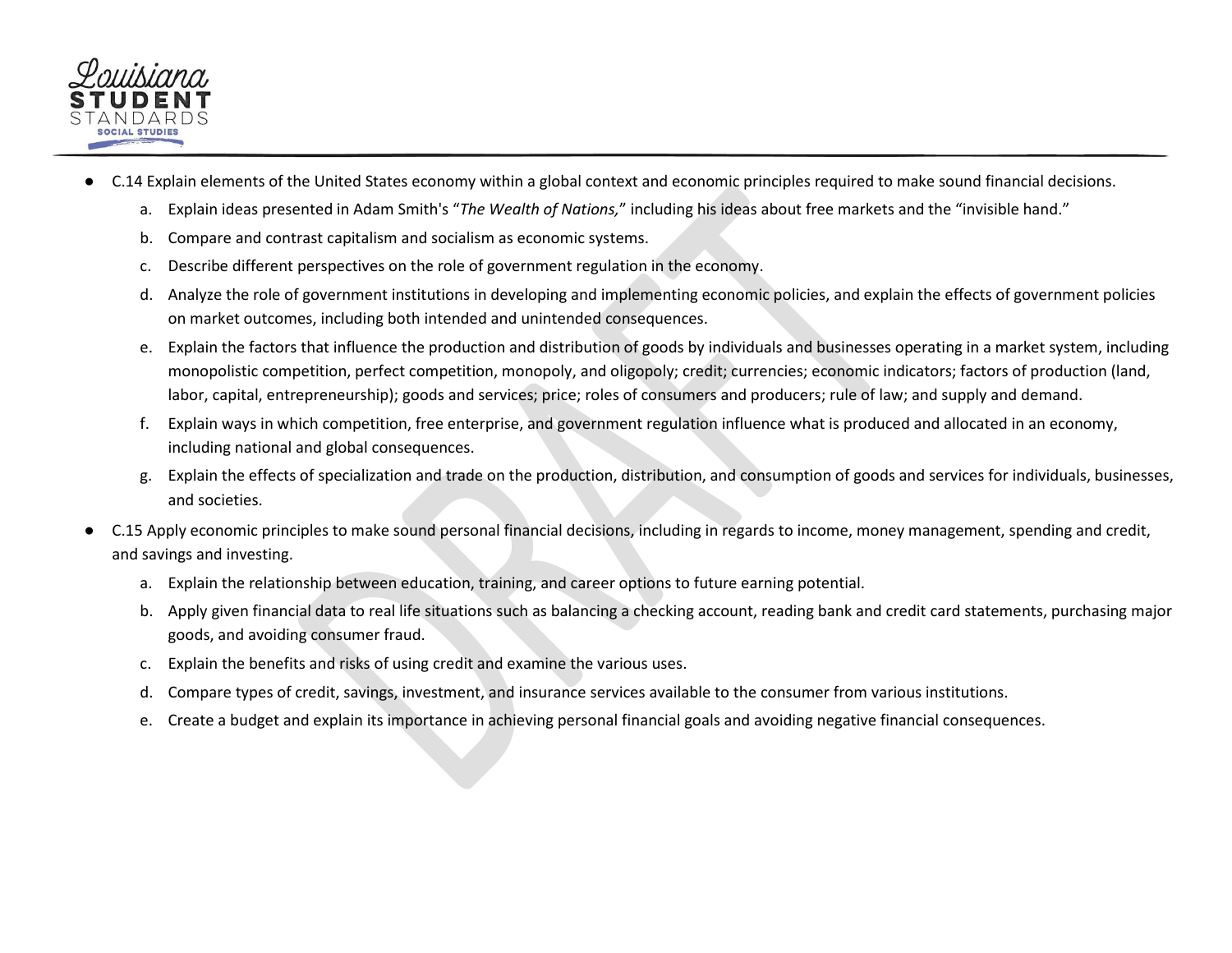- C.14 Explain elements of the United States economy within a global context and economic principles required to make sound financial decisions.
    a. Explain ideas presented in Adam Smith's "*The Wealth of Nations,*" including his ideas about free markets and the "invisible hand."
    b. Compare and contrast capitalism and socialism as economic systems.
    c. Describe different perspectives on the role of government regulation in the economy.
    d. Analyze the role of government institutions in developing and implementing economic policies, and explain the effects of government policies on market outcomes, including both intended and unintended consequences.
    e. Explain the factors that influence the production and distribution of goods by individuals and businesses operating in a market system, including monopolistic competition, perfect competition, monopoly, and oligopoly; credit; currencies; economic indicators; factors of production (land, labor, capital, entrepreneurship); goods and services; price; roles of consumers and producers; rule of law; and supply and demand.
    f. Explain ways in which competition, free enterprise, and government regulation influence what is produced and allocated in an economy, including national and global consequences.
    g. Explain the effects of specialization and trade on the production, distribution, and consumption of goods and services for individuals, businesses, and societies.
- C.15 Apply economic principles to make sound personal financial decisions, including in regards to income, money management, spending and credit, and savings and investing.
    a. Explain the relationship between education, training, and career options to future earning potential.
    b. Apply given financial data to real life situations such as balancing a checking account, reading bank and credit card statements, purchasing major goods, and avoiding consumer fraud.
    c. Explain the benefits and risks of using credit and examine the various uses.
    d. Compare types of credit, savings, investment, and insurance services available to the consumer from various institutions.
    e. Create a budget and explain its importance in achieving personal financial goals and avoiding negative financial consequences.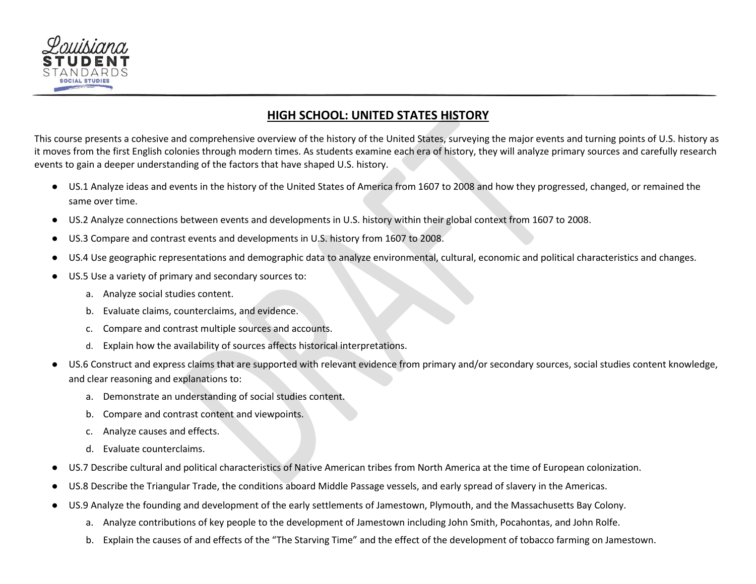## HIGH SCHOOL: UNITED STATES HISTORY

This course presents a cohesive and comprehensive overview of the history of the United States, surveying the major events and turning points of U.S. history as it moves from the first English colonies through modern times. As students examine each era of history, they will analyze primary sources and carefully research events to gain a deeper understanding of the factors that have shaped U.S. history.

- US.1 Analyze ideas and events in the history of the United States of America from 1607 to 2008 and how they progressed, changed, or remained the same over time.
- US.2 Analyze connections between events and developments in U.S. history within their global context from 1607 to 2008.
- US.3 Compare and contrast events and developments in U.S. history from 1607 to 2008.
- US.4 Use geographic representations and demographic data to analyze environmental, cultural, economic and political characteristics and changes.
- US.5 Use a variety of primary and secondary sources to:
    a. Analyze social studies content.
    b. Evaluate claims, counterclaims, and evidence.
    c. Compare and contrast multiple sources and accounts.
    d. Explain how the availability of sources affects historical interpretations.
- US.6 Construct and express claims that are supported with relevant evidence from primary and/or secondary sources, social studies content knowledge, and clear reasoning and explanations to:
    a. Demonstrate an understanding of social studies content.
    b. Compare and contrast content and viewpoints.
    c. Analyze causes and effects.
    d. Evaluate counterclaims.
- US.7 Describe cultural and political characteristics of Native American tribes from North America at the time of European colonization.
- US.8 Describe the Triangular Trade, the conditions aboard Middle Passage vessels, and early spread of slavery in the Americas.
- US.9 Analyze the founding and development of the early settlements of Jamestown, Plymouth, and the Massachusetts Bay Colony.
    a. Analyze contributions of key people to the development of Jamestown including John Smith, Pocahontas, and John Rolfe.
    b. Explain the causes of and effects of the "The Starving Time" and the effect of the development of tobacco farming on Jamestown.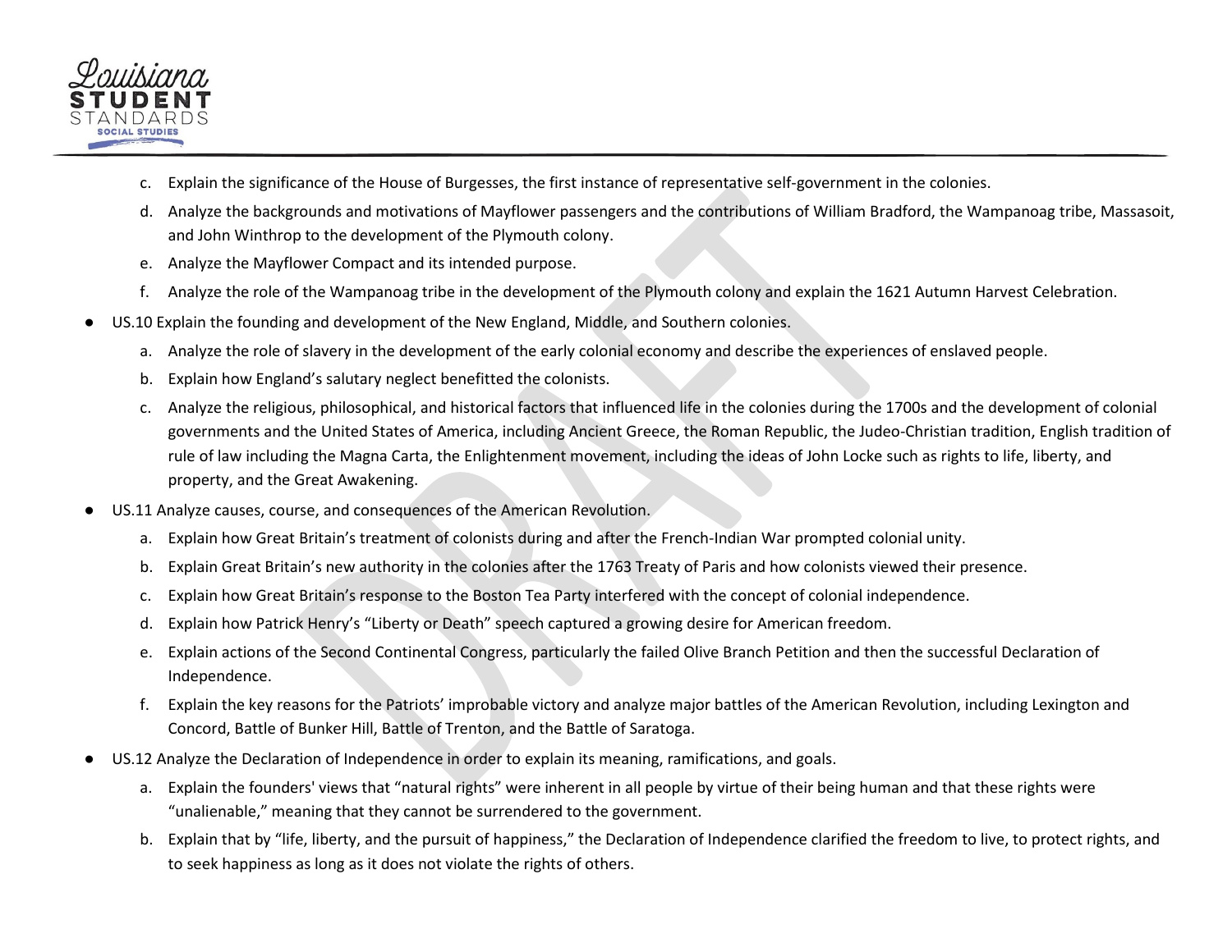c. Explain the significance of the House of Burgesses, the first instance of representative self-government in the colonies.
   d. Analyze the backgrounds and motivations of Mayflower passengers and the contributions of William Bradford, the Wampanoag tribe, Massasoit, and John Winthrop to the development of the Plymouth colony.
   e. Analyze the Mayflower Compact and its intended purpose.
   f. Analyze the role of the Wampanoag tribe in the development of the Plymouth colony and explain the 1621 Autumn Harvest Celebration.

- US.10 Explain the founding and development of the New England, Middle, and Southern colonies.
   a. Analyze the role of slavery in the development of the early colonial economy and describe the experiences of enslaved people.
   b. Explain how England's salutary neglect benefitted the colonists.
   c. Analyze the religious, philosophical, and historical factors that influenced life in the colonies during the 1700s and the development of colonial governments and the United States of America, including Ancient Greece, the Roman Republic, the Judeo-Christian tradition, English tradition of rule of law including the Magna Carta, the Enlightenment movement, including the ideas of John Locke such as rights to life, liberty, and property, and the Great Awakening.
- US.11 Analyze causes, course, and consequences of the American Revolution.
   a. Explain how Great Britain's treatment of colonists during and after the French-Indian War prompted colonial unity.
   b. Explain Great Britain's new authority in the colonies after the 1763 Treaty of Paris and how colonists viewed their presence.
   c. Explain how Great Britain's response to the Boston Tea Party interfered with the concept of colonial independence.
   d. Explain how Patrick Henry's "Liberty or Death" speech captured a growing desire for American freedom.
   e. Explain actions of the Second Continental Congress, particularly the failed Olive Branch Petition and then the successful Declaration of Independence.
   f. Explain the key reasons for the Patriots' improbable victory and analyze major battles of the American Revolution, including Lexington and Concord, Battle of Bunker Hill, Battle of Trenton, and the Battle of Saratoga.
- US.12 Analyze the Declaration of Independence in order to explain its meaning, ramifications, and goals.
   a. Explain the founders' views that "natural rights" were inherent in all people by virtue of their being human and that these rights were "unalienable," meaning that they cannot be surrendered to the government.
   b. Explain that by "life, liberty, and the pursuit of happiness," the Declaration of Independence clarified the freedom to live, to protect rights, and to seek happiness as long as it does not violate the rights of others.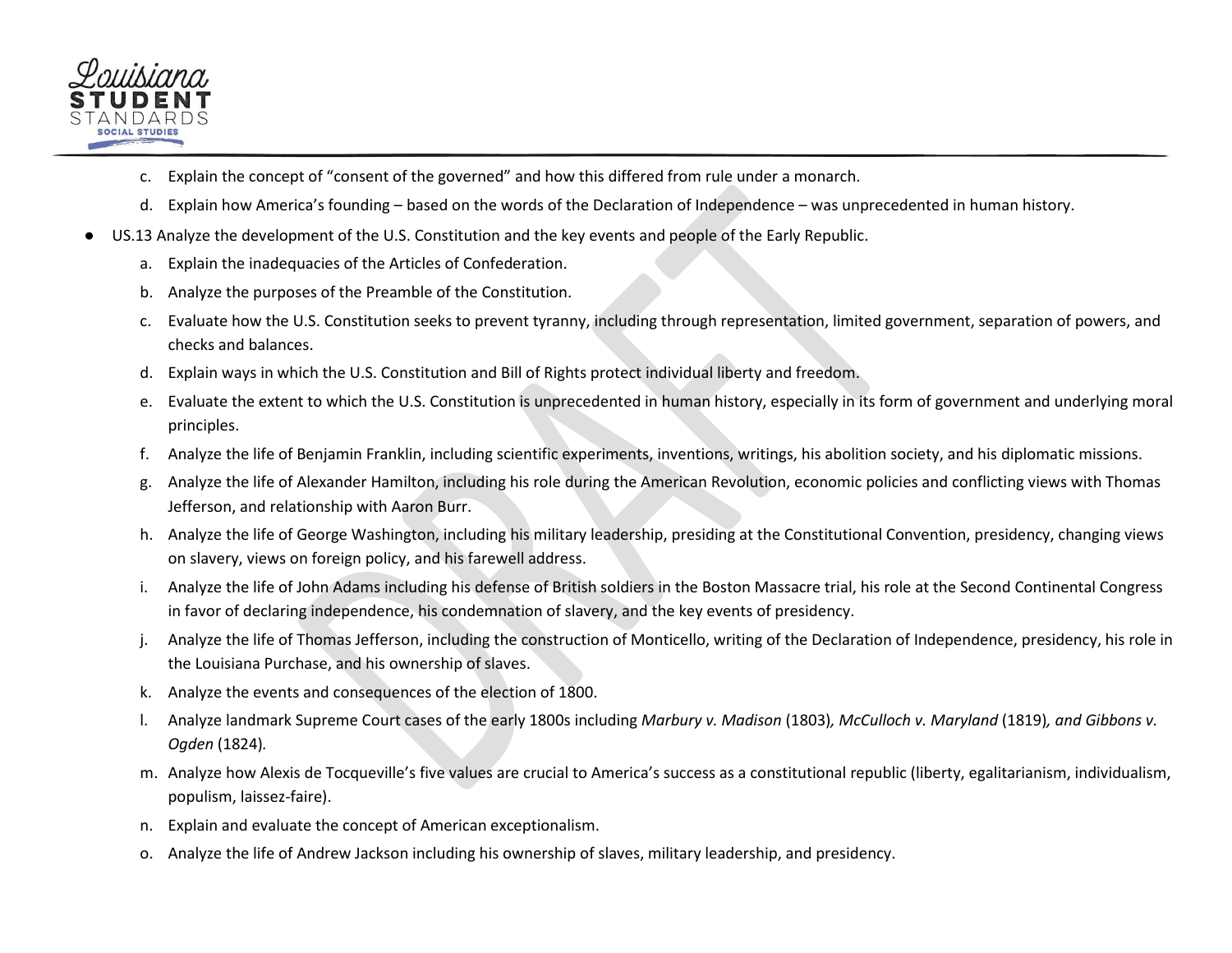c. Explain the concept of "consent of the governed" and how this differed from rule under a monarch.

d. Explain how America's founding – based on the words of the Declaration of Independence – was unprecedented in human history.

- US.13 Analyze the development of the U.S. Constitution and the key events and people of the Early Republic.
  a. Explain the inadequacies of the Articles of Confederation.
  b. Analyze the purposes of the Preamble of the Constitution.
  c. Evaluate how the U.S. Constitution seeks to prevent tyranny, including through representation, limited government, separation of powers, and checks and balances.
  d. Explain ways in which the U.S. Constitution and Bill of Rights protect individual liberty and freedom.
  e. Evaluate the extent to which the U.S. Constitution is unprecedented in human history, especially in its form of government and underlying moral principles.
  f. Analyze the life of Benjamin Franklin, including scientific experiments, inventions, writings, his abolition society, and his diplomatic missions.
  g. Analyze the life of Alexander Hamilton, including his role during the American Revolution, economic policies and conflicting views with Thomas Jefferson, and relationship with Aaron Burr.
  h. Analyze the life of George Washington, including his military leadership, presiding at the Constitutional Convention, presidency, changing views on slavery, views on foreign policy, and his farewell address.
  i. Analyze the life of John Adams including his defense of British soldiers in the Boston Massacre trial, his role at the Second Continental Congress in favor of declaring independence, his condemnation of slavery, and the key events of presidency.
  j. Analyze the life of Thomas Jefferson, including the construction of Monticello, writing of the Declaration of Independence, presidency, his role in the Louisiana Purchase, and his ownership of slaves.
  k. Analyze the events and consequences of the election of 1800.
  l. Analyze landmark Supreme Court cases of the early 1800s including *Marbury v. Madison* (1803)*, McCulloch v. Maryland* (1819)*, and Gibbons v. Ogden* (1824)*.*
  m. Analyze how Alexis de Tocqueville's five values are crucial to America's success as a constitutional republic (liberty, egalitarianism, individualism, populism, laissez-faire).
  n. Explain and evaluate the concept of American exceptionalism.
  o. Analyze the life of Andrew Jackson including his ownership of slaves, military leadership, and presidency.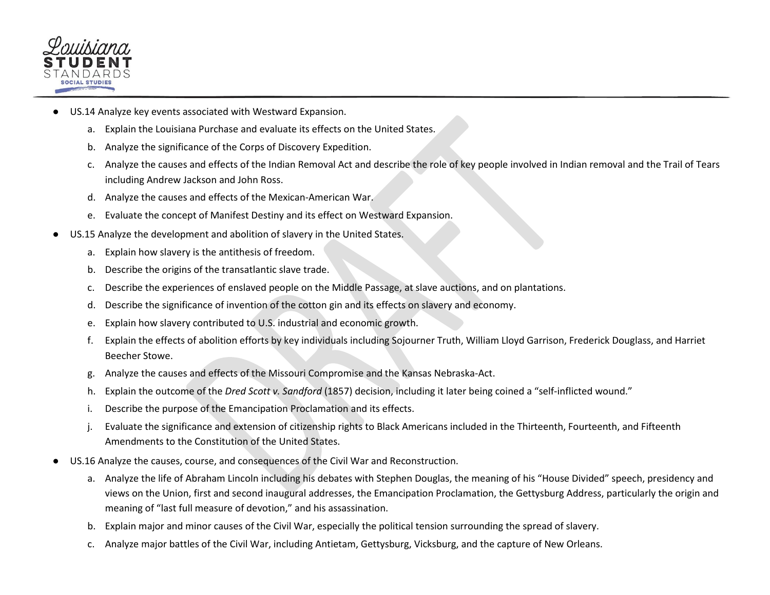- US.14 Analyze key events associated with Westward Expansion.
    a. Explain the Louisiana Purchase and evaluate its effects on the United States.
    b. Analyze the significance of the Corps of Discovery Expedition.
    c. Analyze the causes and effects of the Indian Removal Act and describe the role of key people involved in Indian removal and the Trail of Tears including Andrew Jackson and John Ross.
    d. Analyze the causes and effects of the Mexican-American War.
    e. Evaluate the concept of Manifest Destiny and its effect on Westward Expansion.
- US.15 Analyze the development and abolition of slavery in the United States.
    a. Explain how slavery is the antithesis of freedom.
    b. Describe the origins of the transatlantic slave trade.
    c. Describe the experiences of enslaved people on the Middle Passage, at slave auctions, and on plantations.
    d. Describe the significance of invention of the cotton gin and its effects on slavery and economy.
    e. Explain how slavery contributed to U.S. industrial and economic growth.
    f. Explain the effects of abolition efforts by key individuals including Sojourner Truth, William Lloyd Garrison, Frederick Douglass, and Harriet Beecher Stowe.
    g. Analyze the causes and effects of the Missouri Compromise and the Kansas Nebraska-Act.
    h. Explain the outcome of the *Dred Scott v. Sandford* (1857) decision, including it later being coined a "self-inflicted wound."
    i. Describe the purpose of the Emancipation Proclamation and its effects.
    j. Evaluate the significance and extension of citizenship rights to Black Americans included in the Thirteenth, Fourteenth, and Fifteenth Amendments to the Constitution of the United States.
- US.16 Analyze the causes, course, and consequences of the Civil War and Reconstruction.
    a. Analyze the life of Abraham Lincoln including his debates with Stephen Douglas, the meaning of his "House Divided" speech, presidency and views on the Union, first and second inaugural addresses, the Emancipation Proclamation, the Gettysburg Address, particularly the origin and meaning of "last full measure of devotion," and his assassination.
    b. Explain major and minor causes of the Civil War, especially the political tension surrounding the spread of slavery.
    c. Analyze major battles of the Civil War, including Antietam, Gettysburg, Vicksburg, and the capture of New Orleans.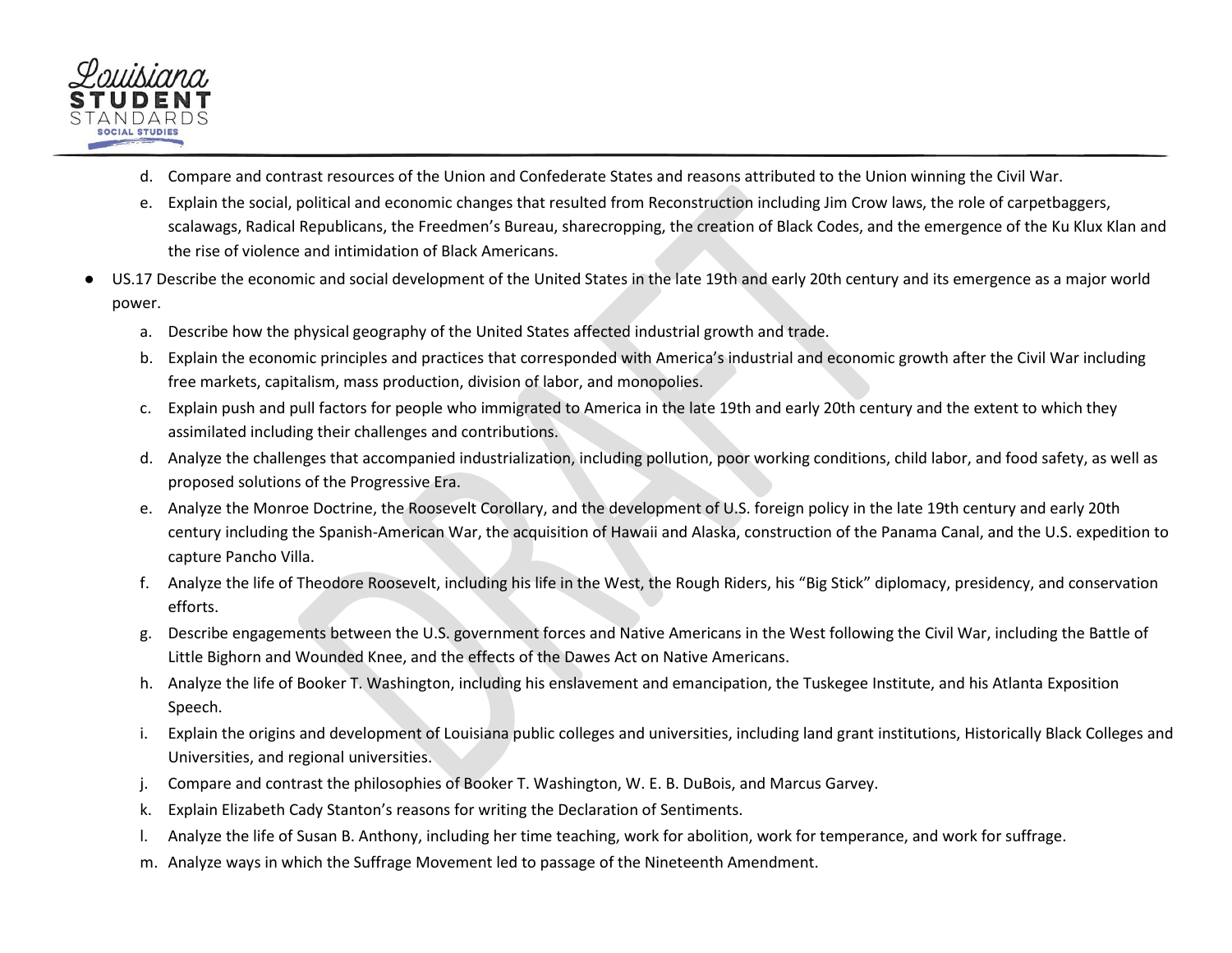d. Compare and contrast resources of the Union and Confederate States and reasons attributed to the Union winning the Civil War.
   e. Explain the social, political and economic changes that resulted from Reconstruction including Jim Crow laws, the role of carpetbaggers, scalawags, Radical Republicans, the Freedmen's Bureau, sharecropping, the creation of Black Codes, and the emergence of the Ku Klux Klan and the rise of violence and intimidation of Black Americans.

- US.17 Describe the economic and social development of the United States in the late 19th and early 20th century and its emergence as a major world power.
   a. Describe how the physical geography of the United States affected industrial growth and trade.
   b. Explain the economic principles and practices that corresponded with America's industrial and economic growth after the Civil War including free markets, capitalism, mass production, division of labor, and monopolies.
   c. Explain push and pull factors for people who immigrated to America in the late 19th and early 20th century and the extent to which they assimilated including their challenges and contributions.
   d. Analyze the challenges that accompanied industrialization, including pollution, poor working conditions, child labor, and food safety, as well as proposed solutions of the Progressive Era.
   e. Analyze the Monroe Doctrine, the Roosevelt Corollary, and the development of U.S. foreign policy in the late 19th century and early 20th century including the Spanish-American War, the acquisition of Hawaii and Alaska, construction of the Panama Canal, and the U.S. expedition to capture Pancho Villa.
   f. Analyze the life of Theodore Roosevelt, including his life in the West, the Rough Riders, his "Big Stick" diplomacy, presidency, and conservation efforts.
   g. Describe engagements between the U.S. government forces and Native Americans in the West following the Civil War, including the Battle of Little Bighorn and Wounded Knee, and the effects of the Dawes Act on Native Americans.
   h. Analyze the life of Booker T. Washington, including his enslavement and emancipation, the Tuskegee Institute, and his Atlanta Exposition Speech.
   i. Explain the origins and development of Louisiana public colleges and universities, including land grant institutions, Historically Black Colleges and Universities, and regional universities.
   j. Compare and contrast the philosophies of Booker T. Washington, W. E. B. DuBois, and Marcus Garvey.
   k. Explain Elizabeth Cady Stanton's reasons for writing the Declaration of Sentiments.
   l. Analyze the life of Susan B. Anthony, including her time teaching, work for abolition, work for temperance, and work for suffrage.
   m. Analyze ways in which the Suffrage Movement led to passage of the Nineteenth Amendment.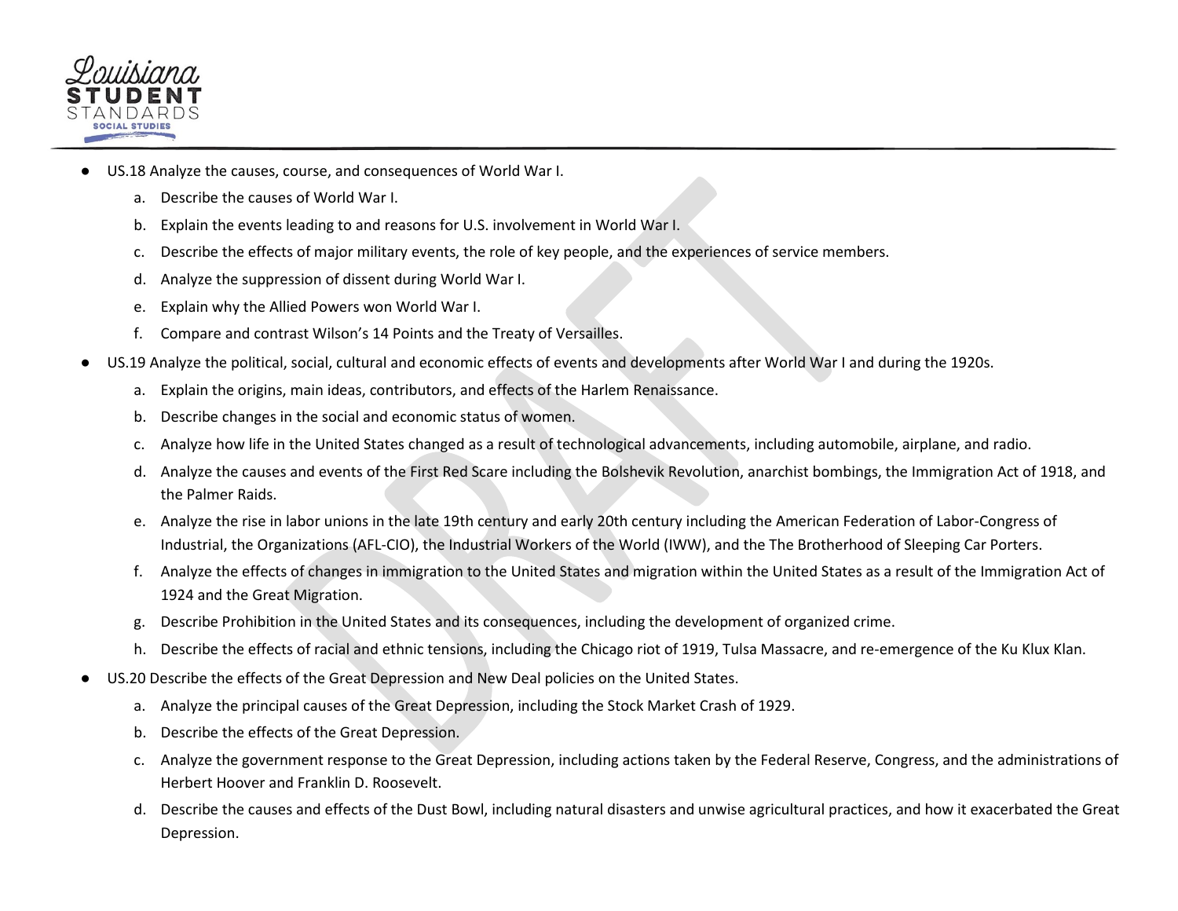- US.18 Analyze the causes, course, and consequences of World War I.
    a. Describe the causes of World War I.
    b. Explain the events leading to and reasons for U.S. involvement in World War I.
    c. Describe the effects of major military events, the role of key people, and the experiences of service members.
    d. Analyze the suppression of dissent during World War I.
    e. Explain why the Allied Powers won World War I.
    f. Compare and contrast Wilson's 14 Points and the Treaty of Versailles.
- US.19 Analyze the political, social, cultural and economic effects of events and developments after World War I and during the 1920s.
    a. Explain the origins, main ideas, contributors, and effects of the Harlem Renaissance.
    b. Describe changes in the social and economic status of women.
    c. Analyze how life in the United States changed as a result of technological advancements, including automobile, airplane, and radio.
    d. Analyze the causes and events of the First Red Scare including the Bolshevik Revolution, anarchist bombings, the Immigration Act of 1918, and the Palmer Raids.
    e. Analyze the rise in labor unions in the late 19th century and early 20th century including the American Federation of Labor-Congress of Industrial, the Organizations (AFL-CIO), the Industrial Workers of the World (IWW), and the The Brotherhood of Sleeping Car Porters.
    f. Analyze the effects of changes in immigration to the United States and migration within the United States as a result of the Immigration Act of 1924 and the Great Migration.
    g. Describe Prohibition in the United States and its consequences, including the development of organized crime.
    h. Describe the effects of racial and ethnic tensions, including the Chicago riot of 1919, Tulsa Massacre, and re-emergence of the Ku Klux Klan.
- US.20 Describe the effects of the Great Depression and New Deal policies on the United States.
    a. Analyze the principal causes of the Great Depression, including the Stock Market Crash of 1929.
    b. Describe the effects of the Great Depression.
    c. Analyze the government response to the Great Depression, including actions taken by the Federal Reserve, Congress, and the administrations of Herbert Hoover and Franklin D. Roosevelt.
    d. Describe the causes and effects of the Dust Bowl, including natural disasters and unwise agricultural practices, and how it exacerbated the Great Depression.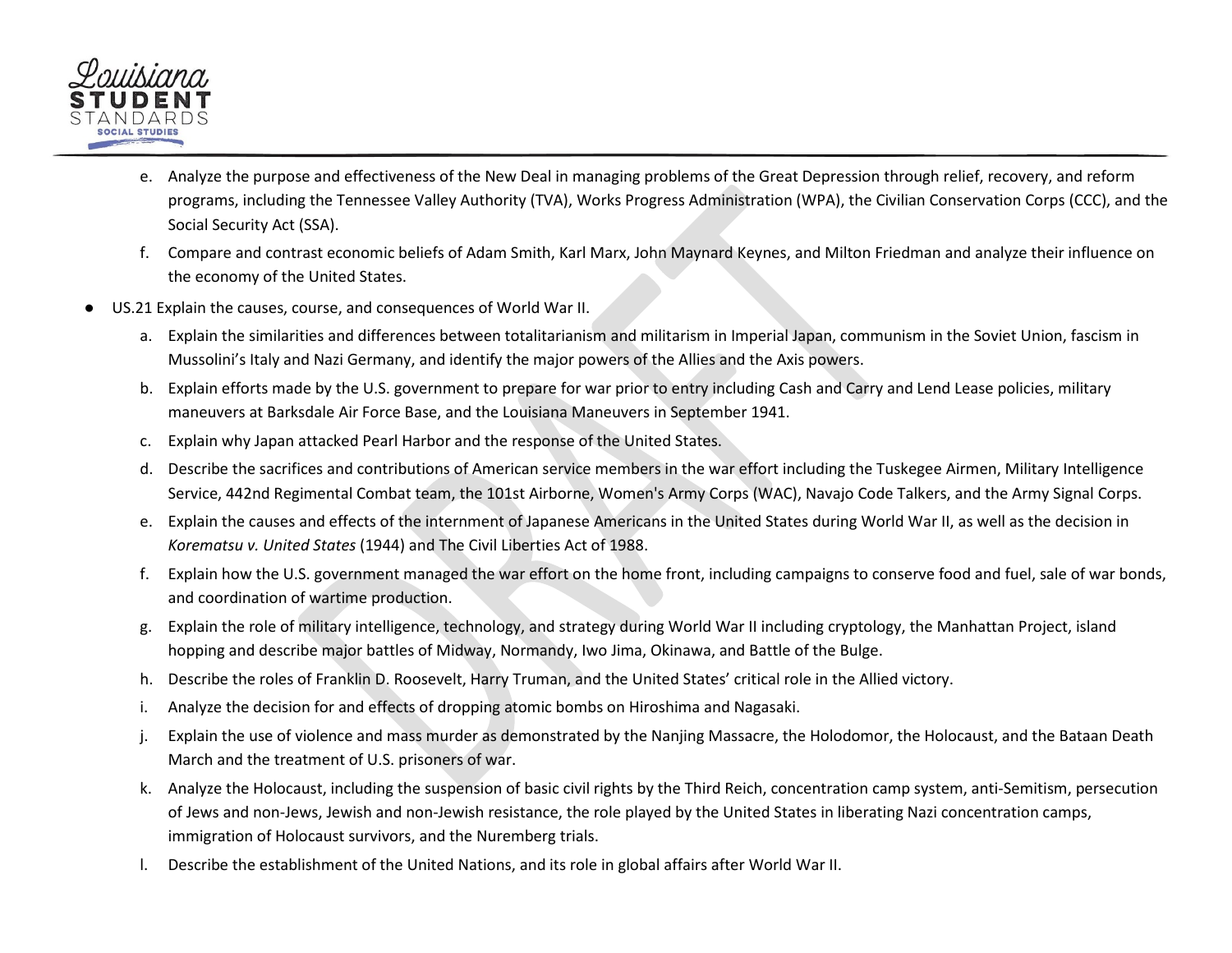e. Analyze the purpose and effectiveness of the New Deal in managing problems of the Great Depression through relief, recovery, and reform programs, including the Tennessee Valley Authority (TVA), Works Progress Administration (WPA), the Civilian Conservation Corps (CCC), and the Social Security Act (SSA).

f. Compare and contrast economic beliefs of Adam Smith, Karl Marx, John Maynard Keynes, and Milton Friedman and analyze their influence on the economy of the United States.

- US.21 Explain the causes, course, and consequences of World War II.

  a. Explain the similarities and differences between totalitarianism and militarism in Imperial Japan, communism in the Soviet Union, fascism in Mussolini's Italy and Nazi Germany, and identify the major powers of the Allies and the Axis powers.

  b. Explain efforts made by the U.S. government to prepare for war prior to entry including Cash and Carry and Lend Lease policies, military maneuvers at Barksdale Air Force Base, and the Louisiana Maneuvers in September 1941.

  c. Explain why Japan attacked Pearl Harbor and the response of the United States.

  d. Describe the sacrifices and contributions of American service members in the war effort including the Tuskegee Airmen, Military Intelligence Service, 442nd Regimental Combat team, the 101st Airborne, Women's Army Corps (WAC), Navajo Code Talkers, and the Army Signal Corps.

  e. Explain the causes and effects of the internment of Japanese Americans in the United States during World War II, as well as the decision in *Korematsu v. United States* (1944) and The Civil Liberties Act of 1988.

  f. Explain how the U.S. government managed the war effort on the home front, including campaigns to conserve food and fuel, sale of war bonds, and coordination of wartime production.

  g. Explain the role of military intelligence, technology, and strategy during World War II including cryptology, the Manhattan Project, island hopping and describe major battles of Midway, Normandy, Iwo Jima, Okinawa, and Battle of the Bulge.

  h. Describe the roles of Franklin D. Roosevelt, Harry Truman, and the United States' critical role in the Allied victory.

  i. Analyze the decision for and effects of dropping atomic bombs on Hiroshima and Nagasaki.

  j. Explain the use of violence and mass murder as demonstrated by the Nanjing Massacre, the Holodomor, the Holocaust, and the Bataan Death March and the treatment of U.S. prisoners of war.

  k. Analyze the Holocaust, including the suspension of basic civil rights by the Third Reich, concentration camp system, anti-Semitism, persecution of Jews and non-Jews, Jewish and non-Jewish resistance, the role played by the United States in liberating Nazi concentration camps, immigration of Holocaust survivors, and the Nuremberg trials.

  l. Describe the establishment of the United Nations, and its role in global affairs after World War II.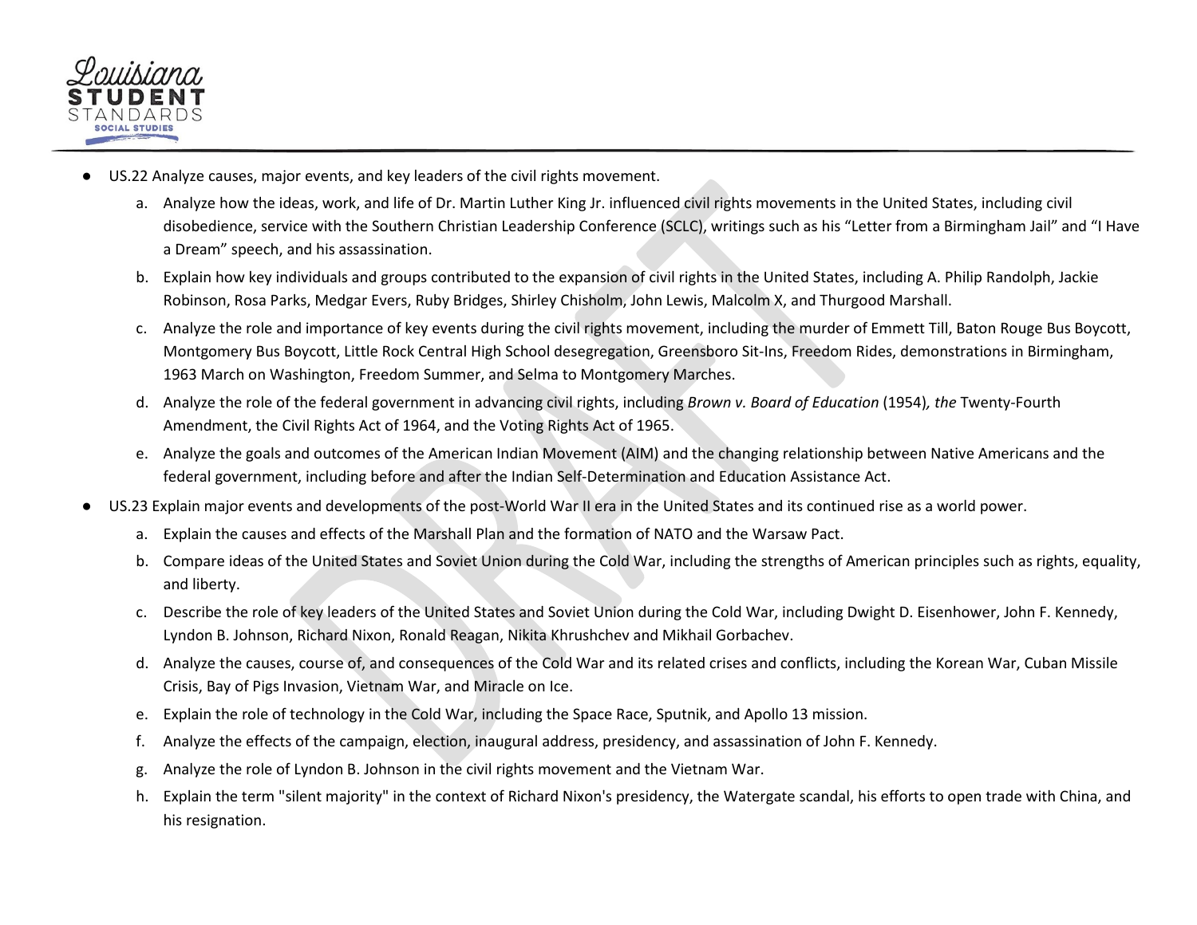- US.22 Analyze causes, major events, and key leaders of the civil rights movement.
  a. Analyze how the ideas, work, and life of Dr. Martin Luther King Jr. influenced civil rights movements in the United States, including civil disobedience, service with the Southern Christian Leadership Conference (SCLC), writings such as his "Letter from a Birmingham Jail" and "I Have a Dream" speech, and his assassination.
  b. Explain how key individuals and groups contributed to the expansion of civil rights in the United States, including A. Philip Randolph, Jackie Robinson, Rosa Parks, Medgar Evers, Ruby Bridges, Shirley Chisholm, John Lewis, Malcolm X, and Thurgood Marshall.
  c. Analyze the role and importance of key events during the civil rights movement, including the murder of Emmett Till, Baton Rouge Bus Boycott, Montgomery Bus Boycott, Little Rock Central High School desegregation, Greensboro Sit-Ins, Freedom Rides, demonstrations in Birmingham, 1963 March on Washington, Freedom Summer, and Selma to Montgomery Marches.
  d. Analyze the role of the federal government in advancing civil rights, including *Brown v. Board of Education* (1954)*, the* Twenty-Fourth Amendment, the Civil Rights Act of 1964, and the Voting Rights Act of 1965.
  e. Analyze the goals and outcomes of the American Indian Movement (AIM) and the changing relationship between Native Americans and the federal government, including before and after the Indian Self-Determination and Education Assistance Act.
- US.23 Explain major events and developments of the post-World War II era in the United States and its continued rise as a world power.
  a. Explain the causes and effects of the Marshall Plan and the formation of NATO and the Warsaw Pact.
  b. Compare ideas of the United States and Soviet Union during the Cold War, including the strengths of American principles such as rights, equality, and liberty.
  c. Describe the role of key leaders of the United States and Soviet Union during the Cold War, including Dwight D. Eisenhower, John F. Kennedy, Lyndon B. Johnson, Richard Nixon, Ronald Reagan, Nikita Khrushchev and Mikhail Gorbachev.
  d. Analyze the causes, course of, and consequences of the Cold War and its related crises and conflicts, including the Korean War, Cuban Missile Crisis, Bay of Pigs Invasion, Vietnam War, and Miracle on Ice.
  e. Explain the role of technology in the Cold War, including the Space Race, Sputnik, and Apollo 13 mission.
  f. Analyze the effects of the campaign, election, inaugural address, presidency, and assassination of John F. Kennedy.
  g. Analyze the role of Lyndon B. Johnson in the civil rights movement and the Vietnam War.
  h. Explain the term "silent majority" in the context of Richard Nixon's presidency, the Watergate scandal, his efforts to open trade with China, and his resignation.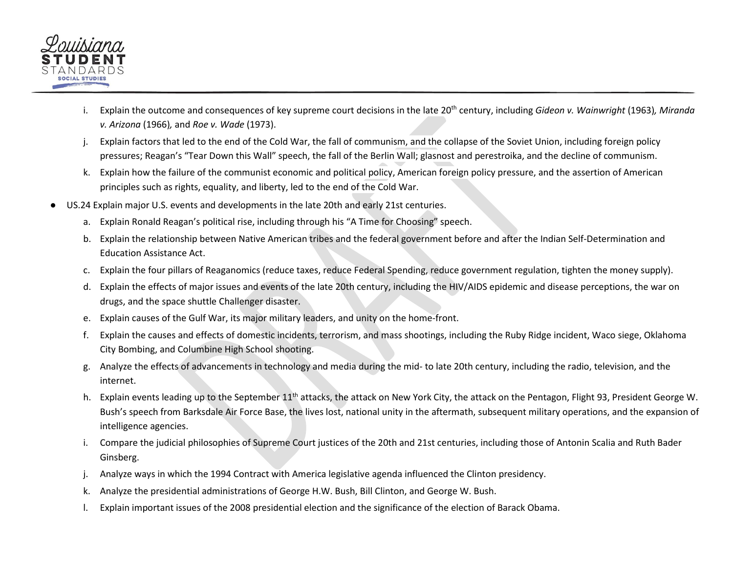i. Explain the outcome and consequences of key supreme court decisions in the late 20th century, including *Gideon v. Wainwright* (1963)*, Miranda v. Arizona* (1966)*,* and *Roe v. Wade* (1973).

j. Explain factors that led to the end of the Cold War, the fall of communism, and the collapse of the Soviet Union, including foreign policy pressures; Reagan's "Tear Down this Wall" speech, the fall of the Berlin Wall; glasnost and perestroika, and the decline of communism.

k. Explain how the failure of the communist economic and political policy, American foreign policy pressure, and the assertion of American principles such as rights, equality, and liberty, led to the end of the Cold War.

- US.24 Explain major U.S. events and developments in the late 20th and early 21st centuries.
  a. Explain Ronald Reagan's political rise, including through his "A Time for Choosing" speech.
  b. Explain the relationship between Native American tribes and the federal government before and after the Indian Self-Determination and Education Assistance Act.
  c. Explain the four pillars of Reaganomics (reduce taxes, reduce Federal Spending, reduce government regulation, tighten the money supply).
  d. Explain the effects of major issues and events of the late 20th century, including the HIV/AIDS epidemic and disease perceptions, the war on drugs, and the space shuttle Challenger disaster.
  e. Explain causes of the Gulf War, its major military leaders, and unity on the home-front.
  f. Explain the causes and effects of domestic incidents, terrorism, and mass shootings, including the Ruby Ridge incident, Waco siege, Oklahoma City Bombing, and Columbine High School shooting.
  g. Analyze the effects of advancements in technology and media during the mid- to late 20th century, including the radio, television, and the internet.
  h. Explain events leading up to the September 11th attacks, the attack on New York City, the attack on the Pentagon, Flight 93, President George W. Bush's speech from Barksdale Air Force Base, the lives lost, national unity in the aftermath, subsequent military operations, and the expansion of intelligence agencies.
  i. Compare the judicial philosophies of Supreme Court justices of the 20th and 21st centuries, including those of Antonin Scalia and Ruth Bader Ginsberg.
  j. Analyze ways in which the 1994 Contract with America legislative agenda influenced the Clinton presidency.
  k. Analyze the presidential administrations of George H.W. Bush, Bill Clinton, and George W. Bush.
  l. Explain important issues of the 2008 presidential election and the significance of the election of Barack Obama.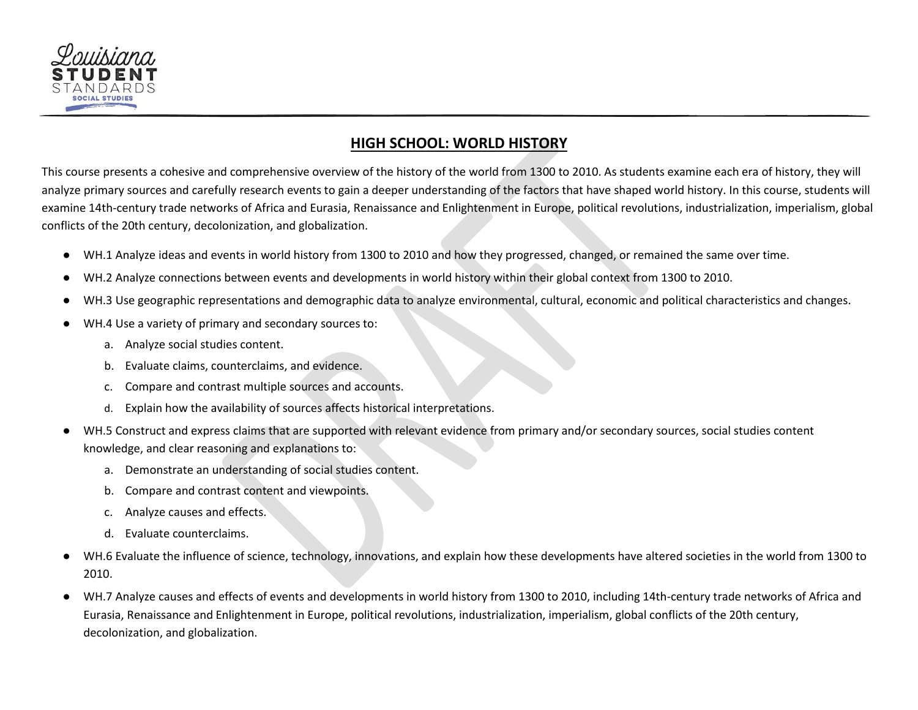## HIGH SCHOOL: WORLD HISTORY

This course presents a cohesive and comprehensive overview of the history of the world from 1300 to 2010. As students examine each era of history, they will analyze primary sources and carefully research events to gain a deeper understanding of the factors that have shaped world history. In this course, students will examine 14th-century trade networks of Africa and Eurasia, Renaissance and Enlightenment in Europe, political revolutions, industrialization, imperialism, global conflicts of the 20th century, decolonization, and globalization.

- WH.1 Analyze ideas and events in world history from 1300 to 2010 and how they progressed, changed, or remained the same over time.
- WH.2 Analyze connections between events and developments in world history within their global context from 1300 to 2010.
- WH.3 Use geographic representations and demographic data to analyze environmental, cultural, economic and political characteristics and changes.
- WH.4 Use a variety of primary and secondary sources to:
  a. Analyze social studies content.
  b. Evaluate claims, counterclaims, and evidence.
  c. Compare and contrast multiple sources and accounts.
  d. Explain how the availability of sources affects historical interpretations.
- WH.5 Construct and express claims that are supported with relevant evidence from primary and/or secondary sources, social studies content knowledge, and clear reasoning and explanations to:
  a. Demonstrate an understanding of social studies content.
  b. Compare and contrast content and viewpoints.
  c. Analyze causes and effects.
  d. Evaluate counterclaims.
- WH.6 Evaluate the influence of science, technology, innovations, and explain how these developments have altered societies in the world from 1300 to 2010.
- WH.7 Analyze causes and effects of events and developments in world history from 1300 to 2010, including 14th-century trade networks of Africa and Eurasia, Renaissance and Enlightenment in Europe, political revolutions, industrialization, imperialism, global conflicts of the 20th century, decolonization, and globalization.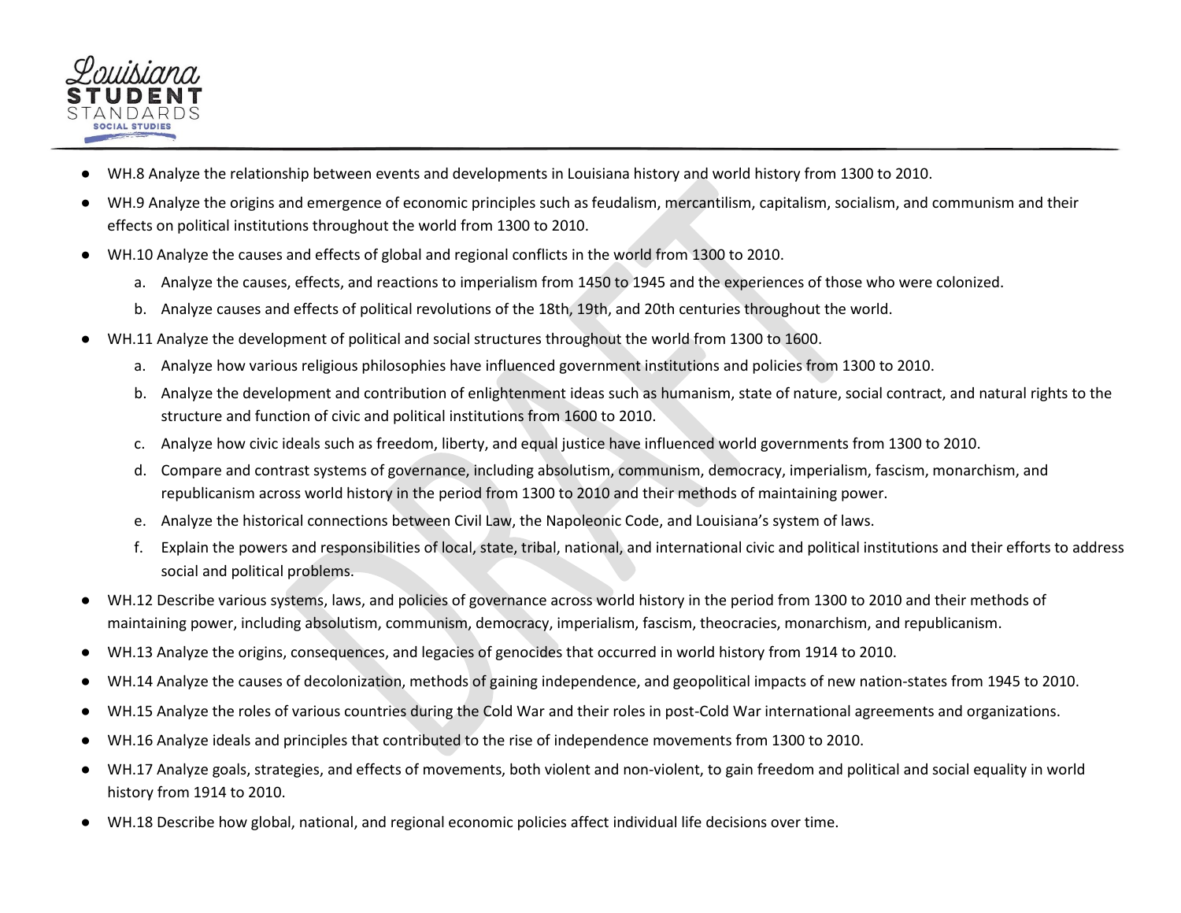- WH.8 Analyze the relationship between events and developments in Louisiana history and world history from 1300 to 2010.
- WH.9 Analyze the origins and emergence of economic principles such as feudalism, mercantilism, capitalism, socialism, and communism and their effects on political institutions throughout the world from 1300 to 2010.
- WH.10 Analyze the causes and effects of global and regional conflicts in the world from 1300 to 2010.
  a. Analyze the causes, effects, and reactions to imperialism from 1450 to 1945 and the experiences of those who were colonized.
  b. Analyze causes and effects of political revolutions of the 18th, 19th, and 20th centuries throughout the world.
- WH.11 Analyze the development of political and social structures throughout the world from 1300 to 1600.
  a. Analyze how various religious philosophies have influenced government institutions and policies from 1300 to 2010.
  b. Analyze the development and contribution of enlightenment ideas such as humanism, state of nature, social contract, and natural rights to the structure and function of civic and political institutions from 1600 to 2010.
  c. Analyze how civic ideals such as freedom, liberty, and equal justice have influenced world governments from 1300 to 2010.
  d. Compare and contrast systems of governance, including absolutism, communism, democracy, imperialism, fascism, monarchism, and republicanism across world history in the period from 1300 to 2010 and their methods of maintaining power.
  e. Analyze the historical connections between Civil Law, the Napoleonic Code, and Louisiana's system of laws.
  f. Explain the powers and responsibilities of local, state, tribal, national, and international civic and political institutions and their efforts to address social and political problems.
- WH.12 Describe various systems, laws, and policies of governance across world history in the period from 1300 to 2010 and their methods of maintaining power, including absolutism, communism, democracy, imperialism, fascism, theocracies, monarchism, and republicanism.
- WH.13 Analyze the origins, consequences, and legacies of genocides that occurred in world history from 1914 to 2010.
- WH.14 Analyze the causes of decolonization, methods of gaining independence, and geopolitical impacts of new nation-states from 1945 to 2010.
- WH.15 Analyze the roles of various countries during the Cold War and their roles in post-Cold War international agreements and organizations.
- WH.16 Analyze ideals and principles that contributed to the rise of independence movements from 1300 to 2010.
- WH.17 Analyze goals, strategies, and effects of movements, both violent and non-violent, to gain freedom and political and social equality in world history from 1914 to 2010.
- WH.18 Describe how global, national, and regional economic policies affect individual life decisions over time.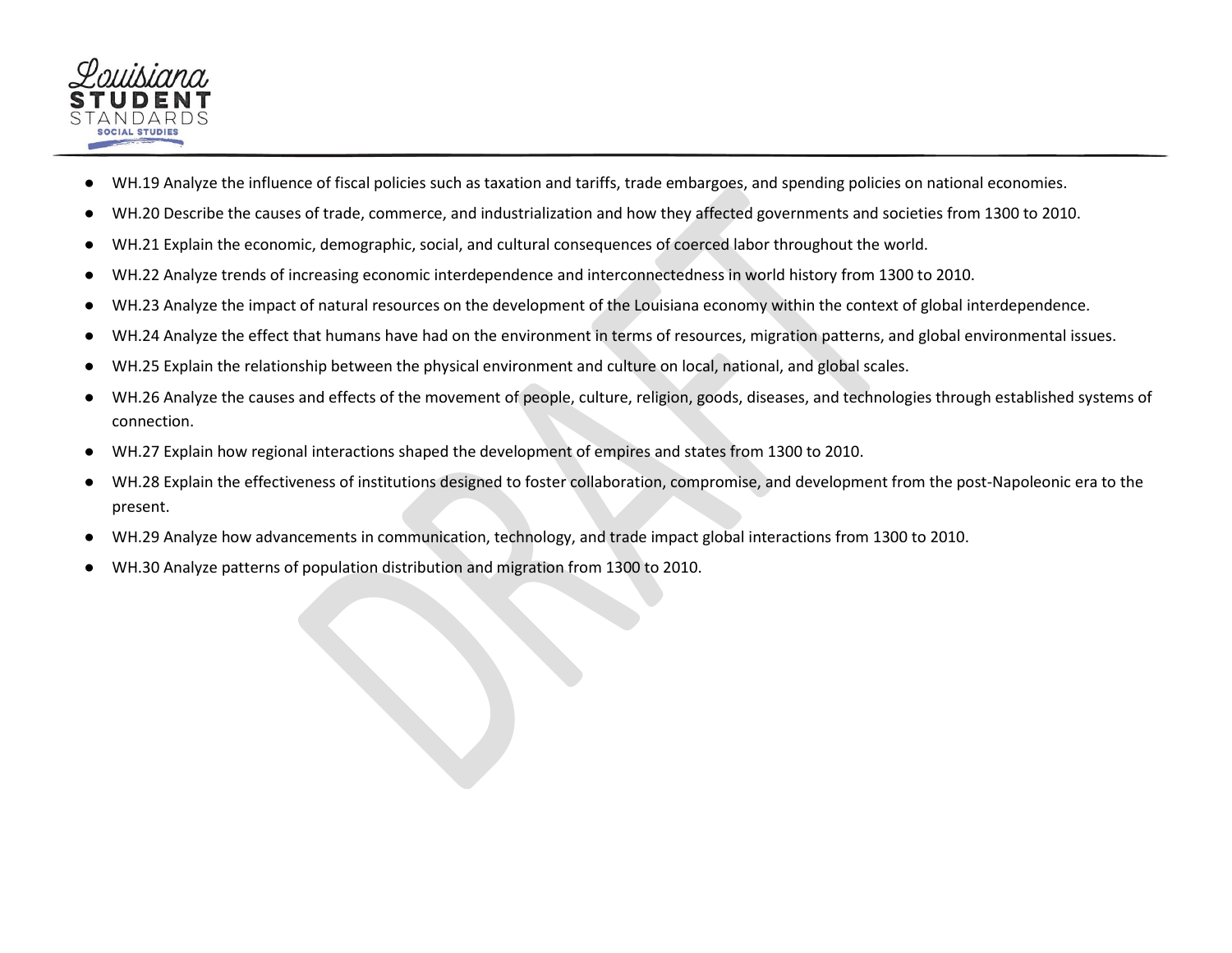- WH.19 Analyze the influence of fiscal policies such as taxation and tariffs, trade embargoes, and spending policies on national economies.
- WH.20 Describe the causes of trade, commerce, and industrialization and how they affected governments and societies from 1300 to 2010.
- WH.21 Explain the economic, demographic, social, and cultural consequences of coerced labor throughout the world.
- WH.22 Analyze trends of increasing economic interdependence and interconnectedness in world history from 1300 to 2010.
- WH.23 Analyze the impact of natural resources on the development of the Louisiana economy within the context of global interdependence.
- WH.24 Analyze the effect that humans have had on the environment in terms of resources, migration patterns, and global environmental issues.
- WH.25 Explain the relationship between the physical environment and culture on local, national, and global scales.
- WH.26 Analyze the causes and effects of the movement of people, culture, religion, goods, diseases, and technologies through established systems of connection.
- WH.27 Explain how regional interactions shaped the development of empires and states from 1300 to 2010.
- WH.28 Explain the effectiveness of institutions designed to foster collaboration, compromise, and development from the post-Napoleonic era to the present.
- WH.29 Analyze how advancements in communication, technology, and trade impact global interactions from 1300 to 2010.
- WH.30 Analyze patterns of population distribution and migration from 1300 to 2010.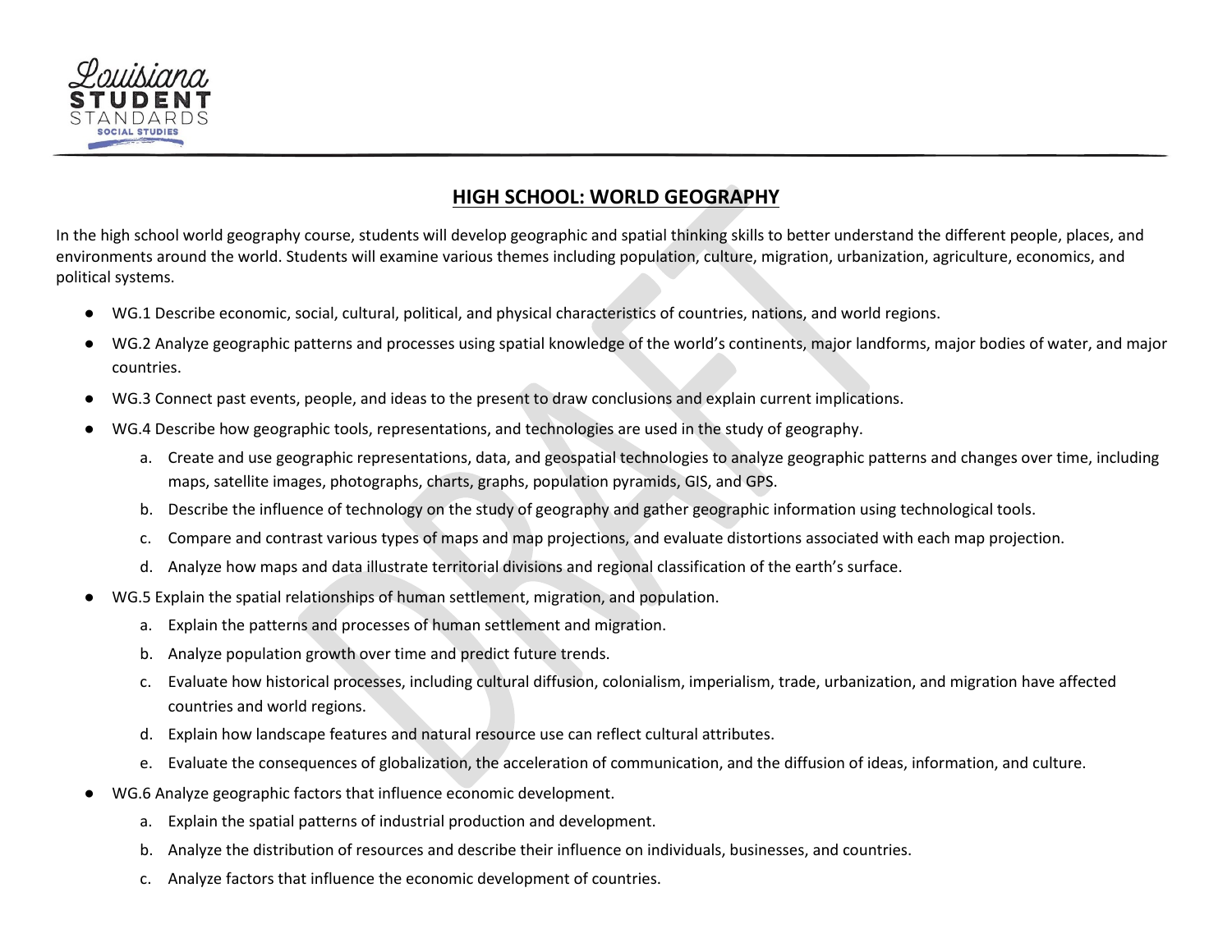## HIGH SCHOOL: WORLD GEOGRAPHY

In the high school world geography course, students will develop geographic and spatial thinking skills to better understand the different people, places, and environments around the world. Students will examine various themes including population, culture, migration, urbanization, agriculture, economics, and political systems.

- WG.1 Describe economic, social, cultural, political, and physical characteristics of countries, nations, and world regions.
- WG.2 Analyze geographic patterns and processes using spatial knowledge of the world's continents, major landforms, major bodies of water, and major countries.
- WG.3 Connect past events, people, and ideas to the present to draw conclusions and explain current implications.
- WG.4 Describe how geographic tools, representations, and technologies are used in the study of geography.
  a. Create and use geographic representations, data, and geospatial technologies to analyze geographic patterns and changes over time, including maps, satellite images, photographs, charts, graphs, population pyramids, GIS, and GPS.
  b. Describe the influence of technology on the study of geography and gather geographic information using technological tools.
  c. Compare and contrast various types of maps and map projections, and evaluate distortions associated with each map projection.
  d. Analyze how maps and data illustrate territorial divisions and regional classification of the earth's surface.
- WG.5 Explain the spatial relationships of human settlement, migration, and population.
  a. Explain the patterns and processes of human settlement and migration.
  b. Analyze population growth over time and predict future trends.
  c. Evaluate how historical processes, including cultural diffusion, colonialism, imperialism, trade, urbanization, and migration have affected countries and world regions.
  d. Explain how landscape features and natural resource use can reflect cultural attributes.
  e. Evaluate the consequences of globalization, the acceleration of communication, and the diffusion of ideas, information, and culture.
- WG.6 Analyze geographic factors that influence economic development.
  a. Explain the spatial patterns of industrial production and development.
  b. Analyze the distribution of resources and describe their influence on individuals, businesses, and countries.
  c. Analyze factors that influence the economic development of countries.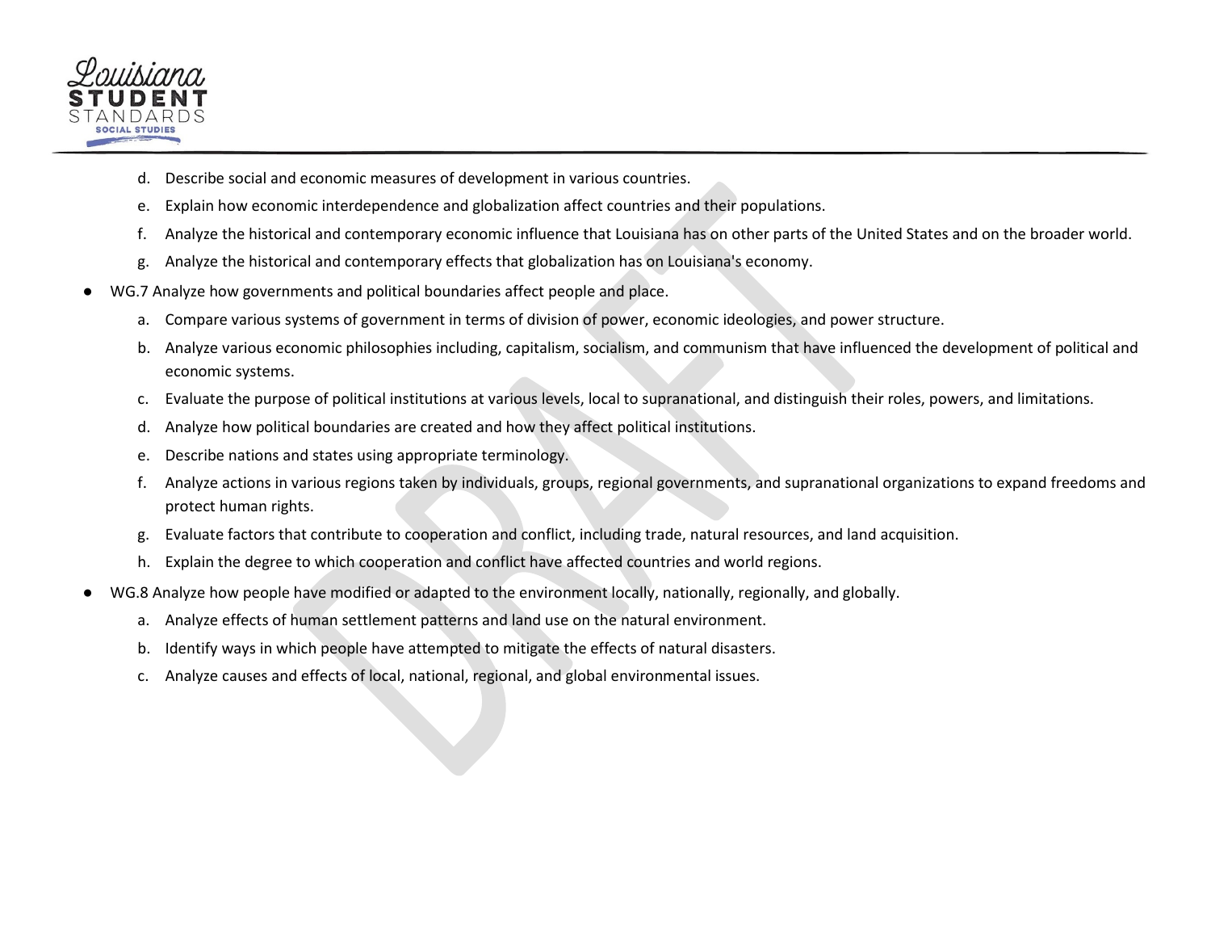d. Describe social and economic measures of development in various countries.
e. Explain how economic interdependence and globalization affect countries and their populations.
f. Analyze the historical and contemporary economic influence that Louisiana has on other parts of the United States and on the broader world.
g. Analyze the historical and contemporary effects that globalization has on Louisiana's economy.

- WG.7 Analyze how governments and political boundaries affect people and place.
    a. Compare various systems of government in terms of division of power, economic ideologies, and power structure.
    b. Analyze various economic philosophies including, capitalism, socialism, and communism that have influenced the development of political and economic systems.
    c. Evaluate the purpose of political institutions at various levels, local to supranational, and distinguish their roles, powers, and limitations.
    d. Analyze how political boundaries are created and how they affect political institutions.
    e. Describe nations and states using appropriate terminology.
    f. Analyze actions in various regions taken by individuals, groups, regional governments, and supranational organizations to expand freedoms and protect human rights.
    g. Evaluate factors that contribute to cooperation and conflict, including trade, natural resources, and land acquisition.
    h. Explain the degree to which cooperation and conflict have affected countries and world regions.
- WG.8 Analyze how people have modified or adapted to the environment locally, nationally, regionally, and globally.
    a. Analyze effects of human settlement patterns and land use on the natural environment.
    b. Identify ways in which people have attempted to mitigate the effects of natural disasters.
    c. Analyze causes and effects of local, national, regional, and global environmental issues.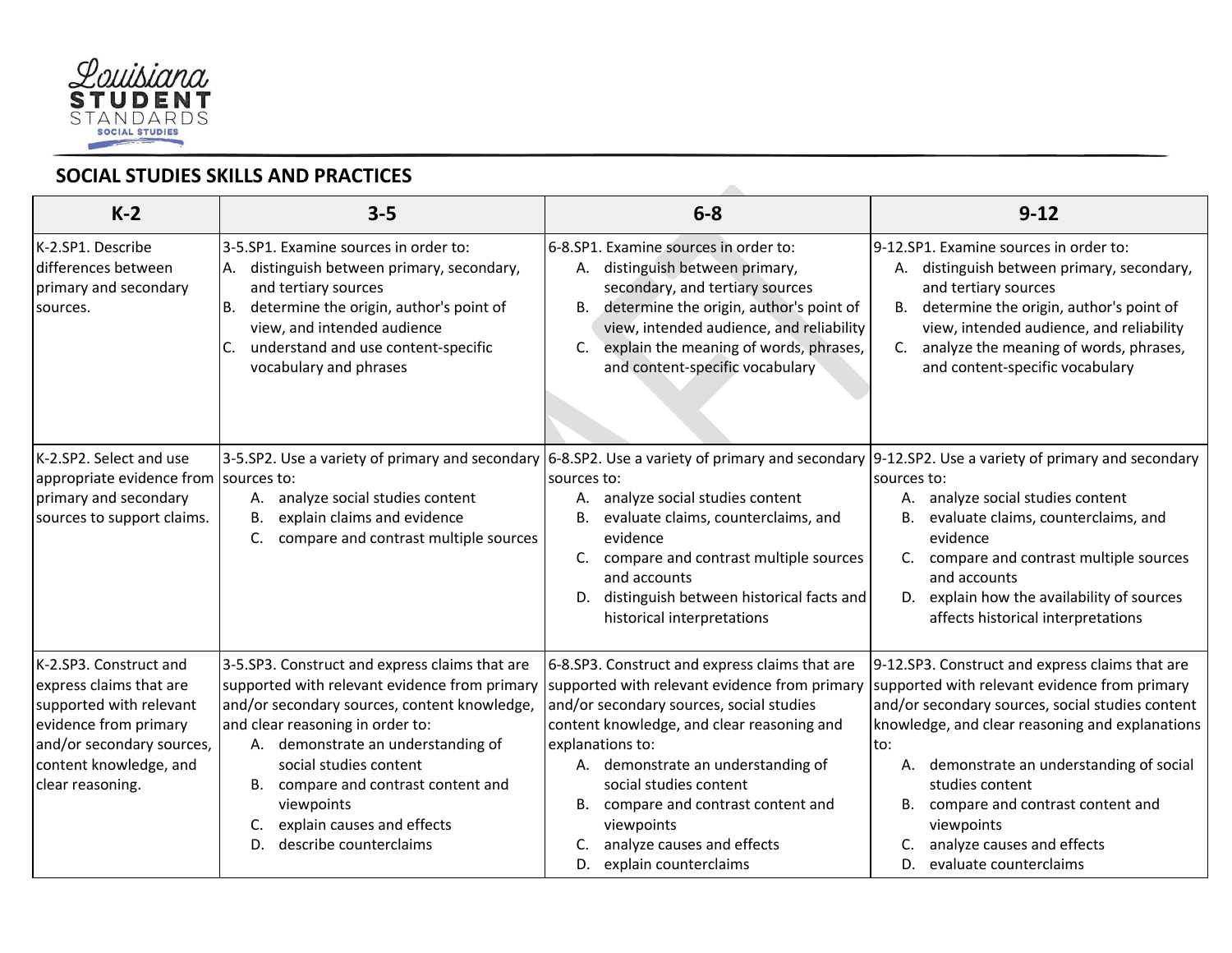## SOCIAL STUDIES SKILLS AND PRACTICES

| K-2 | 3-5 | 6-8 | 9-12 |
|---|---|---|---|
| K-2.SP1. Describe differences between primary and secondary sources. | 3-5.SP1. Examine sources in order to:<br>A. distinguish between primary, secondary, and tertiary sources<br>B. determine the origin, author's point of view, and intended audience<br>C. understand and use content-specific vocabulary and phrases | 6-8.SP1. Examine sources in order to:<br>A. distinguish between primary, secondary, and tertiary sources<br>B. determine the origin, author's point of view, intended audience, and reliability<br>C. explain the meaning of words, phrases, and content-specific vocabulary | 9-12.SP1. Examine sources in order to:<br>A. distinguish between primary, secondary, and tertiary sources<br>B. determine the origin, author's point of view, intended audience, and reliability<br>C. analyze the meaning of words, phrases, and content-specific vocabulary |
| K-2.SP2. Select and use appropriate evidence from primary and secondary sources to support claims. | 3-5.SP2. Use a variety of primary and secondary sources to:<br>A. analyze social studies content<br>B. explain claims and evidence<br>C. compare and contrast multiple sources | 6-8.SP2. Use a variety of primary and secondary sources to:<br>A. analyze social studies content<br>B. evaluate claims, counterclaims, and evidence<br>C. compare and contrast multiple sources and accounts<br>D. distinguish between historical facts and historical interpretations | 9-12.SP2. Use a variety of primary and secondary sources to:<br>A. analyze social studies content<br>B. evaluate claims, counterclaims, and evidence<br>C. compare and contrast multiple sources and accounts<br>D. explain how the availability of sources affects historical interpretations |
| K-2.SP3. Construct and express claims that are supported with relevant evidence from primary and/or secondary sources, content knowledge, and clear reasoning. | 3-5.SP3. Construct and express claims that are supported with relevant evidence from primary and/or secondary sources, content knowledge, and clear reasoning in order to:<br>A. demonstrate an understanding of social studies content<br>B. compare and contrast content and viewpoints<br>C. explain causes and effects<br>D. describe counterclaims | 6-8.SP3. Construct and express claims that are supported with relevant evidence from primary and/or secondary sources, social studies content knowledge, and clear reasoning and explanations to:<br>A. demonstrate an understanding of social studies content<br>B. compare and contrast content and viewpoints<br>C. analyze causes and effects<br>D. explain counterclaims | 9-12.SP3. Construct and express claims that are supported with relevant evidence from primary and/or secondary sources, social studies content knowledge, and clear reasoning and explanations to:<br>A. demonstrate an understanding of social studies content<br>B. compare and contrast content and viewpoints<br>C. analyze causes and effects<br>D. evaluate counterclaims |